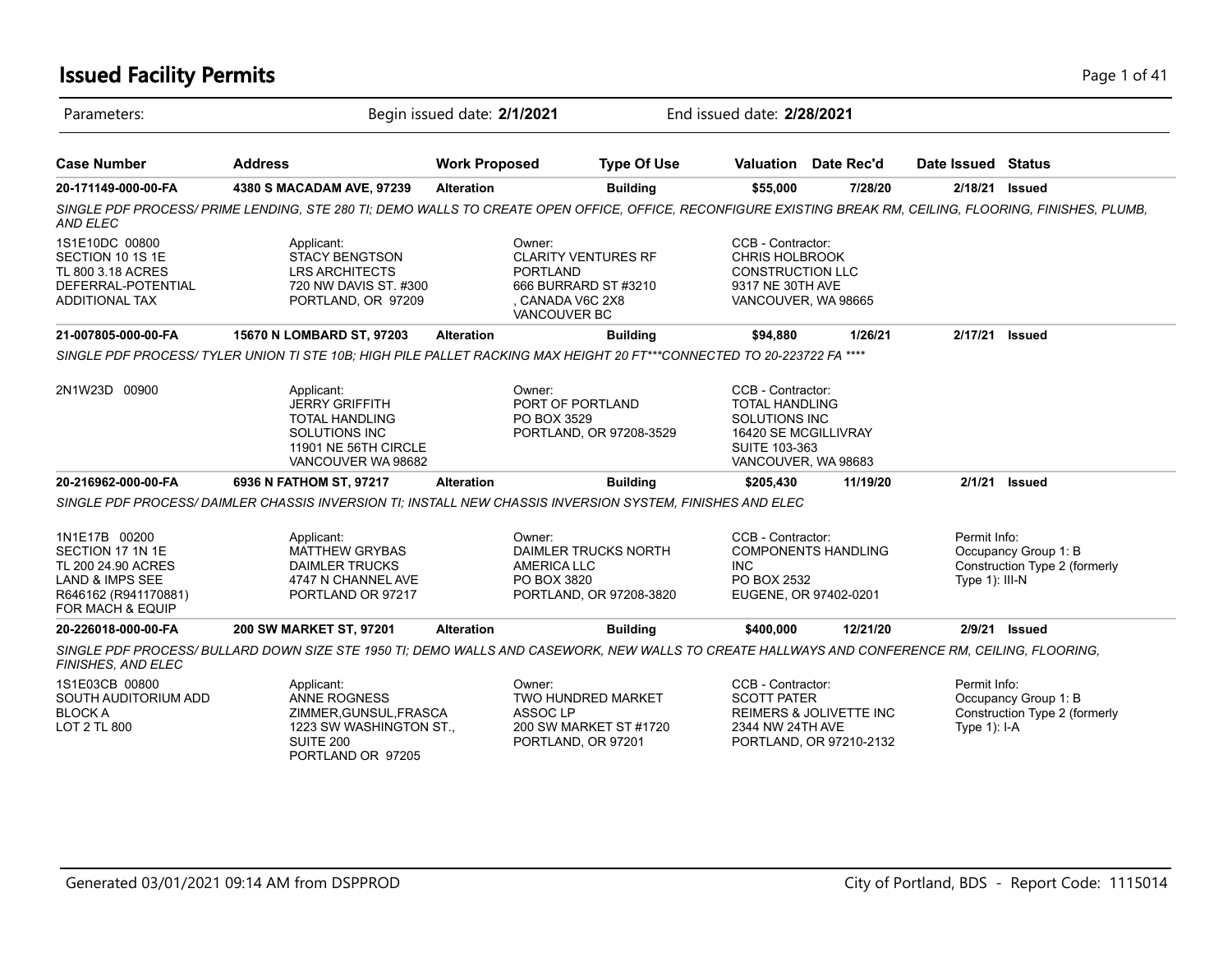# Issued Facility Permits

Parameters: Begin issued date: **2/1/2021** End issued date: **2/28/2021**

| Case Number | Address | Work Proposed | Type Of Use | Valuation | Date Rec'd | Date Issued | Status |
|---|---|---|---|---|---|---|---|
| **20-171149-000-00-FA** | **4380 S MACADAM AVE, 97239** | **Alteration** | **Building** | **$55,000** | **7/28/20** | **2/18/21** | **Issued** |

*SINGLE PDF PROCESS/ PRIME LENDING, STE 280 TI; DEMO WALLS TO CREATE OPEN OFFICE, OFFICE, RECONFIGURE EXISTING BREAK RM, CEILING, FLOORING, FINISHES, PLUMB, AND ELEC*

1S1E10DC 00800
SECTION 10 1S 1E
TL 800 3.18 ACRES
DEFERRAL-POTENTIAL
ADDITIONAL TAX

Applicant:
STACY BENGTSON
LRS ARCHITECTS
720 NW DAVIS ST. #300
PORTLAND, OR 97209

Owner:
CLARITY VENTURES RF
PORTLAND
666 BURRARD ST #3210
, CANADA V6C 2X8
VANCOUVER BC

CCB - Contractor:
CHRIS HOLBROOK
CONSTRUCTION LLC
9317 NE 30TH AVE
VANCOUVER, WA 98665

| Case Number | Address | Work Proposed | Type Of Use | Valuation | Date Rec'd | Date Issued | Status |
|---|---|---|---|---|---|---|---|
| **21-007805-000-00-FA** | **15670 N LOMBARD ST, 97203** | **Alteration** | **Building** | **$94,880** | **1/26/21** | **2/17/21** | **Issued** |

*SINGLE PDF PROCESS/ TYLER UNION TI STE 10B; HIGH PILE PALLET RACKING MAX HEIGHT 20 FT***CONNECTED TO 20-223722 FA *****

2N1W23D 00900

Applicant:
JERRY GRIFFITH
TOTAL HANDLING
SOLUTIONS INC
11901 NE 56TH CIRCLE
VANCOUVER WA 98682

Owner:
PORT OF PORTLAND
PO BOX 3529
PORTLAND, OR 97208-3529

CCB - Contractor:
TOTAL HANDLING
SOLUTIONS INC
16420 SE MCGILLIVRAY
SUITE 103-363
VANCOUVER, WA 98683

| Case Number | Address | Work Proposed | Type Of Use | Valuation | Date Rec'd | Date Issued | Status |
|---|---|---|---|---|---|---|---|
| **20-216962-000-00-FA** | **6936 N FATHOM ST, 97217** | **Alteration** | **Building** | **$205,430** | **11/19/20** | **2/1/21** | **Issued** |

*SINGLE PDF PROCESS/ DAIMLER CHASSIS INVERSION TI; INSTALL NEW CHASSIS INVERSION SYSTEM, FINISHES AND ELEC*

1N1E17B 00200
SECTION 17 1N 1E
TL 200 24.90 ACRES
LAND & IMPS SEE
R646162 (R941170881)
FOR MACH & EQUIP

Applicant:
MATTHEW GRYBAS
DAIMLER TRUCKS
4747 N CHANNEL AVE
PORTLAND OR 97217

Owner:
DAIMLER TRUCKS NORTH
AMERICA LLC
PO BOX 3820
PORTLAND, OR 97208-3820

CCB - Contractor:
COMPONENTS HANDLING
INC
PO BOX 2532
EUGENE, OR 97402-0201

Permit Info:
Occupancy Group 1: B
Construction Type 2 (formerly Type 1): III-N

| Case Number | Address | Work Proposed | Type Of Use | Valuation | Date Rec'd | Date Issued | Status |
|---|---|---|---|---|---|---|---|
| **20-226018-000-00-FA** | **200 SW MARKET ST, 97201** | **Alteration** | **Building** | **$400,000** | **12/21/20** | **2/9/21** | **Issued** |

*SINGLE PDF PROCESS/ BULLARD DOWN SIZE STE 1950 TI; DEMO WALLS AND CASEWORK, NEW WALLS TO CREATE HALLWAYS AND CONFERENCE RM, CEILING, FLOORING, FINISHES, AND ELEC*

1S1E03CB 00800
SOUTH AUDITORIUM ADD
BLOCK A
LOT 2 TL 800

Applicant:
ANNE ROGNESS
ZIMMER,GUNSUL,FRASCA
1223 SW WASHINGTON ST.,
SUITE 200
PORTLAND OR 97205

Owner:
TWO HUNDRED MARKET
ASSOC LP
200 SW MARKET ST #1720
PORTLAND, OR 97201

CCB - Contractor:
SCOTT PATER
REIMERS & JOLIVETTE INC
2344 NW 24TH AVE
PORTLAND, OR 97210-2132

Permit Info:
Occupancy Group 1: B
Construction Type 2 (formerly Type 1): I-A

Generated 03/01/2021 09:14 AM from DSPPROD

City of Portland, BDS - Report Code: 1115014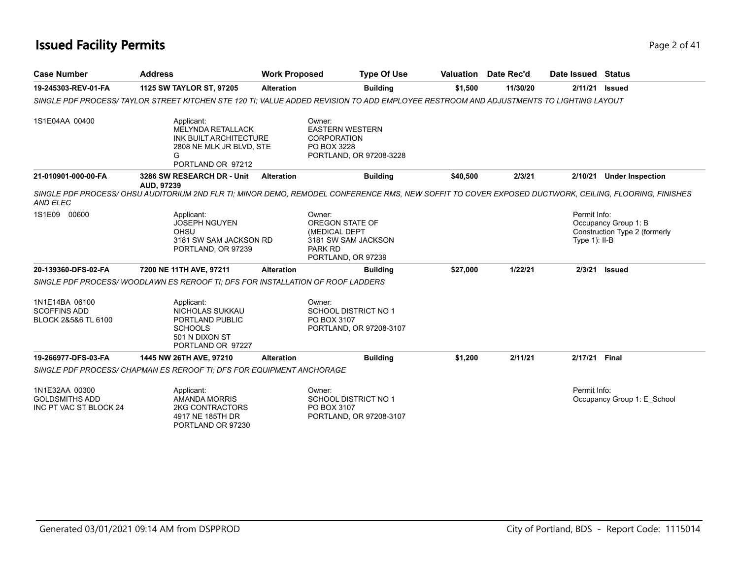# Issued Facility Permits

| Case Number | Address | Work Proposed | Type Of Use | Valuation | Date Rec'd | Date Issued | Status |
|---|---|---|---|---|---|---|---|
| **19-245303-REV-01-FA** | **1125 SW TAYLOR ST, 97205** | **Alteration** | **Building** | **$1,500** | **11/30/20** | **2/11/21** | **Issued** |

*SINGLE PDF PROCESS/ TAYLOR STREET KITCHEN STE 120 TI; VALUE ADDED REVISION TO ADD EMPLOYEE RESTROOM AND ADJUSTMENTS TO LIGHTING LAYOUT*

1S1E04AA 00400

Applicant:
MELYNDA RETALLACK
INK BUILT ARCHITECTURE
2808 NE MLK JR BLVD, STE G
PORTLAND OR 97212

Owner:
EASTERN WESTERN CORPORATION
PO BOX 3228
PORTLAND, OR 97208-3228

| Case Number | Address | Work Proposed | Type Of Use | Valuation | Date Rec'd | Date Issued | Status |
|---|---|---|---|---|---|---|---|
| **21-010901-000-00-FA** | **3286 SW RESEARCH DR - Unit AUD, 97239** | **Alteration** | **Building** | **$40,500** | **2/3/21** | **2/10/21** | **Under Inspection** |

*SINGLE PDF PROCESS/ OHSU AUDITORIUM 2ND FLR TI; MINOR DEMO, REMODEL CONFERENCE RMS, NEW SOFFIT TO COVER EXPOSED DUCTWORK, CEILING, FLOORING, FINISHES AND ELEC*

1S1E09 00600

Applicant:
JOSEPH NGUYEN
OHSU
3181 SW SAM JACKSON RD
PORTLAND, OR 97239

Owner:
OREGON STATE OF (MEDICAL DEPT
3181 SW SAM JACKSON PARK RD
PORTLAND, OR 97239

Permit Info:
Occupancy Group 1: B
Construction Type 2 (formerly Type 1): II-B

| Case Number | Address | Work Proposed | Type Of Use | Valuation | Date Rec'd | Date Issued | Status |
|---|---|---|---|---|---|---|---|
| **20-139360-DFS-02-FA** | **7200 NE 11TH AVE, 97211** | **Alteration** | **Building** | **$27,000** | **1/22/21** | **2/3/21** | **Issued** |

*SINGLE PDF PROCESS/ WOODLAWN ES REROOF TI; DFS FOR INSTALLATION OF ROOF LADDERS*

1N1E14BA 06100
SCOFFINS ADD
BLOCK 2&5&6 TL 6100

Applicant:
NICHOLAS SUKKAU
PORTLAND PUBLIC SCHOOLS
501 N DIXON ST
PORTLAND OR 97227

Owner:
SCHOOL DISTRICT NO 1
PO BOX 3107
PORTLAND, OR 97208-3107

| Case Number | Address | Work Proposed | Type Of Use | Valuation | Date Rec'd | Date Issued | Status |
|---|---|---|---|---|---|---|---|
| **19-266977-DFS-03-FA** | **1445 NW 26TH AVE, 97210** | **Alteration** | **Building** | **$1,200** | **2/11/21** | **2/17/21** | **Final** |

*SINGLE PDF PROCESS/ CHAPMAN ES REROOF TI; DFS FOR EQUIPMENT ANCHORAGE*

1N1E32AA 00300
GOLDSMITHS ADD
INC PT VAC ST BLOCK 24

Applicant:
AMANDA MORRIS
2KG CONTRACTORS
4917 NE 185TH DR
PORTLAND OR 97230

Owner:
SCHOOL DISTRICT NO 1
PO BOX 3107
PORTLAND, OR 97208-3107

Permit Info:
Occupancy Group 1: E_School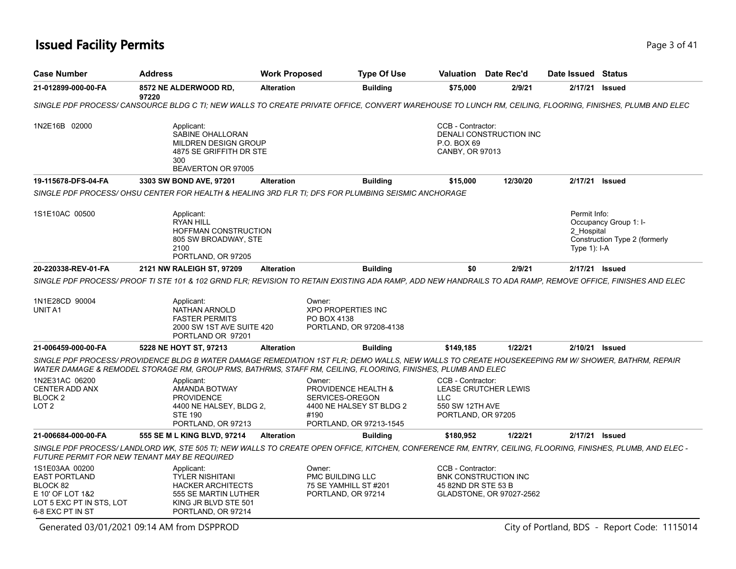# Issued Facility Permits

| Case Number | Address | Work Proposed | Type Of Use | Valuation | Date Rec'd | Date Issued | Status |
|---|---|---|---|---|---|---|---|
| 21-012899-000-00-FA | 8572 NE ALDERWOOD RD, 97220 | Alteration | Building | $75,000 | 2/9/21 | 2/17/21 | Issued |

*SINGLE PDF PROCESS/ CANSOURCE BLDG C TI; NEW WALLS TO CREATE PRIVATE OFFICE, CONVERT WAREHOUSE TO LUNCH RM, CEILING, FLOORING, FINISHES, PLUMB AND ELEC*

1N2E16B 02000

Applicant:
SABINE OHALLORAN
MILDREN DESIGN GROUP
4875 SE GRIFFITH DR STE 300
BEAVERTON OR 97005

CCB - Contractor:
DENALI CONSTRUCTION INC
P.O. BOX 69
CANBY, OR 97013

---

| Case Number | Address | Work Proposed | Type Of Use | Valuation | Date Rec'd | Date Issued | Status |
|---|---|---|---|---|---|---|---|
| 19-115678-DFS-04-FA | 3303 SW BOND AVE, 97201 | Alteration | Building | $15,000 | 12/30/20 | 2/17/21 | Issued |

*SINGLE PDF PROCESS/ OHSU CENTER FOR HEALTH & HEALING 3RD FLR TI; DFS FOR PLUMBING SEISMIC ANCHORAGE*

1S1E10AC 00500

Applicant:
RYAN HILL
HOFFMAN CONSTRUCTION
805 SW BROADWAY, STE 2100
PORTLAND, OR 97205

Permit Info:
Occupancy Group 1: I-2_Hospital
Construction Type 2 (formerly Type 1): I-A

---

| Case Number | Address | Work Proposed | Type Of Use | Valuation | Date Rec'd | Date Issued | Status |
|---|---|---|---|---|---|---|---|
| 20-220338-REV-01-FA | 2121 NW RALEIGH ST, 97209 | Alteration | Building | $0 | 2/9/21 | 2/17/21 | Issued |

*SINGLE PDF PROCESS/ PROOF TI STE 101 & 102 GRND FLR; REVISION TO RETAIN EXISTING ADA RAMP, ADD NEW HANDRAILS TO ADA RAMP, REMOVE OFFICE, FINISHES AND ELEC*

1N1E28CD 90004
UNIT A1

Applicant:
NATHAN ARNOLD
FASTER PERMITS
2000 SW 1ST AVE SUITE 420
PORTLAND OR 97201

Owner:
XPO PROPERTIES INC
PO BOX 4138
PORTLAND, OR 97208-4138

---

| Case Number | Address | Work Proposed | Type Of Use | Valuation | Date Rec'd | Date Issued | Status |
|---|---|---|---|---|---|---|---|
| 21-006459-000-00-FA | 5228 NE HOYT ST, 97213 | Alteration | Building | $149,185 | 1/22/21 | 2/10/21 | Issued |

*SINGLE PDF PROCESS/ PROVIDENCE BLDG B WATER DAMAGE REMEDIATION 1ST FLR; DEMO WALLS, NEW WALLS TO CREATE HOUSEKEEPING RM W/ SHOWER, BATHRM, REPAIR WATER DAMAGE & REMODEL STORAGE RM, GROUP RMS, BATHRMS, STAFF RM, CEILING, FLOORING, FINISHES, PLUMB AND ELEC*

1N2E31AC 06200
CENTER ADD ANX
BLOCK 2
LOT 2

Applicant:
AMANDA BOTWAY
PROVIDENCE
4400 NE HALSEY, BLDG 2, STE 190
PORTLAND, OR 97213

Owner:
PROVIDENCE HEALTH & SERVICES-OREGON
4400 NE HALSEY ST BLDG 2 #190
PORTLAND, OR 97213-1545

CCB - Contractor:
LEASE CRUTCHER LEWIS LLC
550 SW 12TH AVE
PORTLAND, OR 97205

---

| Case Number | Address | Work Proposed | Type Of Use | Valuation | Date Rec'd | Date Issued | Status |
|---|---|---|---|---|---|---|---|
| 21-006684-000-00-FA | 555 SE M L KING BLVD, 97214 | Alteration | Building | $180,952 | 1/22/21 | 2/17/21 | Issued |

*SINGLE PDF PROCESS/ LANDLORD WK, STE 505 TI; NEW WALLS TO CREATE OPEN OFFICE, KITCHEN, CONFERENCE RM, ENTRY, CEILING, FLOORING, FINISHES, PLUMB, AND ELEC - FUTURE PERMIT FOR NEW TENANT MAY BE REQUIRED*

1S1E03AA 00200
EAST PORTLAND
BLOCK 82
E 10' OF LOT 1&2
LOT 5 EXC PT IN STS, LOT 6-8 EXC PT IN ST

Applicant:
TYLER NISHITANI
HACKER ARCHITECTS
555 SE MARTIN LUTHER KING JR BLVD STE 501
PORTLAND, OR 97214

Owner:
PMC BUILDING LLC
75 SE YAMHILL ST #201
PORTLAND, OR 97214

CCB - Contractor:
BNK CONSTRUCTION INC
45 82ND DR STE 53 B
GLADSTONE, OR 97027-2562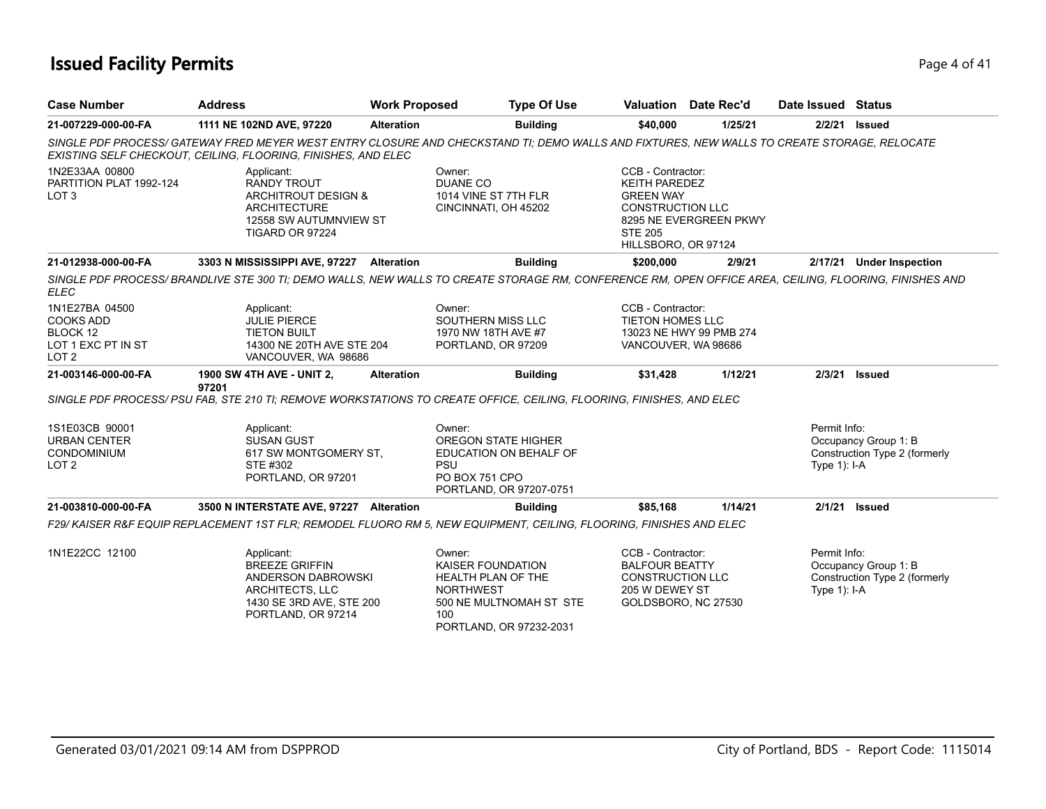# Issued Facility Permits

| Case Number | Address | Work Proposed | Type Of Use | Valuation | Date Rec'd | Date Issued | Status |
|---|---|---|---|---|---|---|---|
| 21-007229-000-00-FA | 1111 NE 102ND AVE, 97220 | Alteration | Building | $40,000 | 1/25/21 | 2/2/21 | Issued |

*SINGLE PDF PROCESS/ GATEWAY FRED MEYER WEST ENTRY CLOSURE AND CHECKSTAND TI; DEMO WALLS AND FIXTURES, NEW WALLS TO CREATE STORAGE, RELOCATE EXISTING SELF CHECKOUT, CEILING, FLOORING, FINISHES, AND ELEC*

1N2E33AA 00800
PARTITION PLAT 1992-124
LOT 3

Applicant:
RANDY TROUT
ARCHITROUT DESIGN & ARCHITECTURE
12558 SW AUTUMNVIEW ST
TIGARD OR 97224

Owner:
DUANE CO
1014 VINE ST 7TH FLR
CINCINNATI, OH 45202

CCB - Contractor:
KEITH PAREDEZ
GREEN WAY CONSTRUCTION LLC
8295 NE EVERGREEN PKWY STE 205
HILLSBORO, OR 97124

| Case Number | Address | Work Proposed | Type Of Use | Valuation | Date Rec'd | Date Issued | Status |
|---|---|---|---|---|---|---|---|
| 21-012938-000-00-FA | 3303 N MISSISSIPPI AVE, 97227 | Alteration | Building | $200,000 | 2/9/21 | 2/17/21 | Under Inspection |

*SINGLE PDF PROCESS/ BRANDLIVE STE 300 TI; DEMO WALLS, NEW WALLS TO CREATE STORAGE RM, CONFERENCE RM, OPEN OFFICE AREA, CEILING, FLOORING, FINISHES AND ELEC*

1N1E27BA 04500
COOKS ADD
BLOCK 12
LOT 1 EXC PT IN ST
LOT 2

Applicant:
JULIE PIERCE
TIETON BUILT
14300 NE 20TH AVE STE 204
VANCOUVER, WA 98686

Owner:
SOUTHERN MISS LLC
1970 NW 18TH AVE #7
PORTLAND, OR 97209

CCB - Contractor:
TIETON HOMES LLC
13023 NE HWY 99 PMB 274
VANCOUVER, WA 98686

| Case Number | Address | Work Proposed | Type Of Use | Valuation | Date Rec'd | Date Issued | Status |
|---|---|---|---|---|---|---|---|
| 21-003146-000-00-FA | 1900 SW 4TH AVE - UNIT 2, 97201 | Alteration | Building | $31,428 | 1/12/21 | 2/3/21 | Issued |

*SINGLE PDF PROCESS/ PSU FAB, STE 210 TI; REMOVE WORKSTATIONS TO CREATE OFFICE, CEILING, FLOORING, FINISHES, AND ELEC*

1S1E03CB 90001
URBAN CENTER CONDOMINIUM
LOT 2

Applicant:
SUSAN GUST
617 SW MONTGOMERY ST, STE #302
PORTLAND, OR 97201

Owner:
OREGON STATE HIGHER EDUCATION ON BEHALF OF PSU
PO BOX 751 CPO
PORTLAND, OR 97207-0751

Permit Info:
Occupancy Group 1: B
Construction Type 2 (formerly Type 1): I-A

| Case Number | Address | Work Proposed | Type Of Use | Valuation | Date Rec'd | Date Issued | Status |
|---|---|---|---|---|---|---|---|
| 21-003810-000-00-FA | 3500 N INTERSTATE AVE, 97227 | Alteration | Building | $85,168 | 1/14/21 | 2/1/21 | Issued |

*F29/ KAISER R&F EQUIP REPLACEMENT 1ST FLR; REMODEL FLUORO RM 5, NEW EQUIPMENT, CEILING, FLOORING, FINISHES AND ELEC*

1N1E22CC 12100

Applicant:
BREEZE GRIFFIN
ANDERSON DABROWSKI ARCHITECTS, LLC
1430 SE 3RD AVE, STE 200
PORTLAND, OR 97214

Owner:
KAISER FOUNDATION HEALTH PLAN OF THE NORTHWEST
500 NE MULTNOMAH ST STE 100
PORTLAND, OR 97232-2031

CCB - Contractor:
BALFOUR BEATTY CONSTRUCTION LLC
205 W DEWEY ST
GOLDSBORO, NC 27530

Permit Info:
Occupancy Group 1: B
Construction Type 2 (formerly Type 1): I-A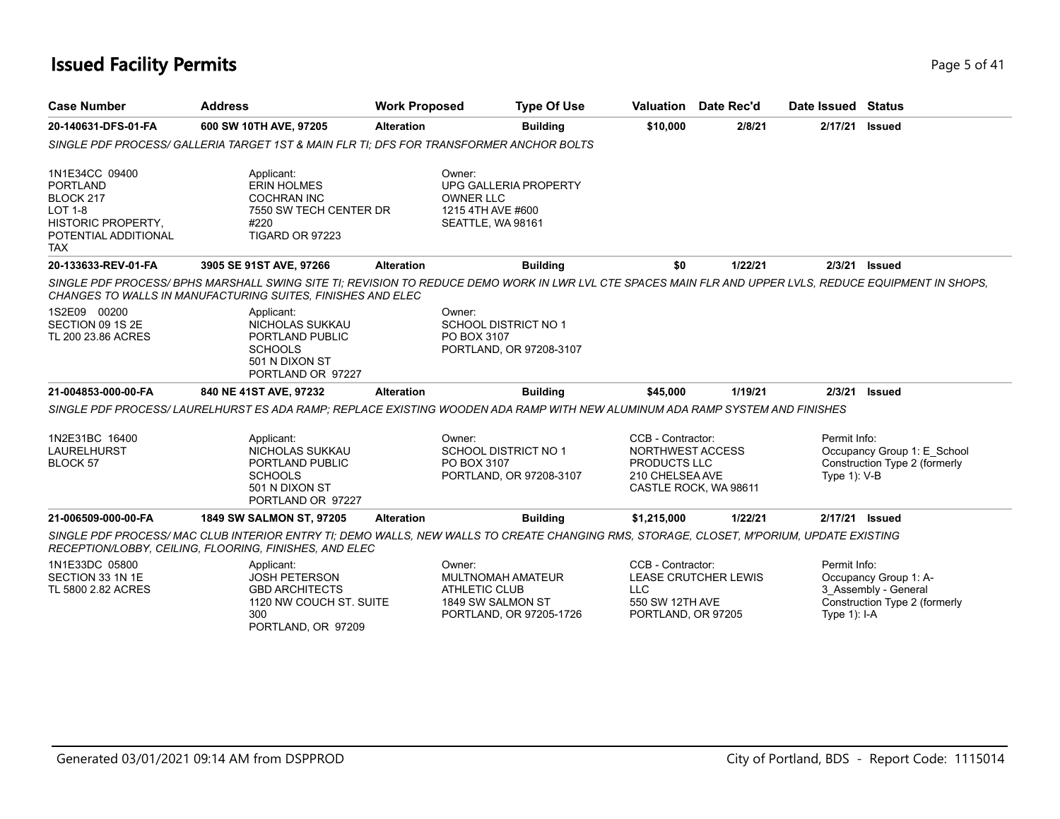# Issued Facility Permits

| Case Number | Address | Work Proposed | Type Of Use | Valuation | Date Rec'd | Date Issued | Status |
|---|---|---|---|---|---|---|---|
| **20-140631-DFS-01-FA** | **600 SW 10TH AVE, 97205** | **Alteration** | **Building** | **$10,000** | **2/8/21** | **2/17/21** | **Issued** |

*SINGLE PDF PROCESS/ GALLERIA TARGET 1ST & MAIN FLR TI; DFS FOR TRANSFORMER ANCHOR BOLTS*

1N1E34CC 09400
PORTLAND
BLOCK 217
LOT 1-8
HISTORIC PROPERTY,
POTENTIAL ADDITIONAL
TAX

Applicant:
ERIN HOLMES
COCHRAN INC
7550 SW TECH CENTER DR
#220
TIGARD OR 97223

Owner:
UPG GALLERIA PROPERTY
OWNER LLC
1215 4TH AVE #600
SEATTLE, WA 98161

| Case Number | Address | Work Proposed | Type Of Use | Valuation | Date Rec'd | Date Issued | Status |
|---|---|---|---|---|---|---|---|
| **20-133633-REV-01-FA** | **3905 SE 91ST AVE, 97266** | **Alteration** | **Building** | **$0** | **1/22/21** | **2/3/21** | **Issued** |

*SINGLE PDF PROCESS/ BPHS MARSHALL SWING SITE TI; REVISION TO REDUCE DEMO WORK IN LWR LVL CTE SPACES MAIN FLR AND UPPER LVLS, REDUCE EQUIPMENT IN SHOPS, CHANGES TO WALLS IN MANUFACTURING SUITES, FINISHES AND ELEC*

1S2E09 00200
SECTION 09 1S 2E
TL 200 23.86 ACRES

Applicant:
NICHOLAS SUKKAU
PORTLAND PUBLIC
SCHOOLS
501 N DIXON ST
PORTLAND OR 97227

Owner:
SCHOOL DISTRICT NO 1
PO BOX 3107
PORTLAND, OR 97208-3107

| Case Number | Address | Work Proposed | Type Of Use | Valuation | Date Rec'd | Date Issued | Status |
|---|---|---|---|---|---|---|---|
| **21-004853-000-00-FA** | **840 NE 41ST AVE, 97232** | **Alteration** | **Building** | **$45,000** | **1/19/21** | **2/3/21** | **Issued** |

*SINGLE PDF PROCESS/ LAURELHURST ES ADA RAMP; REPLACE EXISTING WOODEN ADA RAMP WITH NEW ALUMINUM ADA RAMP SYSTEM AND FINISHES*

1N2E31BC 16400
LAURELHURST
BLOCK 57

Applicant:
NICHOLAS SUKKAU
PORTLAND PUBLIC
SCHOOLS
501 N DIXON ST
PORTLAND OR 97227

Owner:
SCHOOL DISTRICT NO 1
PO BOX 3107
PORTLAND, OR 97208-3107

CCB - Contractor:
NORTHWEST ACCESS
PRODUCTS LLC
210 CHELSEA AVE
CASTLE ROCK, WA 98611

Permit Info:
Occupancy Group 1: E_School
Construction Type 2 (formerly Type 1): V-B

| Case Number | Address | Work Proposed | Type Of Use | Valuation | Date Rec'd | Date Issued | Status |
|---|---|---|---|---|---|---|---|
| **21-006509-000-00-FA** | **1849 SW SALMON ST, 97205** | **Alteration** | **Building** | **$1,215,000** | **1/22/21** | **2/17/21** | **Issued** |

*SINGLE PDF PROCESS/ MAC CLUB INTERIOR ENTRY TI; DEMO WALLS, NEW WALLS TO CREATE CHANGING RMS, STORAGE, CLOSET, M'PORIUM, UPDATE EXISTING RECEPTION/LOBBY, CEILING, FLOORING, FINISHES, AND ELEC*

1N1E33DC 05800
SECTION 33 1N 1E
TL 5800 2.82 ACRES

Applicant:
JOSH PETERSON
GBD ARCHITECTS
1120 NW COUCH ST. SUITE
300
PORTLAND, OR 97209

Owner:
MULTNOMAH AMATEUR
ATHLETIC CLUB
1849 SW SALMON ST
PORTLAND, OR 97205-1726

CCB - Contractor:
LEASE CRUTCHER LEWIS
LLC
550 SW 12TH AVE
PORTLAND, OR 97205

Permit Info:
Occupancy Group 1: A-3_Assembly - General
Construction Type 2 (formerly Type 1): I-A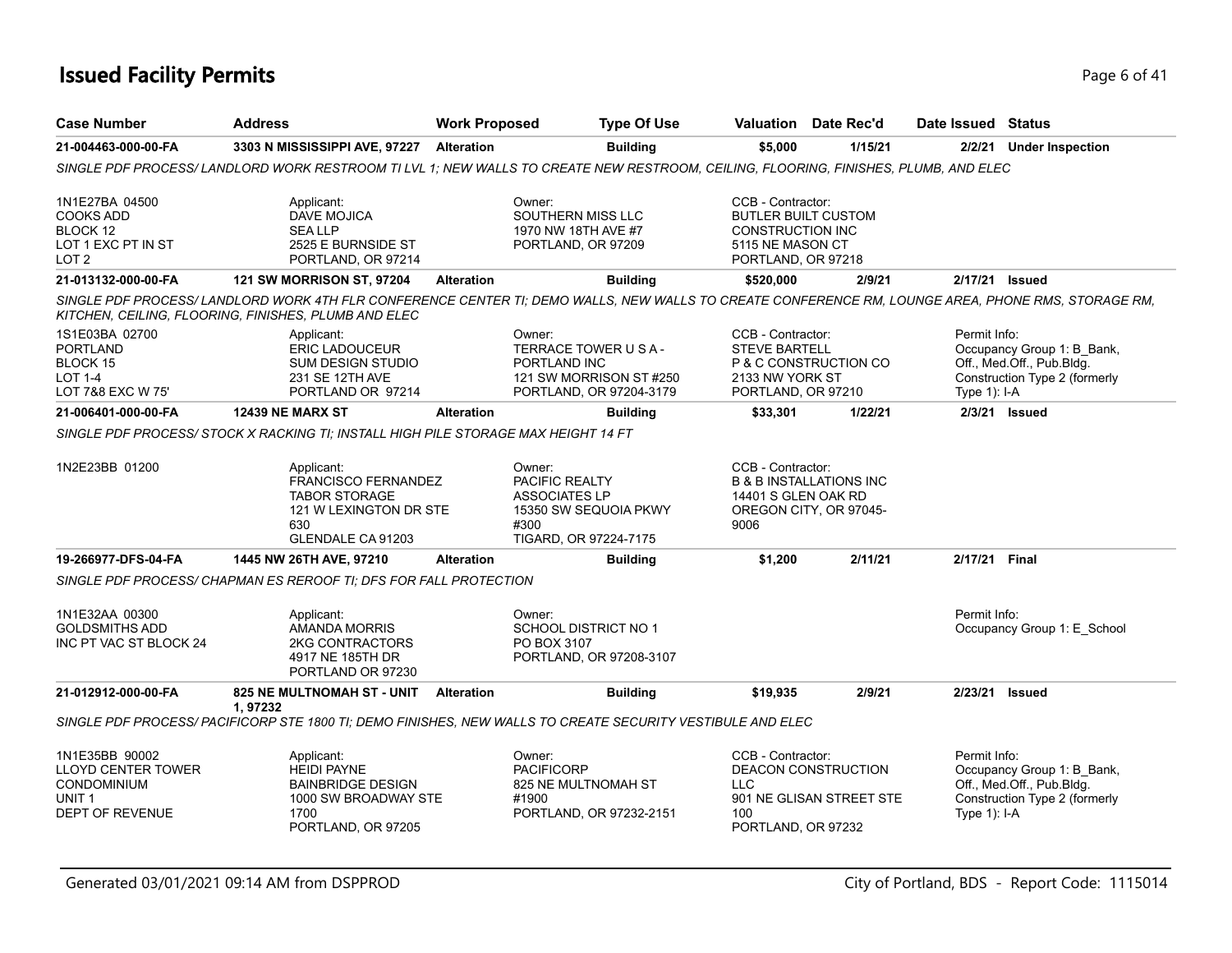# Issued Facility Permits

| Case Number | Address | Work Proposed | Type Of Use | Valuation | Date Rec'd | Date Issued | Status |
|---|---|---|---|---|---|---|---|
| 21-004463-000-00-FA | 3303 N MISSISSIPPI AVE, 97227 | Alteration | Building | $5,000 | 1/15/21 | 2/2/21 | Under Inspection |

*SINGLE PDF PROCESS/ LANDLORD WORK RESTROOM TI LVL 1; NEW WALLS TO CREATE NEW RESTROOM, CEILING, FLOORING, FINISHES, PLUMB, AND ELEC*

1N1E27BA 04500
COOKS ADD
BLOCK 12
LOT 1 EXC PT IN ST
LOT 2

Applicant:
DAVE MOJICA
SEA LLP
2525 E BURNSIDE ST
PORTLAND, OR 97214

Owner:
SOUTHERN MISS LLC
1970 NW 18TH AVE #7
PORTLAND, OR 97209

CCB - Contractor:
BUTLER BUILT CUSTOM CONSTRUCTION INC
5115 NE MASON CT
PORTLAND, OR 97218

| Case Number | Address | Work Proposed | Type Of Use | Valuation | Date Rec'd | Date Issued | Status |
|---|---|---|---|---|---|---|---|
| 21-013132-000-00-FA | 121 SW MORRISON ST, 97204 | Alteration | Building | $520,000 | 2/9/21 | 2/17/21 | Issued |

*SINGLE PDF PROCESS/ LANDLORD WORK 4TH FLR CONFERENCE CENTER TI; DEMO WALLS, NEW WALLS TO CREATE CONFERENCE RM, LOUNGE AREA, PHONE RMS, STORAGE RM, KITCHEN, CEILING, FLOORING, FINISHES, PLUMB AND ELEC*

1S1E03BA 02700
PORTLAND
BLOCK 15
LOT 1-4
LOT 7&8 EXC W 75'

Applicant:
ERIC LADOUCEUR
SUM DESIGN STUDIO
231 SE 12TH AVE
PORTLAND OR 97214

Owner:
TERRACE TOWER U S A - PORTLAND INC
121 SW MORRISON ST #250
PORTLAND, OR 97204-3179

CCB - Contractor:
STEVE BARTELL
P & C CONSTRUCTION CO
2133 NW YORK ST
PORTLAND, OR 97210

Permit Info:
Occupancy Group 1: B_Bank, Off., Med.Off., Pub.Bldg.
Construction Type 2 (formerly Type 1): I-A

| Case Number | Address | Work Proposed | Type Of Use | Valuation | Date Rec'd | Date Issued | Status |
|---|---|---|---|---|---|---|---|
| 21-006401-000-00-FA | 12439 NE MARX ST | Alteration | Building | $33,301 | 1/22/21 | 2/3/21 | Issued |

*SINGLE PDF PROCESS/ STOCK X RACKING TI; INSTALL HIGH PILE STORAGE MAX HEIGHT 14 FT*

1N2E23BB 01200

Applicant:
FRANCISCO FERNANDEZ
TABOR STORAGE
121 W LEXINGTON DR STE 630
GLENDALE CA 91203

Owner:
PACIFIC REALTY ASSOCIATES LP
15350 SW SEQUOIA PKWY #300
TIGARD, OR 97224-7175

CCB - Contractor:
B & B INSTALLATIONS INC
14401 S GLEN OAK RD
OREGON CITY, OR 97045-9006

| Case Number | Address | Work Proposed | Type Of Use | Valuation | Date Rec'd | Date Issued | Status |
|---|---|---|---|---|---|---|---|
| 19-266977-DFS-04-FA | 1445 NW 26TH AVE, 97210 | Alteration | Building | $1,200 | 2/11/21 | 2/17/21 | Final |

*SINGLE PDF PROCESS/ CHAPMAN ES REROOF TI; DFS FOR FALL PROTECTION*

1N1E32AA 00300
GOLDSMITHS ADD
INC PT VAC ST BLOCK 24

Applicant:
AMANDA MORRIS
2KG CONTRACTORS
4917 NE 185TH DR
PORTLAND OR 97230

Owner:
SCHOOL DISTRICT NO 1
PO BOX 3107
PORTLAND, OR 97208-3107

Permit Info:
Occupancy Group 1: E_School

| Case Number | Address | Work Proposed | Type Of Use | Valuation | Date Rec'd | Date Issued | Status |
|---|---|---|---|---|---|---|---|
| 21-012912-000-00-FA | 825 NE MULTNOMAH ST - UNIT 1, 97232 | Alteration | Building | $19,935 | 2/9/21 | 2/23/21 | Issued |

*SINGLE PDF PROCESS/ PACIFICORP STE 1800 TI; DEMO FINISHES, NEW WALLS TO CREATE SECURITY VESTIBULE AND ELEC*

1N1E35BB 90002
LLOYD CENTER TOWER CONDOMINIUM
UNIT 1
DEPT OF REVENUE

Applicant:
HEIDI PAYNE
BAINBRIDGE DESIGN
1000 SW BROADWAY STE 1700
PORTLAND, OR 97205

Owner:
PACIFICORP
825 NE MULTNOMAH ST #1900
PORTLAND, OR 97232-2151

CCB - Contractor:
DEACON CONSTRUCTION LLC
901 NE GLISAN STREET STE 100
PORTLAND, OR 97232

Permit Info:
Occupancy Group 1: B_Bank, Off., Med.Off., Pub.Bldg.
Construction Type 2 (formerly Type 1): I-A

Generated 03/01/2021 09:14 AM from DSPPROD — City of Portland, BDS - Report Code: 1115014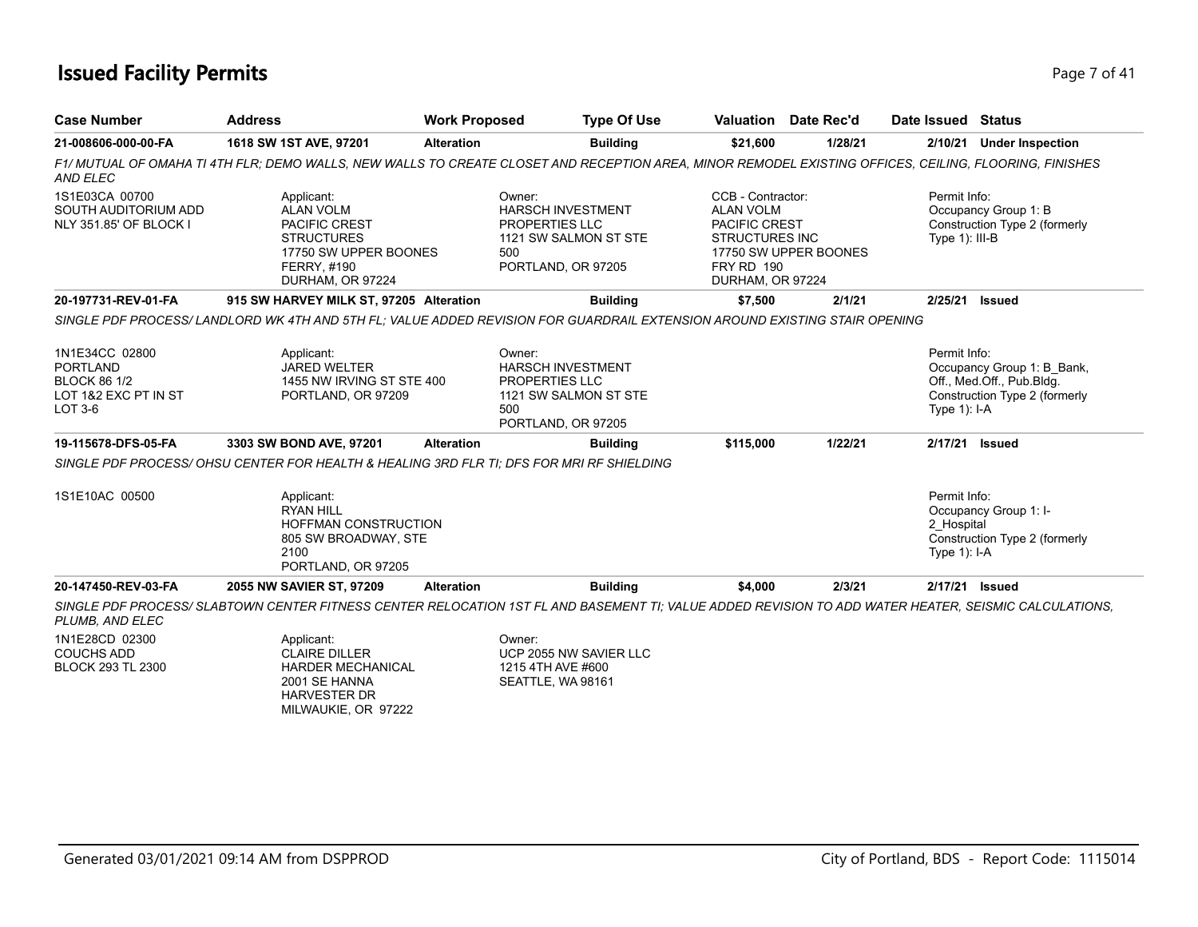# Issued Facility Permits

| Case Number | Address | Work Proposed | Type Of Use | Valuation | Date Rec'd | Date Issued | Status |
|---|---|---|---|---|---|---|---|
| **21-008606-000-00-FA** | **1618 SW 1ST AVE, 97201** | **Alteration** | **Building** | **$21,600** | **1/28/21** | **2/10/21** | **Under Inspection** |

*F1/ MUTUAL OF OMAHA TI 4TH FLR; DEMO WALLS, NEW WALLS TO CREATE CLOSET AND RECEPTION AREA, MINOR REMODEL EXISTING OFFICES, CEILING, FLOORING, FINISHES AND ELEC*

1S1E03CA 00700
SOUTH AUDITORIUM ADD
NLY 351.85' OF BLOCK I

Applicant:
ALAN VOLM
PACIFIC CREST
STRUCTURES
17750 SW UPPER BOONES
FERRY, #190
DURHAM, OR 97224

Owner:
HARSCH INVESTMENT
PROPERTIES LLC
1121 SW SALMON ST STE
500
PORTLAND, OR 97205

CCB - Contractor:
ALAN VOLM
PACIFIC CREST
STRUCTURES INC
17750 SW UPPER BOONES
FRY RD 190
DURHAM, OR 97224

Permit Info:
Occupancy Group 1: B
Construction Type 2 (formerly Type 1): III-B

| Case Number | Address | Work Proposed | Type Of Use | Valuation | Date Rec'd | Date Issued | Status |
|---|---|---|---|---|---|---|---|
| **20-197731-REV-01-FA** | **915 SW HARVEY MILK ST, 97205** | **Alteration** | **Building** | **$7,500** | **2/1/21** | **2/25/21** | **Issued** |

*SINGLE PDF PROCESS/ LANDLORD WK 4TH AND 5TH FL; VALUE ADDED REVISION FOR GUARDRAIL EXTENSION AROUND EXISTING STAIR OPENING*

1N1E34CC 02800
PORTLAND
BLOCK 86 1/2
LOT 1&2 EXC PT IN ST
LOT 3-6

Applicant:
JARED WELTER
1455 NW IRVING ST STE 400
PORTLAND, OR 97209

Owner:
HARSCH INVESTMENT
PROPERTIES LLC
1121 SW SALMON ST STE
500
PORTLAND, OR 97205

Permit Info:
Occupancy Group 1: B_Bank, Off., Med.Off., Pub.Bldg.
Construction Type 2 (formerly Type 1): I-A

| Case Number | Address | Work Proposed | Type Of Use | Valuation | Date Rec'd | Date Issued | Status |
|---|---|---|---|---|---|---|---|
| **19-115678-DFS-05-FA** | **3303 SW BOND AVE, 97201** | **Alteration** | **Building** | **$115,000** | **1/22/21** | **2/17/21** | **Issued** |

*SINGLE PDF PROCESS/ OHSU CENTER FOR HEALTH & HEALING 3RD FLR TI; DFS FOR MRI RF SHIELDING*

1S1E10AC 00500

Applicant:
RYAN HILL
HOFFMAN CONSTRUCTION
805 SW BROADWAY, STE
2100
PORTLAND, OR 97205

Permit Info:
Occupancy Group 1: I-2_Hospital
Construction Type 2 (formerly Type 1): I-A

| Case Number | Address | Work Proposed | Type Of Use | Valuation | Date Rec'd | Date Issued | Status |
|---|---|---|---|---|---|---|---|
| **20-147450-REV-03-FA** | **2055 NW SAVIER ST, 97209** | **Alteration** | **Building** | **$4,000** | **2/3/21** | **2/17/21** | **Issued** |

*SINGLE PDF PROCESS/ SLABTOWN CENTER FITNESS CENTER RELOCATION 1ST FL AND BASEMENT TI; VALUE ADDED REVISION TO ADD WATER HEATER, SEISMIC CALCULATIONS, PLUMB, AND ELEC*

1N1E28CD 02300
COUCHS ADD
BLOCK 293 TL 2300

Applicant:
CLAIRE DILLER
HARDER MECHANICAL
2001 SE HANNA
HARVESTER DR
MILWAUKIE, OR 97222

Owner:
UCP 2055 NW SAVIER LLC
1215 4TH AVE #600
SEATTLE, WA 98161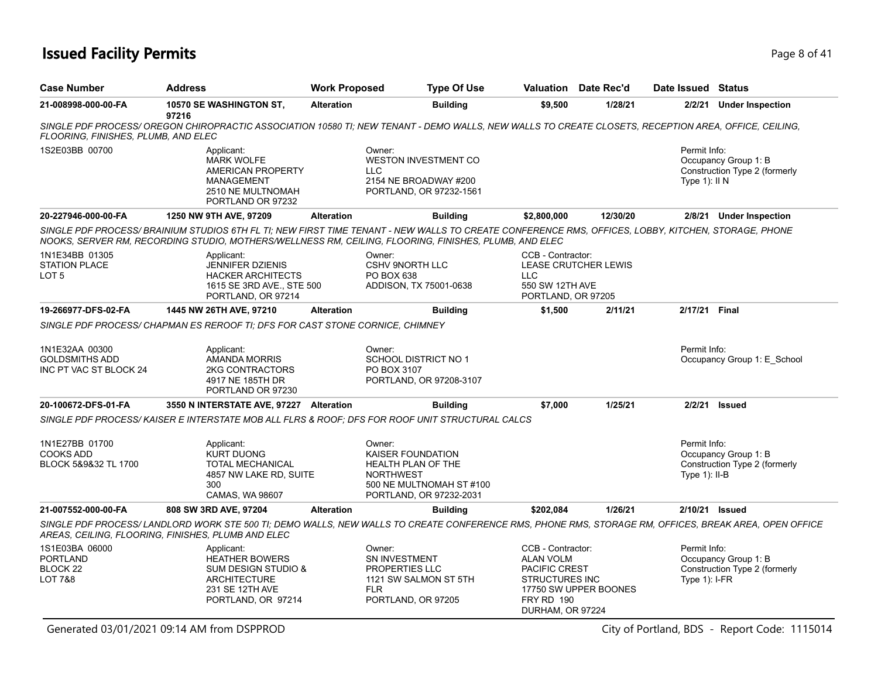# Issued Facility Permits

| Case Number | Address | Work Proposed | Type Of Use | Valuation | Date Rec'd | Date Issued | Status |
|---|---|---|---|---|---|---|---|
| 21-008998-000-00-FA | 10570 SE WASHINGTON ST, 97216 | Alteration | Building | $9,500 | 1/28/21 | 2/2/21 | Under Inspection |

*SINGLE PDF PROCESS/ OREGON CHIROPRACTIC ASSOCIATION 10580 TI; NEW TENANT - DEMO WALLS, NEW WALLS TO CREATE CLOSETS, RECEPTION AREA, OFFICE, CEILING, FLOORING, FINISHES, PLUMB, AND ELEC*

1S2E03BB 00700

Applicant: MARK WOLFE, AMERICAN PROPERTY MANAGEMENT, 2510 NE MULTNOMAH, PORTLAND OR 97232

Owner: WESTON INVESTMENT CO LLC, 2154 NE BROADWAY #200, PORTLAND, OR 97232-1561

Permit Info: Occupancy Group 1: B; Construction Type 2 (formerly Type 1): II N

| Case Number | Address | Work Proposed | Type Of Use | Valuation | Date Rec'd | Date Issued | Status |
|---|---|---|---|---|---|---|---|
| 20-227946-000-00-FA | 1250 NW 9TH AVE, 97209 | Alteration | Building | $2,800,000 | 12/30/20 | 2/8/21 | Under Inspection |

*SINGLE PDF PROCESS/ BRAINIUM STUDIOS 6TH FL TI; NEW FIRST TIME TENANT - NEW WALLS TO CREATE CONFERENCE RMS, OFFICES, LOBBY, KITCHEN, STORAGE, PHONE NOOKS, SERVER RM, RECORDING STUDIO, MOTHERS/WELLNESS RM, CEILING, FLOORING, FINISHES, PLUMB, AND ELEC*

1N1E34BB 01305, STATION PLACE, LOT 5

Applicant: JENNIFER DZIENIS, HACKER ARCHITECTS, 1615 SE 3RD AVE., STE 500, PORTLAND, OR 97214

Owner: CSHV 9NORTH LLC, PO BOX 638, ADDISON, TX 75001-0638

CCB - Contractor: LEASE CRUTCHER LEWIS LLC, 550 SW 12TH AVE, PORTLAND, OR 97205

| Case Number | Address | Work Proposed | Type Of Use | Valuation | Date Rec'd | Date Issued | Status |
|---|---|---|---|---|---|---|---|
| 19-266977-DFS-02-FA | 1445 NW 26TH AVE, 97210 | Alteration | Building | $1,500 | 2/11/21 | 2/17/21 | Final |

*SINGLE PDF PROCESS/ CHAPMAN ES REROOF TI; DFS FOR CAST STONE CORNICE, CHIMNEY*

1N1E32AA 00300, GOLDSMITHS ADD, INC PT VAC ST BLOCK 24

Applicant: AMANDA MORRIS, 2KG CONTRACTORS, 4917 NE 185TH DR, PORTLAND OR 97230

Owner: SCHOOL DISTRICT NO 1, PO BOX 3107, PORTLAND, OR 97208-3107

Permit Info: Occupancy Group 1: E_School

| Case Number | Address | Work Proposed | Type Of Use | Valuation | Date Rec'd | Date Issued | Status |
|---|---|---|---|---|---|---|---|
| 20-100672-DFS-01-FA | 3550 N INTERSTATE AVE, 97227 | Alteration | Building | $7,000 | 1/25/21 | 2/2/21 | Issued |

*SINGLE PDF PROCESS/ KAISER E INTERSTATE MOB ALL FLRS & ROOF; DFS FOR ROOF UNIT STRUCTURAL CALCS*

1N1E27BB 01700, COOKS ADD, BLOCK 5&9&32 TL 1700

Applicant: KURT DUONG, TOTAL MECHANICAL, 4857 NW LAKE RD, SUITE 300, CAMAS, WA 98607

Owner: KAISER FOUNDATION HEALTH PLAN OF THE NORTHWEST, 500 NE MULTNOMAH ST #100, PORTLAND, OR 97232-2031

Permit Info: Occupancy Group 1: B; Construction Type 2 (formerly Type 1): II-B

| Case Number | Address | Work Proposed | Type Of Use | Valuation | Date Rec'd | Date Issued | Status |
|---|---|---|---|---|---|---|---|
| 21-007552-000-00-FA | 808 SW 3RD AVE, 97204 | Alteration | Building | $202,084 | 1/26/21 | 2/10/21 | Issued |

*SINGLE PDF PROCESS/ LANDLORD WORK STE 500 TI; DEMO WALLS, NEW WALLS TO CREATE CONFERENCE RMS, PHONE RMS, STORAGE RM, OFFICES, BREAK AREA, OPEN OFFICE AREAS, CEILING, FLOORING, FINISHES, PLUMB AND ELEC*

1S1E03BA 06000, PORTLAND, BLOCK 22, LOT 7&8

Applicant: HEATHER BOWERS, SUM DESIGN STUDIO & ARCHITECTURE, 231 SE 12TH AVE, PORTLAND, OR 97214

Owner: SN INVESTMENT PROPERTIES LLC, 1121 SW SALMON ST 5TH FLR, PORTLAND, OR 97205

CCB - Contractor: ALAN VOLM, PACIFIC CREST STRUCTURES INC, 17750 SW UPPER BOONES FRY RD 190, DURHAM, OR 97224

Permit Info: Occupancy Group 1: B; Construction Type 2 (formerly Type 1): I-FR

Generated 03/01/2021 09:14 AM from DSPPROD

City of Portland, BDS - Report Code: 1115014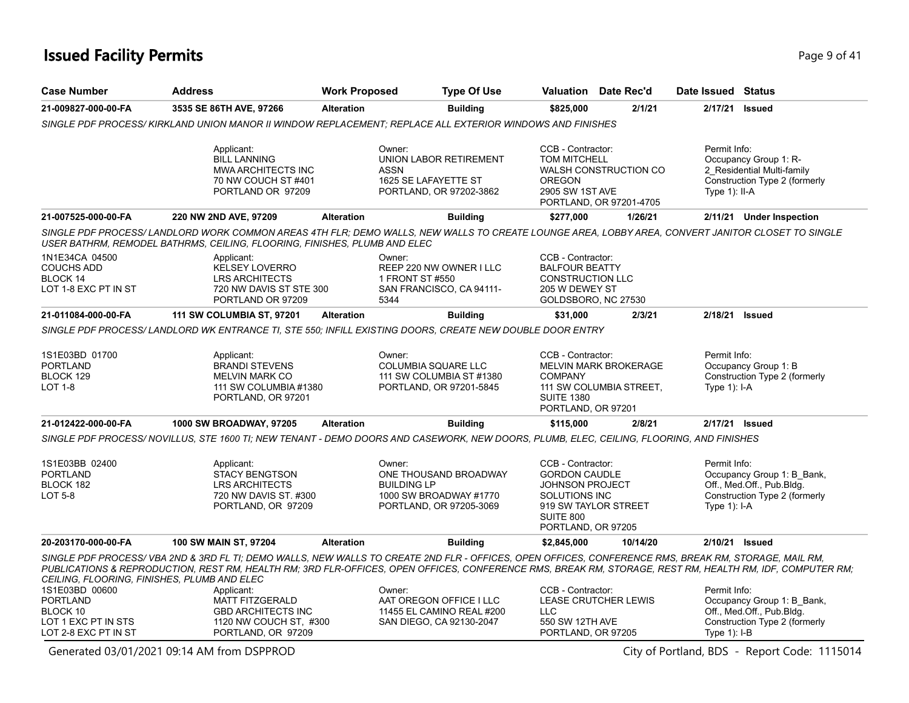# Issued Facility Permits

| Case Number | Address | Work Proposed | Type Of Use | Valuation | Date Rec'd | Date Issued | Status |
|---|---|---|---|---|---|---|---|
| 21-009827-000-00-FA | 3535 SE 86TH AVE, 97266 | Alteration | Building | $825,000 | 2/1/21 | 2/17/21 | Issued |

*SINGLE PDF PROCESS/ KIRKLAND UNION MANOR II WINDOW REPLACEMENT; REPLACE ALL EXTERIOR WINDOWS AND FINISHES*

- Applicant: BILL LANNING, MWA ARCHITECTS INC, 70 NW COUCH ST #401, PORTLAND OR 97209
- Owner: UNION LABOR RETIREMENT ASSN, 1625 SE LAFAYETTE ST, PORTLAND, OR 97202-3862
- CCB - Contractor: TOM MITCHELL, WALSH CONSTRUCTION CO OREGON, 2905 SW 1ST AVE, PORTLAND, OR 97201-4705
- Permit Info: Occupancy Group 1: R-2_Residential Multi-family; Construction Type 2 (formerly Type 1): II-A

| Case Number | Address | Work Proposed | Type Of Use | Valuation | Date Rec'd | Date Issued | Status |
|---|---|---|---|---|---|---|---|
| 21-007525-000-00-FA | 220 NW 2ND AVE, 97209 | Alteration | Building | $277,000 | 1/26/21 | 2/11/21 | Under Inspection |

*SINGLE PDF PROCESS/ LANDLORD WORK COMMON AREAS 4TH FLR; DEMO WALLS, NEW WALLS TO CREATE LOUNGE AREA, LOBBY AREA, CONVERT JANITOR CLOSET TO SINGLE USER BATHRM, REMODEL BATHRMS, CEILING, FLOORING, FINISHES, PLUMB AND ELEC*

- 1N1E34CA 04500, COUCHS ADD, BLOCK 14, LOT 1-8 EXC PT IN ST
- Applicant: KELSEY LOVERRO, LRS ARCHITECTS, 720 NW DAVIS ST STE 300, PORTLAND OR 97209
- Owner: REEP 220 NW OWNER I LLC, 1 FRONT ST #550, SAN FRANCISCO, CA 94111-5344
- CCB - Contractor: BALFOUR BEATTY CONSTRUCTION LLC, 205 W DEWEY ST, GOLDSBORO, NC 27530

| Case Number | Address | Work Proposed | Type Of Use | Valuation | Date Rec'd | Date Issued | Status |
|---|---|---|---|---|---|---|---|
| 21-011084-000-00-FA | 111 SW COLUMBIA ST, 97201 | Alteration | Building | $31,000 | 2/3/21 | 2/18/21 | Issued |

*SINGLE PDF PROCESS/ LANDLORD WK ENTRANCE TI, STE 550; INFILL EXISTING DOORS, CREATE NEW DOUBLE DOOR ENTRY*

- 1S1E03BD 01700, PORTLAND, BLOCK 129, LOT 1-8
- Applicant: BRANDI STEVENS, MELVIN MARK CO, 111 SW COLUMBIA #1380, PORTLAND, OR 97201
- Owner: COLUMBIA SQUARE LLC, 111 SW COLUMBIA ST #1380, PORTLAND, OR 97201-5845
- CCB - Contractor: MELVIN MARK BROKERAGE COMPANY, 111 SW COLUMBIA STREET, SUITE 1380, PORTLAND, OR 97201
- Permit Info: Occupancy Group 1: B; Construction Type 2 (formerly Type 1): I-A

| Case Number | Address | Work Proposed | Type Of Use | Valuation | Date Rec'd | Date Issued | Status |
|---|---|---|---|---|---|---|---|
| 21-012422-000-00-FA | 1000 SW BROADWAY, 97205 | Alteration | Building | $115,000 | 2/8/21 | 2/17/21 | Issued |

*SINGLE PDF PROCESS/ NOVILLUS, STE 1600 TI; NEW TENANT - DEMO DOORS AND CASEWORK, NEW DOORS, PLUMB, ELEC, CEILING, FLOORING, AND FINISHES*

- 1S1E03BB 02400, PORTLAND, BLOCK 182, LOT 5-8
- Applicant: STACY BENGTSON, LRS ARCHITECTS, 720 NW DAVIS ST. #300, PORTLAND, OR 97209
- Owner: ONE THOUSAND BROADWAY BUILDING LP, 1000 SW BROADWAY #1770, PORTLAND, OR 97205-3069
- CCB - Contractor: GORDON CAUDLE, JOHNSON PROJECT SOLUTIONS INC, 919 SW TAYLOR STREET SUITE 800, PORTLAND, OR 97205
- Permit Info: Occupancy Group 1: B_Bank, Off., Med.Off., Pub.Bldg.; Construction Type 2 (formerly Type 1): I-A

| Case Number | Address | Work Proposed | Type Of Use | Valuation | Date Rec'd | Date Issued | Status |
|---|---|---|---|---|---|---|---|
| 20-203170-000-00-FA | 100 SW MAIN ST, 97204 | Alteration | Building | $2,845,000 | 10/14/20 | 2/10/21 | Issued |

*SINGLE PDF PROCESS/ VBA 2ND & 3RD FL TI; DEMO WALLS, NEW WALLS TO CREATE 2ND FLR - OFFICES, OPEN OFFICES, CONFERENCE RMS, BREAK RM, STORAGE, MAIL RM, PUBLICATIONS & REPRODUCTION, REST RM, HEALTH RM; 3RD FLR-OFFICES, OPEN OFFICES, CONFERENCE RMS, BREAK RM, STORAGE, REST RM, HEALTH RM, IDF, COMPUTER RM; CEILING, FLOORING, FINISHES, PLUMB AND ELEC*

- 1S1E03BD 00600, PORTLAND, BLOCK 10, LOT 1 EXC PT IN STS, LOT 2-8 EXC PT IN ST
- Applicant: MATT FITZGERALD, GBD ARCHITECTS INC, 1120 NW COUCH ST, #300, PORTLAND, OR 97209
- Owner: AAT OREGON OFFICE I LLC, 11455 EL CAMINO REAL #200, SAN DIEGO, CA 92130-2047
- CCB - Contractor: LEASE CRUTCHER LEWIS LLC, 550 SW 12TH AVE, PORTLAND, OR 97205
- Permit Info: Occupancy Group 1: B_Bank, Off., Med.Off., Pub.Bldg.; Construction Type 2 (formerly Type 1): I-B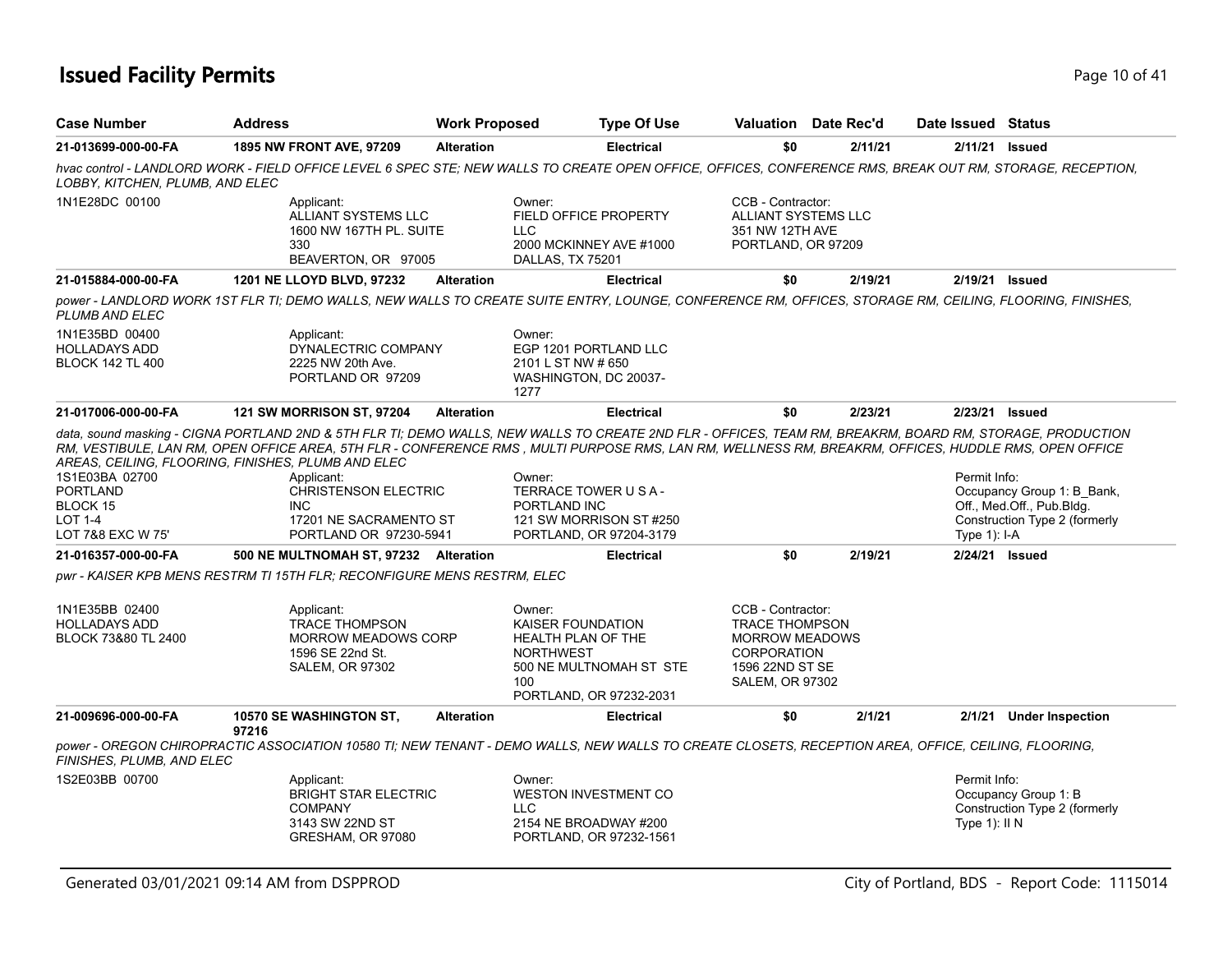# Issued Facility Permits

| Case Number | Address | Work Proposed | Type Of Use | Valuation | Date Rec'd | Date Issued | Status |
|---|---|---|---|---|---|---|---|
| **21-013699-000-00-FA** | **1895 NW FRONT AVE, 97209** | **Alteration** | **Electrical** | **$0** | **2/11/21** | **2/11/21** | **Issued** |

*hvac control - LANDLORD WORK - FIELD OFFICE LEVEL 6 SPEC STE; NEW WALLS TO CREATE OPEN OFFICE, OFFICES, CONFERENCE RMS, BREAK OUT RM, STORAGE, RECEPTION, LOBBY, KITCHEN, PLUMB, AND ELEC*

1N1E28DC 00100

Applicant: ALLIANT SYSTEMS LLC, 1600 NW 167TH PL. SUITE 330, BEAVERTON, OR 97005

Owner: FIELD OFFICE PROPERTY LLC, 2000 MCKINNEY AVE #1000, DALLAS, TX 75201

CCB - Contractor: ALLIANT SYSTEMS LLC, 351 NW 12TH AVE, PORTLAND, OR 97209

| Case Number | Address | Work Proposed | Type Of Use | Valuation | Date Rec'd | Date Issued | Status |
|---|---|---|---|---|---|---|---|
| **21-015884-000-00-FA** | **1201 NE LLOYD BLVD, 97232** | **Alteration** | **Electrical** | **$0** | **2/19/21** | **2/19/21** | **Issued** |

*power - LANDLORD WORK 1ST FLR TI; DEMO WALLS, NEW WALLS TO CREATE SUITE ENTRY, LOUNGE, CONFERENCE RM, OFFICES, STORAGE RM, CEILING, FLOORING, FINISHES, PLUMB AND ELEC*

1N1E35BD 00400
HOLLADAYS ADD
BLOCK 142 TL 400

Applicant: DYNALECTRIC COMPANY, 2225 NW 20th Ave., PORTLAND OR 97209

Owner: EGP 1201 PORTLAND LLC, 2101 L ST NW # 650, WASHINGTON, DC 20037-1277

| Case Number | Address | Work Proposed | Type Of Use | Valuation | Date Rec'd | Date Issued | Status |
|---|---|---|---|---|---|---|---|
| **21-017006-000-00-FA** | **121 SW MORRISON ST, 97204** | **Alteration** | **Electrical** | **$0** | **2/23/21** | **2/23/21** | **Issued** |

*data, sound masking - CIGNA PORTLAND 2ND & 5TH FLR TI; DEMO WALLS, NEW WALLS TO CREATE 2ND FLR - OFFICES, TEAM RM, BREAKRM, BOARD RM, STORAGE, PRODUCTION RM, VESTIBULE, LAN RM, OPEN OFFICE AREA, 5TH FLR - CONFERENCE RMS , MULTI PURPOSE RMS, LAN RM, WELLNESS RM, BREAKRM, OFFICES, HUDDLE RMS, OPEN OFFICE AREAS, CEILING, FLOORING, FINISHES, PLUMB AND ELEC*

1S1E03BA 02700
PORTLAND
BLOCK 15
LOT 1-4
LOT 7&8 EXC W 75'

Applicant: CHRISTENSON ELECTRIC INC, 17201 NE SACRAMENTO ST, PORTLAND OR 97230-5941

Owner: TERRACE TOWER U S A - PORTLAND INC, 121 SW MORRISON ST #250, PORTLAND, OR 97204-3179

Permit Info: Occupancy Group 1: B_Bank, Off., Med.Off., Pub.Bldg. Construction Type 2 (formerly Type 1): I-A

| Case Number | Address | Work Proposed | Type Of Use | Valuation | Date Rec'd | Date Issued | Status |
|---|---|---|---|---|---|---|---|
| **21-016357-000-00-FA** | **500 NE MULTNOMAH ST, 97232** | **Alteration** | **Electrical** | **$0** | **2/19/21** | **2/24/21** | **Issued** |

*pwr - KAISER KPB MENS RESTRM TI 15TH FLR; RECONFIGURE MENS RESTRM, ELEC*

1N1E35BB 02400
HOLLADAYS ADD
BLOCK 73&80 TL 2400

Applicant: TRACE THOMPSON, MORROW MEADOWS CORP, 1596 SE 22nd St., SALEM, OR 97302

Owner: KAISER FOUNDATION HEALTH PLAN OF THE NORTHWEST, 500 NE MULTNOMAH ST STE 100, PORTLAND, OR 97232-2031

CCB - Contractor: TRACE THOMPSON, MORROW MEADOWS CORPORATION, 1596 22ND ST SE, SALEM, OR 97302

| Case Number | Address | Work Proposed | Type Of Use | Valuation | Date Rec'd | Date Issued | Status |
|---|---|---|---|---|---|---|---|
| **21-009696-000-00-FA** | **10570 SE WASHINGTON ST, 97216** | **Alteration** | **Electrical** | **$0** | **2/1/21** | **2/1/21** | **Under Inspection** |

*power - OREGON CHIROPRACTIC ASSOCIATION 10580 TI; NEW TENANT - DEMO WALLS, NEW WALLS TO CREATE CLOSETS, RECEPTION AREA, OFFICE, CEILING, FLOORING, FINISHES, PLUMB, AND ELEC*

1S2E03BB 00700

Applicant: BRIGHT STAR ELECTRIC COMPANY, 3143 SW 22ND ST, GRESHAM, OR 97080

Owner: WESTON INVESTMENT CO LLC, 2154 NE BROADWAY #200, PORTLAND, OR 97232-1561

Permit Info: Occupancy Group 1: B Construction Type 2 (formerly Type 1): II N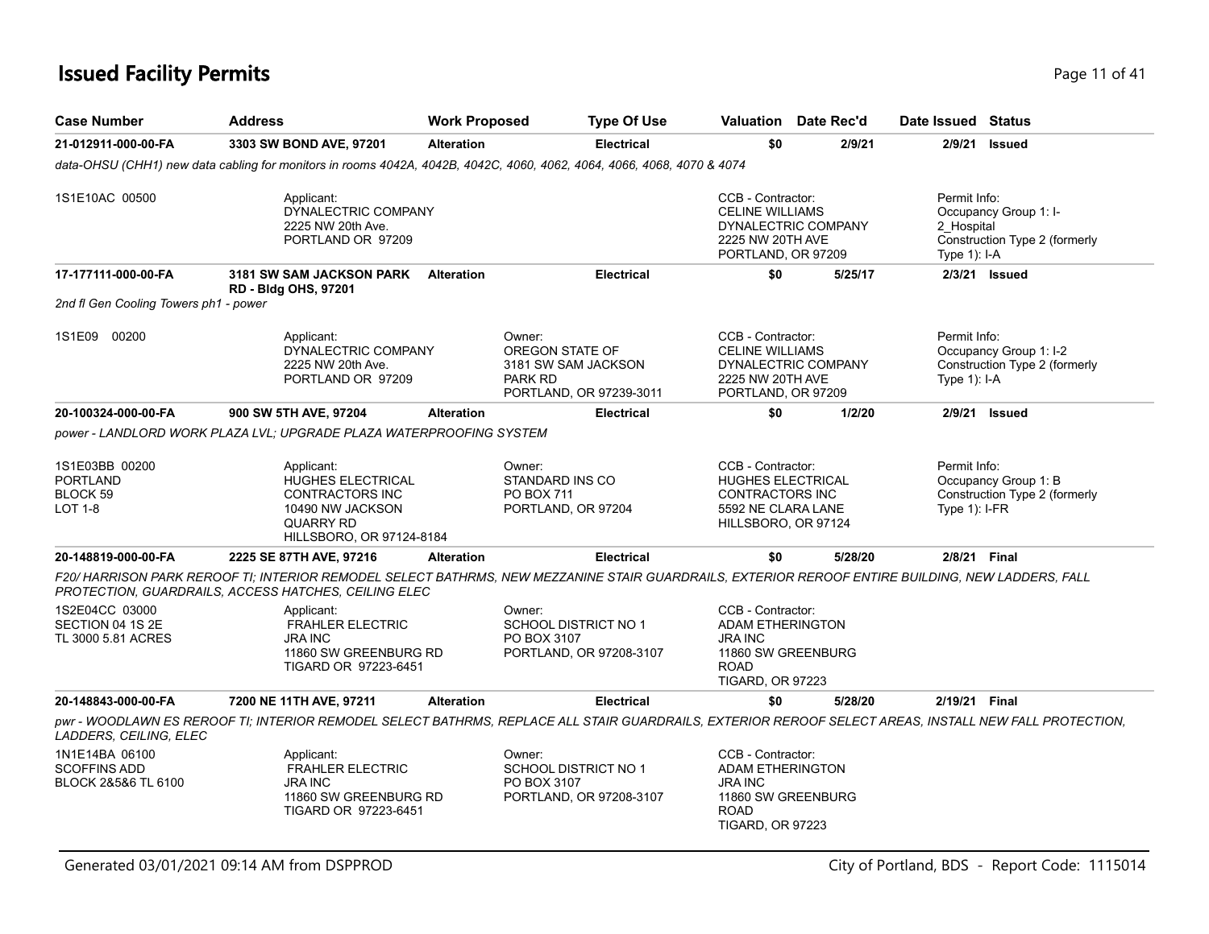# Issued Facility Permits

| Case Number | Address | Work Proposed | Type Of Use | Valuation | Date Rec'd | Date Issued | Status |
|---|---|---|---|---|---|---|---|
| 21-012911-000-00-FA | 3303 SW BOND AVE, 97201 | Alteration | Electrical | $0 | 2/9/21 | 2/9/21 | Issued |

*data-OHSU (CHH1) new data cabling for monitors in rooms 4042A, 4042B, 4042C, 4060, 4062, 4064, 4066, 4068, 4070 & 4074*

1S1E10AC 00500

Applicant:
DYNALECTRIC COMPANY
2225 NW 20th Ave.
PORTLAND OR 97209

CCB - Contractor:
CELINE WILLIAMS
DYNALECTRIC COMPANY
2225 NW 20TH AVE
PORTLAND, OR 97209

Permit Info:
Occupancy Group 1: I-2_Hospital
Construction Type 2 (formerly Type 1): I-A

| Case Number | Address | Work Proposed | Type Of Use | Valuation | Date Rec'd | Date Issued | Status |
|---|---|---|---|---|---|---|---|
| 17-177111-000-00-FA | 3181 SW SAM JACKSON PARK RD - Bldg OHS, 97201 | Alteration | Electrical | $0 | 5/25/17 | 2/3/21 | Issued |

*2nd fl Gen Cooling Towers ph1 - power*

1S1E09 00200

Applicant:
DYNALECTRIC COMPANY
2225 NW 20th Ave.
PORTLAND OR 97209

Owner:
OREGON STATE OF
3181 SW SAM JACKSON PARK RD
PORTLAND, OR 97239-3011

CCB - Contractor:
CELINE WILLIAMS
DYNALECTRIC COMPANY
2225 NW 20TH AVE
PORTLAND, OR 97209

Permit Info:
Occupancy Group 1: I-2
Construction Type 2 (formerly Type 1): I-A

| Case Number | Address | Work Proposed | Type Of Use | Valuation | Date Rec'd | Date Issued | Status |
|---|---|---|---|---|---|---|---|
| 20-100324-000-00-FA | 900 SW 5TH AVE, 97204 | Alteration | Electrical | $0 | 1/2/20 | 2/9/21 | Issued |

*power - LANDLORD WORK PLAZA LVL; UPGRADE PLAZA WATERPROOFING SYSTEM*

1S1E03BB 00200
PORTLAND
BLOCK 59
LOT 1-8

Applicant:
HUGHES ELECTRICAL CONTRACTORS INC
10490 NW JACKSON QUARRY RD
HILLSBORO, OR 97124-8184

Owner:
STANDARD INS CO
PO BOX 711
PORTLAND, OR 97204

CCB - Contractor:
HUGHES ELECTRICAL CONTRACTORS INC
5592 NE CLARA LANE
HILLSBORO, OR 97124

Permit Info:
Occupancy Group 1: B
Construction Type 2 (formerly Type 1): I-FR

| Case Number | Address | Work Proposed | Type Of Use | Valuation | Date Rec'd | Date Issued | Status |
|---|---|---|---|---|---|---|---|
| 20-148819-000-00-FA | 2225 SE 87TH AVE, 97216 | Alteration | Electrical | $0 | 5/28/20 | 2/8/21 | Final |

*F20/ HARRISON PARK REROOF TI; INTERIOR REMODEL SELECT BATHRMS, NEW MEZZANINE STAIR GUARDRAILS, EXTERIOR REROOF ENTIRE BUILDING, NEW LADDERS, FALL PROTECTION, GUARDRAILS, ACCESS HATCHES, CEILING ELEC*

1S2E04CC 03000
SECTION 04 1S 2E
TL 3000 5.81 ACRES

Applicant:
FRAHLER ELECTRIC
JRA INC
11860 SW GREENBURG RD
TIGARD OR 97223-6451

Owner:
SCHOOL DISTRICT NO 1
PO BOX 3107
PORTLAND, OR 97208-3107

CCB - Contractor:
ADAM ETHERINGTON
JRA INC
11860 SW GREENBURG ROAD
TIGARD, OR 97223

| Case Number | Address | Work Proposed | Type Of Use | Valuation | Date Rec'd | Date Issued | Status |
|---|---|---|---|---|---|---|---|
| 20-148843-000-00-FA | 7200 NE 11TH AVE, 97211 | Alteration | Electrical | $0 | 5/28/20 | 2/19/21 | Final |

*pwr - WOODLAWN ES REROOF TI; INTERIOR REMODEL SELECT BATHRMS, REPLACE ALL STAIR GUARDRAILS, EXTERIOR REROOF SELECT AREAS, INSTALL NEW FALL PROTECTION, LADDERS, CEILING, ELEC*

1N1E14BA 06100
SCOFFINS ADD
BLOCK 2&5&6 TL 6100

Applicant:
FRAHLER ELECTRIC
JRA INC
11860 SW GREENBURG RD
TIGARD OR 97223-6451

Owner:
SCHOOL DISTRICT NO 1
PO BOX 3107
PORTLAND, OR 97208-3107

CCB - Contractor:
ADAM ETHERINGTON
JRA INC
11860 SW GREENBURG ROAD
TIGARD, OR 97223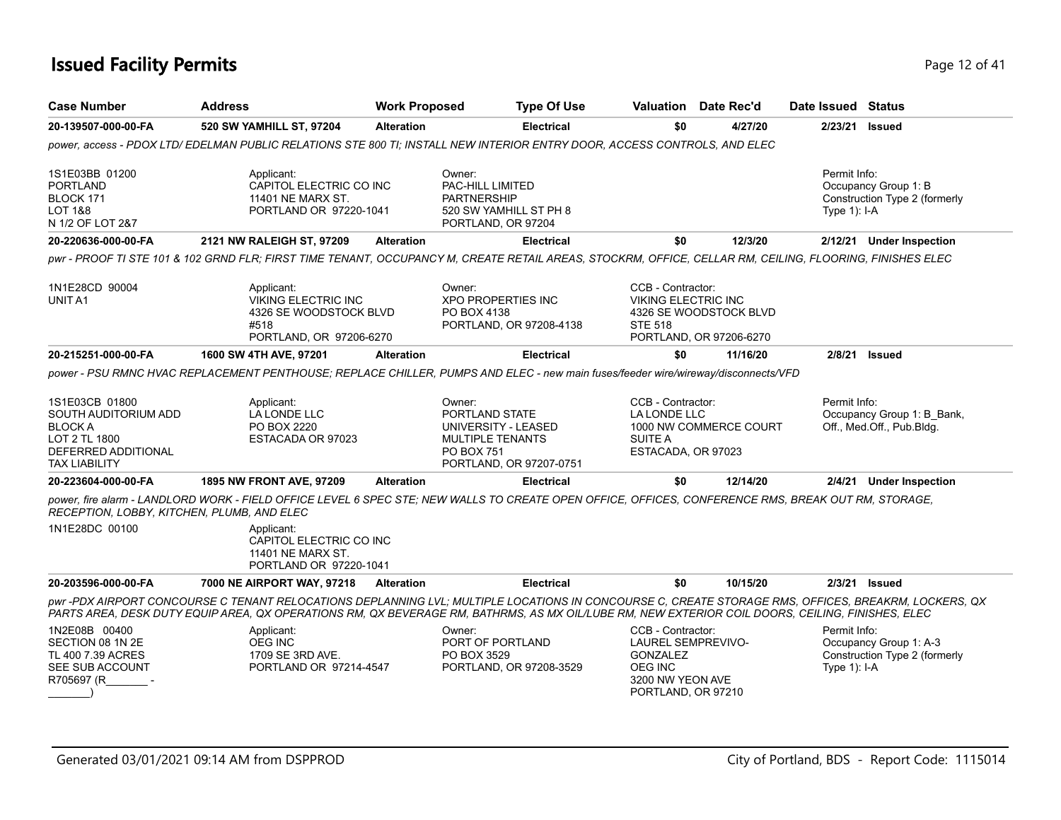# Issued Facility Permits

| Case Number | Address | Work Proposed | Type Of Use | Valuation | Date Rec'd | Date Issued | Status |
|---|---|---|---|---|---|---|---|
| 20-139507-000-00-FA | 520 SW YAMHILL ST, 97204 | Alteration | Electrical | $0 | 4/27/20 | 2/23/21 | Issued |

*power, access - PDOX LTD/ EDELMAN PUBLIC RELATIONS STE 800 TI; INSTALL NEW INTERIOR ENTRY DOOR, ACCESS CONTROLS, AND ELEC*

1S1E03BB 01200
PORTLAND
BLOCK 171
LOT 1&8
N 1/2 OF LOT 2&7

Applicant:
CAPITOL ELECTRIC CO INC
11401 NE MARX ST.
PORTLAND OR 97220-1041

Owner:
PAC-HILL LIMITED PARTNERSHIP
520 SW YAMHILL ST PH 8
PORTLAND, OR 97204

Permit Info:
Occupancy Group 1: B
Construction Type 2 (formerly Type 1): I-A

| Case Number | Address | Work Proposed | Type Of Use | Valuation | Date Rec'd | Date Issued | Status |
|---|---|---|---|---|---|---|---|
| 20-220636-000-00-FA | 2121 NW RALEIGH ST, 97209 | Alteration | Electrical | $0 | 12/3/20 | 2/12/21 | Under Inspection |

*pwr - PROOF TI STE 101 & 102 GRND FLR; FIRST TIME TENANT, OCCUPANCY M, CREATE RETAIL AREAS, STOCKRM, OFFICE, CELLAR RM, CEILING, FLOORING, FINISHES ELEC*

1N1E28CD 90004
UNIT A1

Applicant:
VIKING ELECTRIC INC
4326 SE WOODSTOCK BLVD #518
PORTLAND, OR 97206-6270

Owner:
XPO PROPERTIES INC
PO BOX 4138
PORTLAND, OR 97208-4138

CCB - Contractor:
VIKING ELECTRIC INC
4326 SE WOODSTOCK BLVD
STE 518
PORTLAND, OR 97206-6270

| Case Number | Address | Work Proposed | Type Of Use | Valuation | Date Rec'd | Date Issued | Status |
|---|---|---|---|---|---|---|---|
| 20-215251-000-00-FA | 1600 SW 4TH AVE, 97201 | Alteration | Electrical | $0 | 11/16/20 | 2/8/21 | Issued |

*power - PSU RMNC HVAC REPLACEMENT PENTHOUSE; REPLACE CHILLER, PUMPS AND ELEC - new main fuses/feeder wire/wireway/disconnects/VFD*

1S1E03CB 01800
SOUTH AUDITORIUM ADD
BLOCK A
LOT 2 TL 1800
DEFERRED ADDITIONAL TAX LIABILITY

Applicant:
LA LONDE LLC
PO BOX 2220
ESTACADA OR 97023

Owner:
PORTLAND STATE UNIVERSITY - LEASED MULTIPLE TENANTS
PO BOX 751
PORTLAND, OR 97207-0751

CCB - Contractor:
LA LONDE LLC
1000 NW COMMERCE COURT
SUITE A
ESTACADA, OR 97023

Permit Info:
Occupancy Group 1: B_Bank, Off., Med.Off., Pub.Bldg.

| Case Number | Address | Work Proposed | Type Of Use | Valuation | Date Rec'd | Date Issued | Status |
|---|---|---|---|---|---|---|---|
| 20-223604-000-00-FA | 1895 NW FRONT AVE, 97209 | Alteration | Electrical | $0 | 12/14/20 | 2/4/21 | Under Inspection |

*power, fire alarm - LANDLORD WORK - FIELD OFFICE LEVEL 6 SPEC STE; NEW WALLS TO CREATE OPEN OFFICE, OFFICES, CONFERENCE RMS, BREAK OUT RM, STORAGE, RECEPTION, LOBBY, KITCHEN, PLUMB, AND ELEC*

1N1E28DC 00100

Applicant:
CAPITOL ELECTRIC CO INC
11401 NE MARX ST.
PORTLAND OR 97220-1041

| Case Number | Address | Work Proposed | Type Of Use | Valuation | Date Rec'd | Date Issued | Status |
|---|---|---|---|---|---|---|---|
| 20-203596-000-00-FA | 7000 NE AIRPORT WAY, 97218 | Alteration | Electrical | $0 | 10/15/20 | 2/3/21 | Issued |

*pwr -PDX AIRPORT CONCOURSE C TENANT RELOCATIONS DEPLANNING LVL; MULTIPLE LOCATIONS IN CONCOURSE C, CREATE STORAGE RMS, OFFICES, BREAKRM, LOCKERS, QX PARTS AREA, DESK DUTY EQUIP AREA, QX OPERATIONS RM, QX BEVERAGE RM, BATHRMS, AS MX OIL/LUBE RM, NEW EXTERIOR COIL DOORS, CEILING, FINISHES, ELEC*

1N2E08B 00400
SECTION 08 1N 2E
TL 400 7.39 ACRES
SEE SUB ACCOUNT
R705697 (R_______ - _______)

Applicant:
OEG INC
1709 SE 3RD AVE.
PORTLAND OR 97214-4547

Owner:
PORT OF PORTLAND
PO BOX 3529
PORTLAND, OR 97208-3529

CCB - Contractor:
LAUREL SEMPREVIVO-GONZALEZ
OEG INC
3200 NW YEON AVE
PORTLAND, OR 97210

Permit Info:
Occupancy Group 1: A-3
Construction Type 2 (formerly Type 1): I-A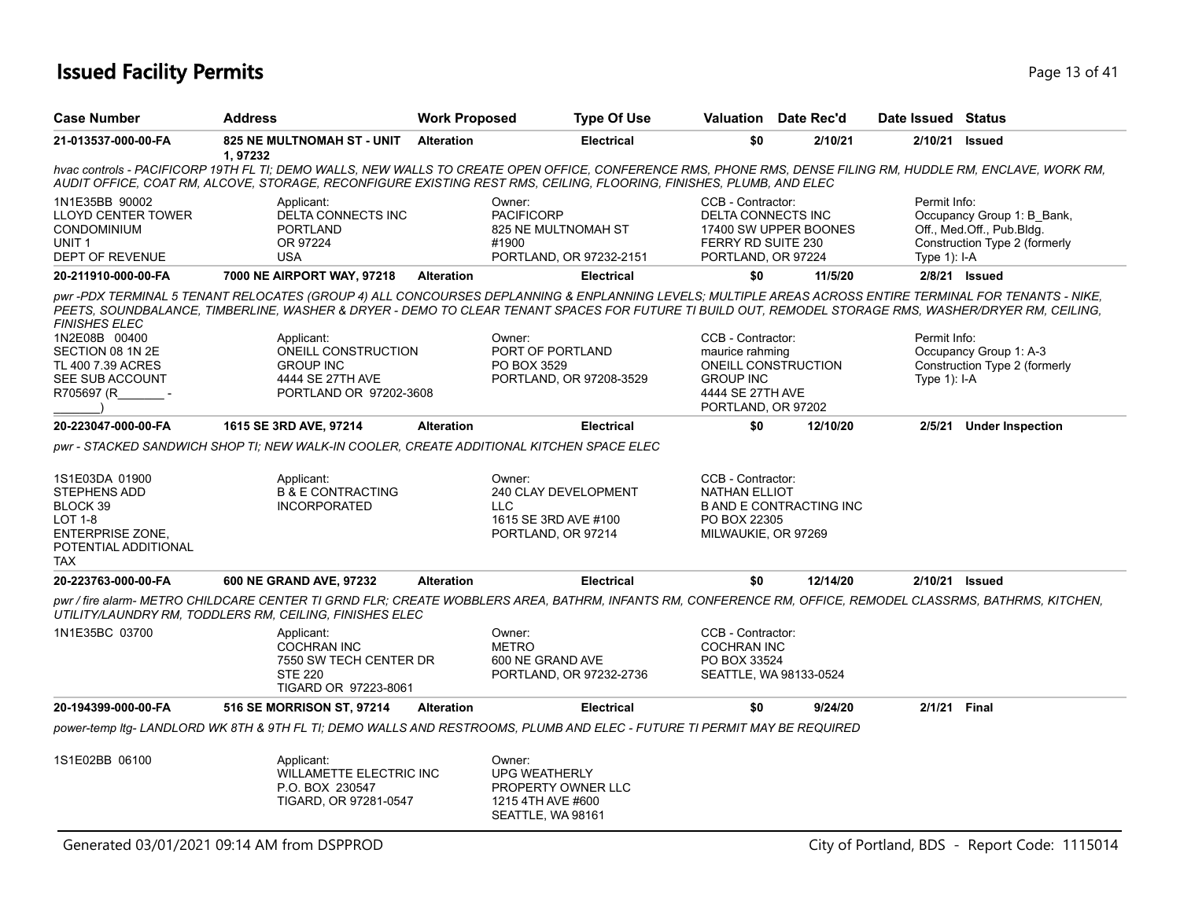# Issued Facility Permits

| Case Number | Address | Work Proposed | Type Of Use | Valuation | Date Rec'd | Date Issued | Status |
|---|---|---|---|---|---|---|---|
| **21-013537-000-00-FA** | **825 NE MULTNOMAH ST - UNIT 1, 97232** | **Alteration** | **Electrical** | **$0** | **2/10/21** | **2/10/21** | **Issued** |

*hvac controls - PACIFICORP 19TH FL TI; DEMO WALLS, NEW WALLS TO CREATE OPEN OFFICE, CONFERENCE RMS, PHONE RMS, DENSE FILING RM, HUDDLE RM, ENCLAVE, WORK RM, AUDIT OFFICE, COAT RM, ALCOVE, STORAGE, RECONFIGURE EXISTING REST RMS, CEILING, FLOORING, FINISHES, PLUMB, AND ELEC*

1N1E35BB 90002
LLOYD CENTER TOWER CONDOMINIUM
UNIT 1
DEPT OF REVENUE

Applicant:
DELTA CONNECTS INC
PORTLAND
OR 97224
USA

Owner:
PACIFICORP
825 NE MULTNOMAH ST #1900
PORTLAND, OR 97232-2151

CCB - Contractor:
DELTA CONNECTS INC
17400 SW UPPER BOONES FERRY RD SUITE 230
PORTLAND, OR 97224

Permit Info:
Occupancy Group 1: B_Bank, Off., Med.Off., Pub.Bldg.
Construction Type 2 (formerly Type 1): I-A

| Case Number | Address | Work Proposed | Type Of Use | Valuation | Date Rec'd | Date Issued | Status |
|---|---|---|---|---|---|---|---|
| **20-211910-000-00-FA** | **7000 NE AIRPORT WAY, 97218** | **Alteration** | **Electrical** | **$0** | **11/5/20** | **2/8/21** | **Issued** |

*pwr -PDX TERMINAL 5 TENANT RELOCATES (GROUP 4) ALL CONCOURSES DEPLANNING & ENPLANNING LEVELS; MULTIPLE AREAS ACROSS ENTIRE TERMINAL FOR TENANTS - NIKE, PEETS, SOUNDBALANCE, TIMBERLINE, WASHER & DRYER - DEMO TO CLEAR TENANT SPACES FOR FUTURE TI BUILD OUT, REMODEL STORAGE RMS, WASHER/DRYER RM, CEILING, FINISHES ELEC*

1N2E08B 00400
SECTION 08 1N 2E
TL 400 7.39 ACRES
SEE SUB ACCOUNT R705697 (R_______ - _______)

Applicant:
ONEILL CONSTRUCTION GROUP INC
4444 SE 27TH AVE
PORTLAND OR 97202-3608

Owner:
PORT OF PORTLAND
PO BOX 3529
PORTLAND, OR 97208-3529

CCB - Contractor:
maurice rahming
ONEILL CONSTRUCTION GROUP INC
4444 SE 27TH AVE
PORTLAND, OR 97202

Permit Info:
Occupancy Group 1: A-3
Construction Type 2 (formerly Type 1): I-A

| Case Number | Address | Work Proposed | Type Of Use | Valuation | Date Rec'd | Date Issued | Status |
|---|---|---|---|---|---|---|---|
| **20-223047-000-00-FA** | **1615 SE 3RD AVE, 97214** | **Alteration** | **Electrical** | **$0** | **12/10/20** | **2/5/21** | **Under Inspection** |

*pwr - STACKED SANDWICH SHOP TI; NEW WALK-IN COOLER, CREATE ADDITIONAL KITCHEN SPACE ELEC*

1S1E03DA 01900
STEPHENS ADD
BLOCK 39
LOT 1-8
ENTERPRISE ZONE, POTENTIAL ADDITIONAL TAX

Applicant:
B & E CONTRACTING INCORPORATED

Owner:
240 CLAY DEVELOPMENT LLC
1615 SE 3RD AVE #100
PORTLAND, OR 97214

CCB - Contractor:
NATHAN ELLIOT
B AND E CONTRACTING INC
PO BOX 22305
MILWAUKIE, OR 97269

| Case Number | Address | Work Proposed | Type Of Use | Valuation | Date Rec'd | Date Issued | Status |
|---|---|---|---|---|---|---|---|
| **20-223763-000-00-FA** | **600 NE GRAND AVE, 97232** | **Alteration** | **Electrical** | **$0** | **12/14/20** | **2/10/21** | **Issued** |

*pwr / fire alarm- METRO CHILDCARE CENTER TI GRND FLR; CREATE WOBBLERS AREA, BATHRM, INFANTS RM, CONFERENCE RM, OFFICE, REMODEL CLASSRMS, BATHRMS, KITCHEN, UTILITY/LAUNDRY RM, TODDLERS RM, CEILING, FINISHES ELEC*

1N1E35BC 03700

Applicant:
COCHRAN INC
7550 SW TECH CENTER DR STE 220
TIGARD OR 97223-8061

Owner:
METRO
600 NE GRAND AVE
PORTLAND, OR 97232-2736

CCB - Contractor:
COCHRAN INC
PO BOX 33524
SEATTLE, WA 98133-0524

| Case Number | Address | Work Proposed | Type Of Use | Valuation | Date Rec'd | Date Issued | Status |
|---|---|---|---|---|---|---|---|
| **20-194399-000-00-FA** | **516 SE MORRISON ST, 97214** | **Alteration** | **Electrical** | **$0** | **9/24/20** | **2/1/21** | **Final** |

*power-temp ltg- LANDLORD WK 8TH & 9TH FL TI; DEMO WALLS AND RESTROOMS, PLUMB AND ELEC - FUTURE TI PERMIT MAY BE REQUIRED*

1S1E02BB 06100

Applicant:
WILLAMETTE ELECTRIC INC
P.O. BOX 230547
TIGARD, OR 97281-0547

Owner:
UPG WEATHERLY PROPERTY OWNER LLC
1215 4TH AVE #600
SEATTLE, WA 98161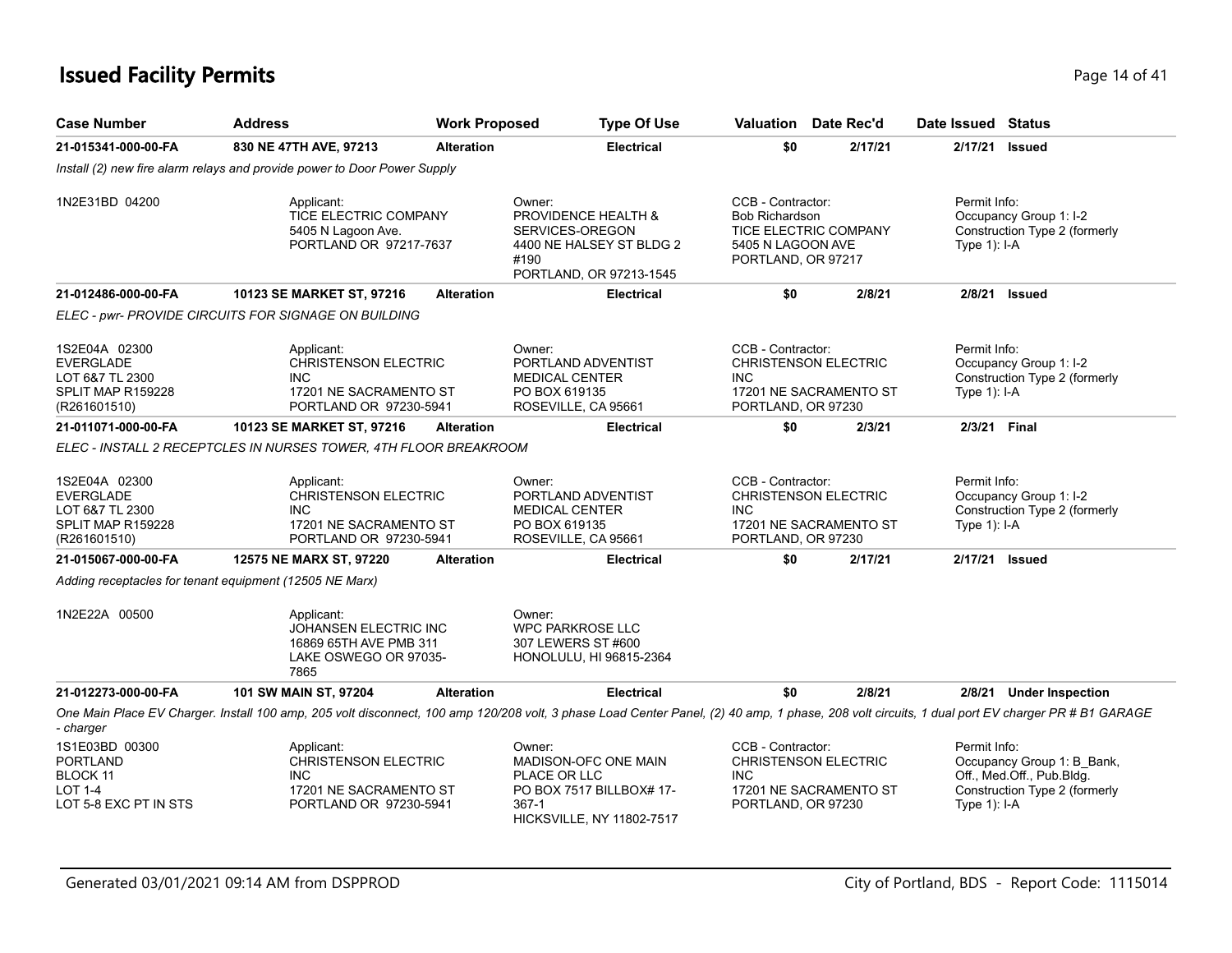# Issued Facility Permits

| Case Number | Address | Work Proposed | Type Of Use | Valuation | Date Rec'd | Date Issued | Status |
|---|---|---|---|---|---|---|---|
| 21-015341-000-00-FA | 830 NE 47TH AVE, 97213 | Alteration | Electrical | $0 | 2/17/21 | 2/17/21 | Issued |

*Install (2) new fire alarm relays and provide power to Door Power Supply*

1N2E31BD 04200

Applicant:
TICE ELECTRIC COMPANY
5405 N Lagoon Ave.
PORTLAND OR 97217-7637

Owner:
PROVIDENCE HEALTH & SERVICES-OREGON
4400 NE HALSEY ST BLDG 2 #190
PORTLAND, OR 97213-1545

CCB - Contractor:
Bob Richardson
TICE ELECTRIC COMPANY
5405 N LAGOON AVE
PORTLAND, OR 97217

Permit Info:
Occupancy Group 1: I-2
Construction Type 2 (formerly Type 1): I-A

| Case Number | Address | Work Proposed | Type Of Use | Valuation | Date Rec'd | Date Issued | Status |
|---|---|---|---|---|---|---|---|
| 21-012486-000-00-FA | 10123 SE MARKET ST, 97216 | Alteration | Electrical | $0 | 2/8/21 | 2/8/21 | Issued |

*ELEC - pwr- PROVIDE CIRCUITS FOR SIGNAGE ON BUILDING*

1S2E04A 02300
EVERGLADE
LOT 6&7 TL 2300
SPLIT MAP R159228
(R261601510)

Applicant:
CHRISTENSON ELECTRIC INC
17201 NE SACRAMENTO ST
PORTLAND OR 97230-5941

Owner:
PORTLAND ADVENTIST MEDICAL CENTER
PO BOX 619135
ROSEVILLE, CA 95661

CCB - Contractor:
CHRISTENSON ELECTRIC INC
17201 NE SACRAMENTO ST
PORTLAND, OR 97230

Permit Info:
Occupancy Group 1: I-2
Construction Type 2 (formerly Type 1): I-A

| Case Number | Address | Work Proposed | Type Of Use | Valuation | Date Rec'd | Date Issued | Status |
|---|---|---|---|---|---|---|---|
| 21-011071-000-00-FA | 10123 SE MARKET ST, 97216 | Alteration | Electrical | $0 | 2/3/21 | 2/3/21 | Final |

*ELEC - INSTALL 2 RECEPTCLES IN NURSES TOWER, 4TH FLOOR BREAKROOM*

1S2E04A 02300
EVERGLADE
LOT 6&7 TL 2300
SPLIT MAP R159228
(R261601510)

Applicant:
CHRISTENSON ELECTRIC INC
17201 NE SACRAMENTO ST
PORTLAND OR 97230-5941

Owner:
PORTLAND ADVENTIST MEDICAL CENTER
PO BOX 619135
ROSEVILLE, CA 95661

CCB - Contractor:
CHRISTENSON ELECTRIC INC
17201 NE SACRAMENTO ST
PORTLAND, OR 97230

Permit Info:
Occupancy Group 1: I-2
Construction Type 2 (formerly Type 1): I-A

| Case Number | Address | Work Proposed | Type Of Use | Valuation | Date Rec'd | Date Issued | Status |
|---|---|---|---|---|---|---|---|
| 21-015067-000-00-FA | 12575 NE MARX ST, 97220 | Alteration | Electrical | $0 | 2/17/21 | 2/17/21 | Issued |

*Adding receptacles for tenant equipment (12505 NE Marx)*

1N2E22A 00500

Applicant:
JOHANSEN ELECTRIC INC
16869 65TH AVE PMB 311
LAKE OSWEGO OR 97035-7865

Owner:
WPC PARKROSE LLC
307 LEWERS ST #600
HONOLULU, HI 96815-2364

| Case Number | Address | Work Proposed | Type Of Use | Valuation | Date Rec'd | Date Issued | Status |
|---|---|---|---|---|---|---|---|
| 21-012273-000-00-FA | 101 SW MAIN ST, 97204 | Alteration | Electrical | $0 | 2/8/21 | 2/8/21 | Under Inspection |

*One Main Place EV Charger. Install 100 amp, 205 volt disconnect, 100 amp 120/208 volt, 3 phase Load Center Panel, (2) 40 amp, 1 phase, 208 volt circuits, 1 dual port EV charger PR # B1 GARAGE - charger*

1S1E03BD 00300
PORTLAND
BLOCK 11
LOT 1-4
LOT 5-8 EXC PT IN STS

Applicant:
CHRISTENSON ELECTRIC INC
17201 NE SACRAMENTO ST
PORTLAND OR 97230-5941

Owner:
MADISON-OFC ONE MAIN PLACE OR LLC
PO BOX 7517 BILLBOX# 17-367-1
HICKSVILLE, NY 11802-7517

CCB - Contractor:
CHRISTENSON ELECTRIC INC
17201 NE SACRAMENTO ST
PORTLAND, OR 97230

Permit Info:
Occupancy Group 1: B_Bank, Off., Med.Off., Pub.Bldg.
Construction Type 2 (formerly Type 1): I-A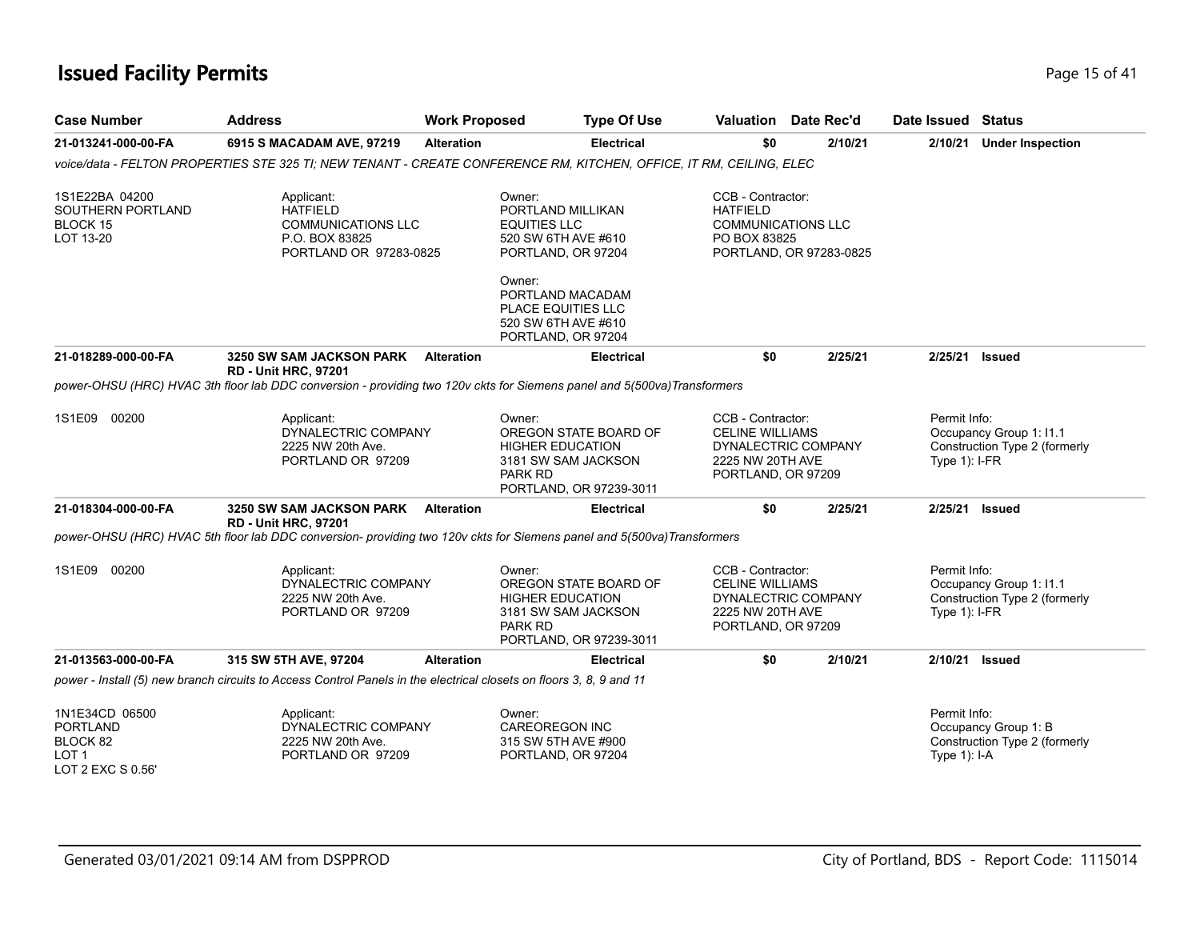# Issued Facility Permits

| Case Number | Address | Work Proposed | Type Of Use | Valuation | Date Rec'd | Date Issued | Status |
|---|---|---|---|---|---|---|---|
| **21-013241-000-00-FA** | **6915 S MACADAM AVE, 97219** | **Alteration** | **Electrical** | **$0** | **2/10/21** | **2/10/21** | **Under Inspection** |

*voice/data - FELTON PROPERTIES STE 325 TI; NEW TENANT - CREATE CONFERENCE RM, KITCHEN, OFFICE, IT RM, CEILING, ELEC*

1S1E22BA 04200
SOUTHERN PORTLAND
BLOCK 15
LOT 13-20

Applicant:
HATFIELD
COMMUNICATIONS LLC
P.O. BOX 83825
PORTLAND OR 97283-0825

Owner:
PORTLAND MILLIKAN
EQUITIES LLC
520 SW 6TH AVE #610
PORTLAND, OR 97204

Owner:
PORTLAND MACADAM
PLACE EQUITIES LLC
520 SW 6TH AVE #610
PORTLAND, OR 97204

CCB - Contractor:
HATFIELD
COMMUNICATIONS LLC
PO BOX 83825
PORTLAND, OR 97283-0825

| Case Number | Address | Work Proposed | Type Of Use | Valuation | Date Rec'd | Date Issued | Status |
|---|---|---|---|---|---|---|---|
| **21-018289-000-00-FA** | **3250 SW SAM JACKSON PARK RD - Unit HRC, 97201** | **Alteration** | **Electrical** | **$0** | **2/25/21** | **2/25/21** | **Issued** |

*power-OHSU (HRC) HVAC 3th floor lab DDC conversion - providing two 120v ckts for Siemens panel and 5(500va)Transformers*

1S1E09 00200

Applicant:
DYNALECTRIC COMPANY
2225 NW 20th Ave.
PORTLAND OR 97209

Owner:
OREGON STATE BOARD OF
HIGHER EDUCATION
3181 SW SAM JACKSON
PARK RD
PORTLAND, OR 97239-3011

CCB - Contractor:
CELINE WILLIAMS
DYNALECTRIC COMPANY
2225 NW 20TH AVE
PORTLAND, OR 97209

Permit Info:
Occupancy Group 1: I1.1
Construction Type 2 (formerly Type 1): I-FR

| Case Number | Address | Work Proposed | Type Of Use | Valuation | Date Rec'd | Date Issued | Status |
|---|---|---|---|---|---|---|---|
| **21-018304-000-00-FA** | **3250 SW SAM JACKSON PARK RD - Unit HRC, 97201** | **Alteration** | **Electrical** | **$0** | **2/25/21** | **2/25/21** | **Issued** |

*power-OHSU (HRC) HVAC 5th floor lab DDC conversion- providing two 120v ckts for Siemens panel and 5(500va)Transformers*

1S1E09 00200

Applicant:
DYNALECTRIC COMPANY
2225 NW 20th Ave.
PORTLAND OR 97209

Owner:
OREGON STATE BOARD OF
HIGHER EDUCATION
3181 SW SAM JACKSON
PARK RD
PORTLAND, OR 97239-3011

CCB - Contractor:
CELINE WILLIAMS
DYNALECTRIC COMPANY
2225 NW 20TH AVE
PORTLAND, OR 97209

Permit Info:
Occupancy Group 1: I1.1
Construction Type 2 (formerly Type 1): I-FR

| Case Number | Address | Work Proposed | Type Of Use | Valuation | Date Rec'd | Date Issued | Status |
|---|---|---|---|---|---|---|---|
| **21-013563-000-00-FA** | **315 SW 5TH AVE, 97204** | **Alteration** | **Electrical** | **$0** | **2/10/21** | **2/10/21** | **Issued** |

*power - Install (5) new branch circuits to Access Control Panels in the electrical closets on floors 3, 8, 9 and 11*

1N1E34CD 06500
PORTLAND
BLOCK 82
LOT 1
LOT 2 EXC S 0.56'

Applicant:
DYNALECTRIC COMPANY
2225 NW 20th Ave.
PORTLAND OR 97209

Owner:
CAREOREGON INC
315 SW 5TH AVE #900
PORTLAND, OR 97204

Permit Info:
Occupancy Group 1: B
Construction Type 2 (formerly Type 1): I-A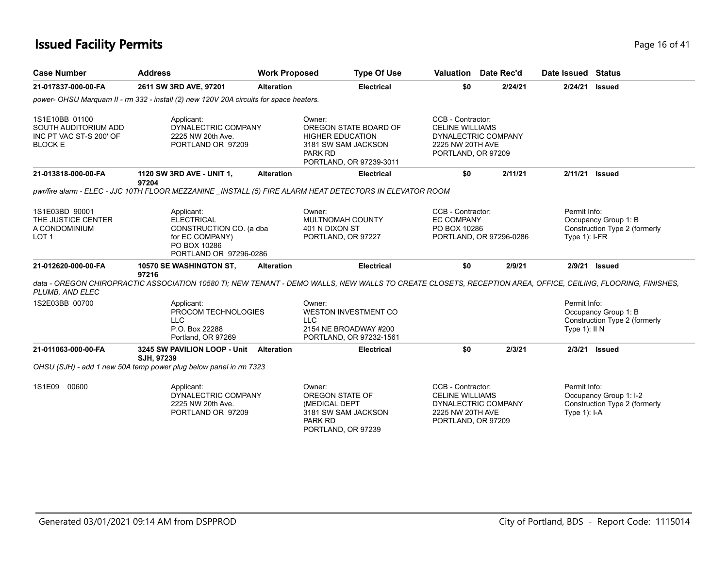# Issued Facility Permits

| Case Number | Address | Work Proposed | Type Of Use | Valuation | Date Rec'd | Date Issued | Status |
|---|---|---|---|---|---|---|---|
| 21-017837-000-00-FA | 2611 SW 3RD AVE, 97201 | Alteration | Electrical | $0 | 2/24/21 | 2/24/21 | Issued |

*power- OHSU Marquam II - rm 332 - install (2) new 120V 20A circuits for space heaters.*

1S1E10BB 01100
SOUTH AUDITORIUM ADD INC PT VAC ST-S 200' OF BLOCK E

Applicant:
DYNALECTRIC COMPANY
2225 NW 20th Ave.
PORTLAND OR 97209

Owner:
OREGON STATE BOARD OF HIGHER EDUCATION
3181 SW SAM JACKSON PARK RD
PORTLAND, OR 97239-3011

CCB - Contractor:
CELINE WILLIAMS
DYNALECTRIC COMPANY
2225 NW 20TH AVE
PORTLAND, OR 97209

| Case Number | Address | Work Proposed | Type Of Use | Valuation | Date Rec'd | Date Issued | Status |
|---|---|---|---|---|---|---|---|
| 21-013818-000-00-FA | 1120 SW 3RD AVE - UNIT 1, 97204 | Alteration | Electrical | $0 | 2/11/21 | 2/11/21 | Issued |

*pwr/fire alarm - ELEC - JJC 10TH FLOOR MEZZANINE _INSTALL (5) FIRE ALARM HEAT DETECTORS IN ELEVATOR ROOM*

1S1E03BD 90001
THE JUSTICE CENTER A CONDOMINIUM
LOT 1

Applicant:
ELECTRICAL CONSTRUCTION CO. (a dba for EC COMPANY)
PO BOX 10286
PORTLAND OR 97296-0286

Owner:
MULTNOMAH COUNTY
401 N DIXON ST
PORTLAND, OR 97227

CCB - Contractor:
EC COMPANY
PO BOX 10286
PORTLAND, OR 97296-0286

Permit Info:
Occupancy Group 1: B
Construction Type 2 (formerly Type 1): I-FR

| Case Number | Address | Work Proposed | Type Of Use | Valuation | Date Rec'd | Date Issued | Status |
|---|---|---|---|---|---|---|---|
| 21-012620-000-00-FA | 10570 SE WASHINGTON ST, 97216 | Alteration | Electrical | $0 | 2/9/21 | 2/9/21 | Issued |

*data - OREGON CHIROPRACTIC ASSOCIATION 10580 TI; NEW TENANT - DEMO WALLS, NEW WALLS TO CREATE CLOSETS, RECEPTION AREA, OFFICE, CEILING, FLOORING, FINISHES, PLUMB, AND ELEC*

1S2E03BB 00700

Applicant:
PROCOM TECHNOLOGIES LLC
P.O. Box 22288
Portland, OR 97269

Owner:
WESTON INVESTMENT CO LLC
2154 NE BROADWAY #200
PORTLAND, OR 97232-1561

Permit Info:
Occupancy Group 1: B
Construction Type 2 (formerly Type 1): II N

| Case Number | Address | Work Proposed | Type Of Use | Valuation | Date Rec'd | Date Issued | Status |
|---|---|---|---|---|---|---|---|
| 21-011063-000-00-FA | 3245 SW PAVILION LOOP - Unit SJH, 97239 | Alteration | Electrical | $0 | 2/3/21 | 2/3/21 | Issued |

*OHSU (SJH) - add 1 new 50A temp power plug below panel in rm 7323*

1S1E09 00600

Applicant:
DYNALECTRIC COMPANY
2225 NW 20th Ave.
PORTLAND OR 97209

Owner:
OREGON STATE OF (MEDICAL DEPT
3181 SW SAM JACKSON PARK RD
PORTLAND, OR 97239

CCB - Contractor:
CELINE WILLIAMS
DYNALECTRIC COMPANY
2225 NW 20TH AVE
PORTLAND, OR 97209

Permit Info:
Occupancy Group 1: I-2
Construction Type 2 (formerly Type 1): I-A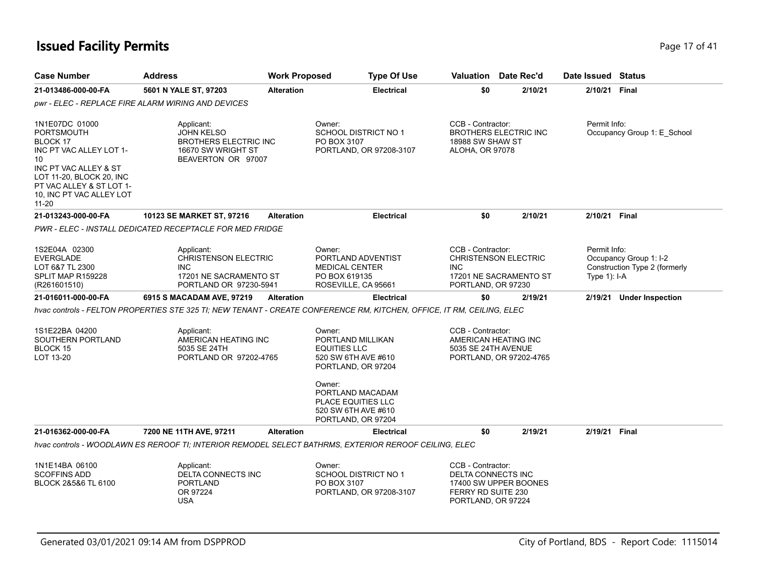## Issued Facility Permits

| Case Number | Address | Work Proposed | Type Of Use | Valuation | Date Rec'd | Date Issued | Status |
|---|---|---|---|---|---|---|---|
| 21-013486-000-00-FA | 5601 N YALE ST, 97203 | Alteration | Electrical | $0 | 2/10/21 | 2/10/21 | Final |

*pwr - ELEC - REPLACE FIRE ALARM WIRING AND DEVICES*

1N1E07DC 01000
PORTSMOUTH
BLOCK 17
INC PT VAC ALLEY LOT 1-10
INC PT VAC ALLEY & ST LOT 11-20, BLOCK 20, INC PT VAC ALLEY & ST LOT 1-10, INC PT VAC ALLEY LOT 11-20

Applicant:
JOHN KELSO
BROTHERS ELECTRIC INC
16670 SW WRIGHT ST
BEAVERTON OR 97007

Owner:
SCHOOL DISTRICT NO 1
PO BOX 3107
PORTLAND, OR 97208-3107

CCB - Contractor:
BROTHERS ELECTRIC INC
18988 SW SHAW ST
ALOHA, OR 97078

Permit Info:
Occupancy Group 1: E_School

| Case Number | Address | Work Proposed | Type Of Use | Valuation | Date Rec'd | Date Issued | Status |
|---|---|---|---|---|---|---|---|
| 21-013243-000-00-FA | 10123 SE MARKET ST, 97216 | Alteration | Electrical | $0 | 2/10/21 | 2/10/21 | Final |

*PWR - ELEC - INSTALL DEDICATED RECEPTACLE FOR MED FRIDGE*

1S2E04A 02300
EVERGLADE
LOT 6&7 TL 2300
SPLIT MAP R159228
(R261601510)

Applicant:
CHRISTENSON ELECTRIC INC
17201 NE SACRAMENTO ST
PORTLAND OR 97230-5941

Owner:
PORTLAND ADVENTIST MEDICAL CENTER
PO BOX 619135
ROSEVILLE, CA 95661

CCB - Contractor:
CHRISTENSON ELECTRIC INC
17201 NE SACRAMENTO ST
PORTLAND, OR 97230

Permit Info:
Occupancy Group 1: I-2
Construction Type 2 (formerly Type 1): I-A

| Case Number | Address | Work Proposed | Type Of Use | Valuation | Date Rec'd | Date Issued | Status |
|---|---|---|---|---|---|---|---|
| 21-016011-000-00-FA | 6915 S MACADAM AVE, 97219 | Alteration | Electrical | $0 | 2/19/21 | 2/19/21 | Under Inspection |

*hvac controls - FELTON PROPERTIES STE 325 TI; NEW TENANT - CREATE CONFERENCE RM, KITCHEN, OFFICE, IT RM, CEILING, ELEC*

1S1E22BA 04200
SOUTHERN PORTLAND
BLOCK 15
LOT 13-20

Applicant:
AMERICAN HEATING INC
5035 SE 24TH
PORTLAND OR 97202-4765

Owner:
PORTLAND MILLIKAN EQUITIES LLC
520 SW 6TH AVE #610
PORTLAND, OR 97204

Owner:
PORTLAND MACADAM PLACE EQUITIES LLC
520 SW 6TH AVE #610
PORTLAND, OR 97204

CCB - Contractor:
AMERICAN HEATING INC
5035 SE 24TH AVENUE
PORTLAND, OR 97202-4765

| Case Number | Address | Work Proposed | Type Of Use | Valuation | Date Rec'd | Date Issued | Status |
|---|---|---|---|---|---|---|---|
| 21-016362-000-00-FA | 7200 NE 11TH AVE, 97211 | Alteration | Electrical | $0 | 2/19/21 | 2/19/21 | Final |

*hvac controls - WOODLAWN ES REROOF TI; INTERIOR REMODEL SELECT BATHRMS, EXTERIOR REROOF CEILING, ELEC*

1N1E14BA 06100
SCOFFINS ADD
BLOCK 2&5&6 TL 6100

Applicant:
DELTA CONNECTS INC
PORTLAND
OR 97224
USA

Owner:
SCHOOL DISTRICT NO 1
PO BOX 3107
PORTLAND, OR 97208-3107

CCB - Contractor:
DELTA CONNECTS INC
17400 SW UPPER BOONES FERRY RD SUITE 230
PORTLAND, OR 97224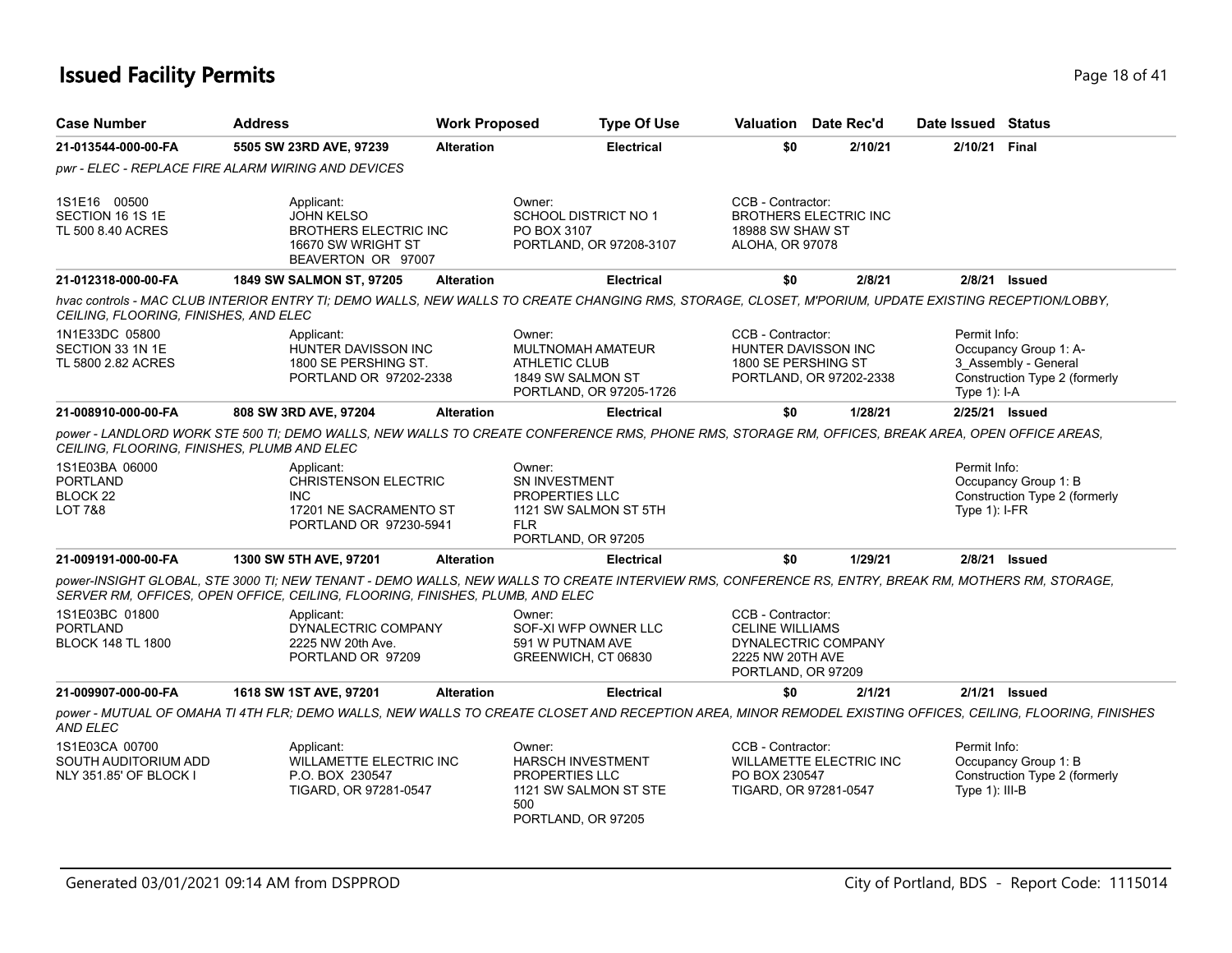# Issued Facility Permits

| Case Number | Address | Work Proposed | Type Of Use | Valuation | Date Rec'd | Date Issued | Status |
|---|---|---|---|---|---|---|---|
| 21-013544-000-00-FA | 5505 SW 23RD AVE, 97239 | Alteration | Electrical | $0 | 2/10/21 | 2/10/21 | Final |

*pwr - ELEC - REPLACE FIRE ALARM WIRING AND DEVICES*

1S1E16 00500
SECTION 16 1S 1E
TL 500 8.40 ACRES

Applicant:
JOHN KELSO
BROTHERS ELECTRIC INC
16670 SW WRIGHT ST
BEAVERTON OR 97007

Owner:
SCHOOL DISTRICT NO 1
PO BOX 3107
PORTLAND, OR 97208-3107

CCB - Contractor:
BROTHERS ELECTRIC INC
18988 SW SHAW ST
ALOHA, OR 97078

| Case Number | Address | Work Proposed | Type Of Use | Valuation | Date Rec'd | Date Issued | Status |
|---|---|---|---|---|---|---|---|
| 21-012318-000-00-FA | 1849 SW SALMON ST, 97205 | Alteration | Electrical | $0 | 2/8/21 | 2/8/21 | Issued |

*hvac controls - MAC CLUB INTERIOR ENTRY TI; DEMO WALLS, NEW WALLS TO CREATE CHANGING RMS, STORAGE, CLOSET, M'PORIUM, UPDATE EXISTING RECEPTION/LOBBY, CEILING, FLOORING, FINISHES, AND ELEC*

1N1E33DC 05800
SECTION 33 1N 1E
TL 5800 2.82 ACRES

Applicant:
HUNTER DAVISSON INC
1800 SE PERSHING ST.
PORTLAND OR 97202-2338

Owner:
MULTNOMAH AMATEUR
ATHLETIC CLUB
1849 SW SALMON ST
PORTLAND, OR 97205-1726

CCB - Contractor:
HUNTER DAVISSON INC
1800 SE PERSHING ST
PORTLAND, OR 97202-2338

Permit Info:
Occupancy Group 1: A-3_Assembly - General
Construction Type 2 (formerly Type 1): I-A

| Case Number | Address | Work Proposed | Type Of Use | Valuation | Date Rec'd | Date Issued | Status |
|---|---|---|---|---|---|---|---|
| 21-008910-000-00-FA | 808 SW 3RD AVE, 97204 | Alteration | Electrical | $0 | 1/28/21 | 2/25/21 | Issued |

*power - LANDLORD WORK STE 500 TI; DEMO WALLS, NEW WALLS TO CREATE CONFERENCE RMS, PHONE RMS, STORAGE RM, OFFICES, BREAK AREA, OPEN OFFICE AREAS, CEILING, FLOORING, FINISHES, PLUMB AND ELEC*

1S1E03BA 06000
PORTLAND
BLOCK 22
LOT 7&8

Applicant:
CHRISTENSON ELECTRIC INC
17201 NE SACRAMENTO ST
PORTLAND OR 97230-5941

Owner:
SN INVESTMENT PROPERTIES LLC
1121 SW SALMON ST 5TH FLR
PORTLAND, OR 97205

Permit Info:
Occupancy Group 1: B
Construction Type 2 (formerly Type 1): I-FR

| Case Number | Address | Work Proposed | Type Of Use | Valuation | Date Rec'd | Date Issued | Status |
|---|---|---|---|---|---|---|---|
| 21-009191-000-00-FA | 1300 SW 5TH AVE, 97201 | Alteration | Electrical | $0 | 1/29/21 | 2/8/21 | Issued |

*power-INSIGHT GLOBAL, STE 3000 TI; NEW TENANT - DEMO WALLS, NEW WALLS TO CREATE INTERVIEW RMS, CONFERENCE RS, ENTRY, BREAK RM, MOTHERS RM, STORAGE, SERVER RM, OFFICES, OPEN OFFICE, CEILING, FLOORING, FINISHES, PLUMB, AND ELEC*

1S1E03BC 01800
PORTLAND
BLOCK 148 TL 1800

Applicant:
DYNALECTRIC COMPANY
2225 NW 20th Ave.
PORTLAND OR 97209

Owner:
SOF-XI WFP OWNER LLC
591 W PUTNAM AVE
GREENWICH, CT 06830

CCB - Contractor:
CELINE WILLIAMS
DYNALECTRIC COMPANY
2225 NW 20TH AVE
PORTLAND, OR 97209

| Case Number | Address | Work Proposed | Type Of Use | Valuation | Date Rec'd | Date Issued | Status |
|---|---|---|---|---|---|---|---|
| 21-009907-000-00-FA | 1618 SW 1ST AVE, 97201 | Alteration | Electrical | $0 | 2/1/21 | 2/1/21 | Issued |

*power - MUTUAL OF OMAHA TI 4TH FLR; DEMO WALLS, NEW WALLS TO CREATE CLOSET AND RECEPTION AREA, MINOR REMODEL EXISTING OFFICES, CEILING, FLOORING, FINISHES AND ELEC*

1S1E03CA 00700
SOUTH AUDITORIUM ADD
NLY 351.85' OF BLOCK I

Applicant:
WILLAMETTE ELECTRIC INC
P.O. BOX 230547
TIGARD, OR 97281-0547

Owner:
HARSCH INVESTMENT PROPERTIES LLC
1121 SW SALMON ST STE 500
PORTLAND, OR 97205

CCB - Contractor:
WILLAMETTE ELECTRIC INC
PO BOX 230547
TIGARD, OR 97281-0547

Permit Info:
Occupancy Group 1: B
Construction Type 2 (formerly Type 1): III-B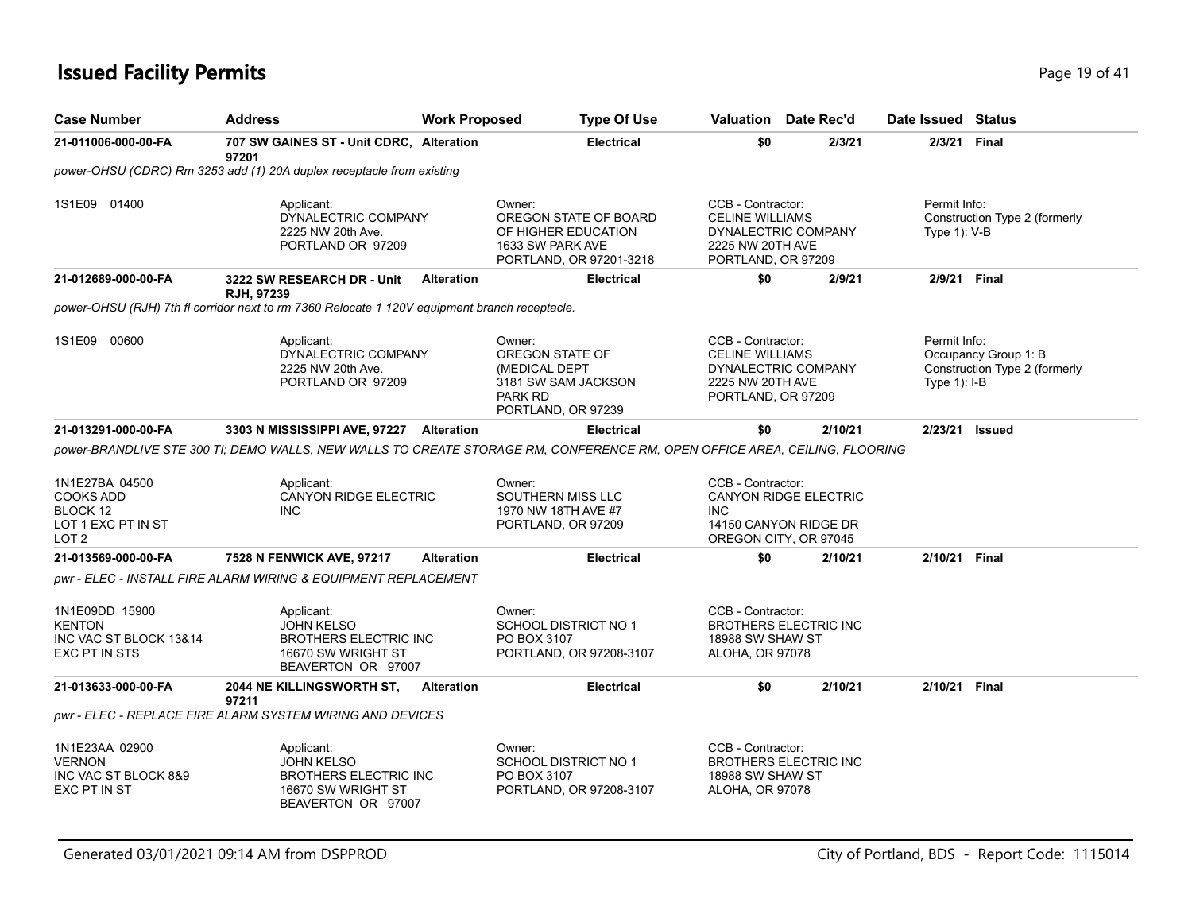# Issued Facility Permits

| Case Number | Address | Work Proposed | Type Of Use | Valuation | Date Rec'd | Date Issued | Status |
|---|---|---|---|---|---|---|---|
| 21-011006-000-00-FA | 707 SW GAINES ST - Unit CDRC, 97201 | Alteration | Electrical | $0 | 2/3/21 | 2/3/21 | Final |

*power-OHSU (CDRC) Rm 3253 add (1) 20A duplex receptacle from existing*

1S1E09 01400

Applicant:
DYNALECTRIC COMPANY
2225 NW 20th Ave.
PORTLAND OR 97209

Owner:
OREGON STATE OF BOARD
OF HIGHER EDUCATION
1633 SW PARK AVE
PORTLAND, OR 97201-3218

CCB - Contractor:
CELINE WILLIAMS
DYNALECTRIC COMPANY
2225 NW 20TH AVE
PORTLAND, OR 97209

Permit Info:
Construction Type 2 (formerly Type 1): V-B

| Case Number | Address | Work Proposed | Type Of Use | Valuation | Date Rec'd | Date Issued | Status |
|---|---|---|---|---|---|---|---|
| 21-012689-000-00-FA | 3222 SW RESEARCH DR - Unit RJH, 97239 | Alteration | Electrical | $0 | 2/9/21 | 2/9/21 | Final |

*power-OHSU (RJH) 7th fl corridor next to rm 7360 Relocate 1 120V equipment branch receptacle.*

1S1E09 00600

Applicant:
DYNALECTRIC COMPANY
2225 NW 20th Ave.
PORTLAND OR 97209

Owner:
OREGON STATE OF
(MEDICAL DEPT
3181 SW SAM JACKSON
PARK RD
PORTLAND, OR 97239

CCB - Contractor:
CELINE WILLIAMS
DYNALECTRIC COMPANY
2225 NW 20TH AVE
PORTLAND, OR 97209

Permit Info:
Occupancy Group 1: B
Construction Type 2 (formerly Type 1): I-B

| Case Number | Address | Work Proposed | Type Of Use | Valuation | Date Rec'd | Date Issued | Status |
|---|---|---|---|---|---|---|---|
| 21-013291-000-00-FA | 3303 N MISSISSIPPI AVE, 97227 | Alteration | Electrical | $0 | 2/10/21 | 2/23/21 | Issued |

*power-BRANDLIVE STE 300 TI; DEMO WALLS, NEW WALLS TO CREATE STORAGE RM, CONFERENCE RM, OPEN OFFICE AREA, CEILING, FLOORING*

1N1E27BA 04500
COOKS ADD
BLOCK 12
LOT 1 EXC PT IN ST
LOT 2

Applicant:
CANYON RIDGE ELECTRIC
INC

Owner:
SOUTHERN MISS LLC
1970 NW 18TH AVE #7
PORTLAND, OR 97209

CCB - Contractor:
CANYON RIDGE ELECTRIC
INC
14150 CANYON RIDGE DR
OREGON CITY, OR 97045

| Case Number | Address | Work Proposed | Type Of Use | Valuation | Date Rec'd | Date Issued | Status |
|---|---|---|---|---|---|---|---|
| 21-013569-000-00-FA | 7528 N FENWICK AVE, 97217 | Alteration | Electrical | $0 | 2/10/21 | 2/10/21 | Final |

*pwr - ELEC - INSTALL FIRE ALARM WIRING & EQUIPMENT REPLACEMENT*

1N1E09DD 15900
KENTON
INC VAC ST BLOCK 13&14
EXC PT IN STS

Applicant:
JOHN KELSO
BROTHERS ELECTRIC INC
16670 SW WRIGHT ST
BEAVERTON OR 97007

Owner:
SCHOOL DISTRICT NO 1
PO BOX 3107
PORTLAND, OR 97208-3107

CCB - Contractor:
BROTHERS ELECTRIC INC
18988 SW SHAW ST
ALOHA, OR 97078

| Case Number | Address | Work Proposed | Type Of Use | Valuation | Date Rec'd | Date Issued | Status |
|---|---|---|---|---|---|---|---|
| 21-013633-000-00-FA | 2044 NE KILLINGSWORTH ST, 97211 | Alteration | Electrical | $0 | 2/10/21 | 2/10/21 | Final |

*pwr - ELEC - REPLACE FIRE ALARM SYSTEM WIRING AND DEVICES*

1N1E23AA 02900
VERNON
INC VAC ST BLOCK 8&9
EXC PT IN ST

Applicant:
JOHN KELSO
BROTHERS ELECTRIC INC
16670 SW WRIGHT ST
BEAVERTON OR 97007

Owner:
SCHOOL DISTRICT NO 1
PO BOX 3107
PORTLAND, OR 97208-3107

CCB - Contractor:
BROTHERS ELECTRIC INC
18988 SW SHAW ST
ALOHA, OR 97078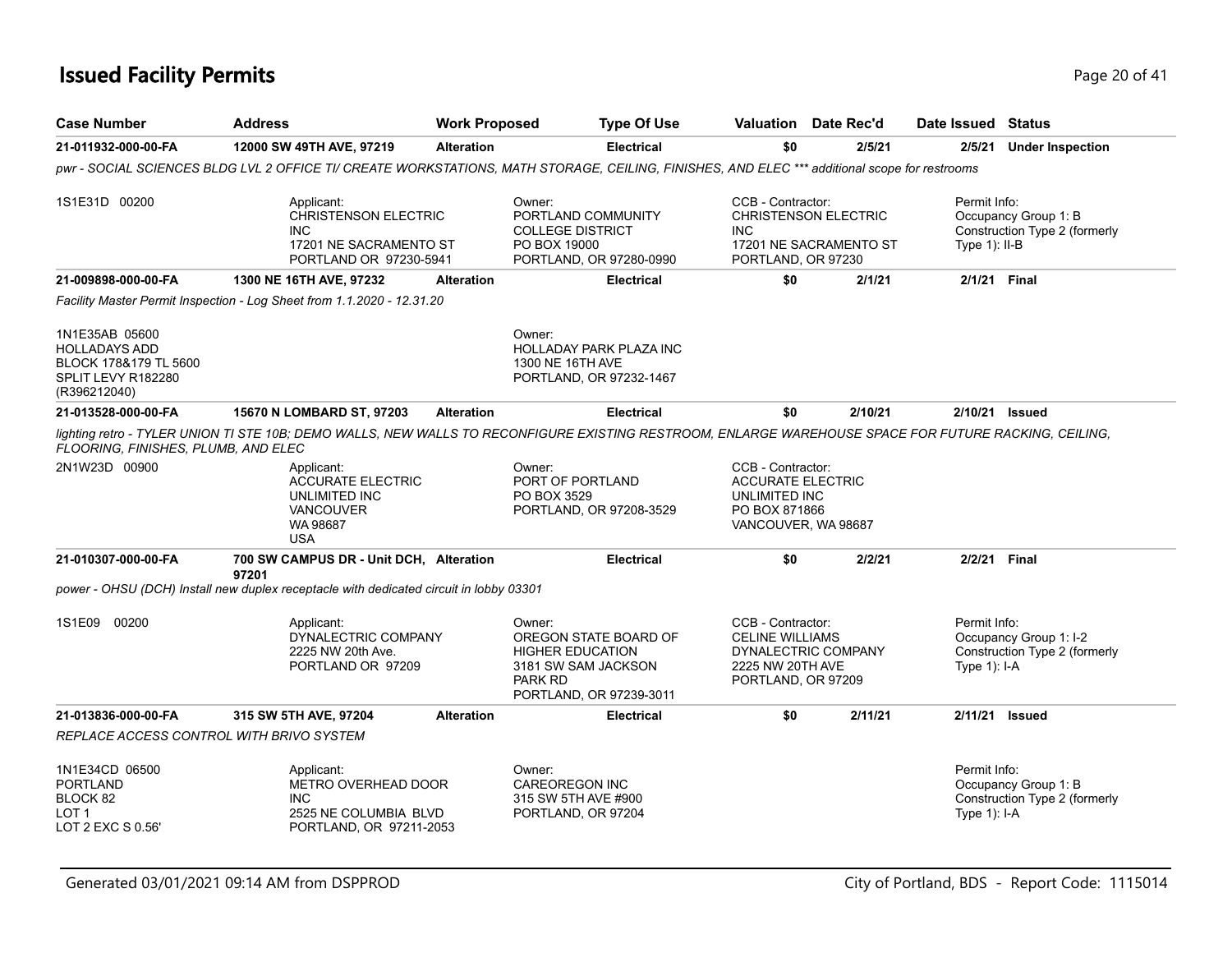# Issued Facility Permits

| Case Number | Address | Work Proposed | Type Of Use | Valuation | Date Rec'd | Date Issued | Status |
|---|---|---|---|---|---|---|---|
| 21-011932-000-00-FA | 12000 SW 49TH AVE, 97219 | Alteration | Electrical | $0 | 2/5/21 | 2/5/21 | Under Inspection |

*pwr - SOCIAL SCIENCES BLDG LVL 2 OFFICE TI/ CREATE WORKSTATIONS, MATH STORAGE, CEILING, FINISHES, AND ELEC *** additional scope for restrooms*

1S1E31D 00200

Applicant: CHRISTENSON ELECTRIC INC, 17201 NE SACRAMENTO ST, PORTLAND OR 97230-5941

Owner: PORTLAND COMMUNITY COLLEGE DISTRICT, PO BOX 19000, PORTLAND, OR 97280-0990

CCB - Contractor: CHRISTENSON ELECTRIC INC, 17201 NE SACRAMENTO ST, PORTLAND, OR 97230

Permit Info: Occupancy Group 1: B; Construction Type 2 (formerly Type 1): II-B

| Case Number | Address | Work Proposed | Type Of Use | Valuation | Date Rec'd | Date Issued | Status |
|---|---|---|---|---|---|---|---|
| 21-009898-000-00-FA | 1300 NE 16TH AVE, 97232 | Alteration | Electrical | $0 | 2/1/21 | 2/1/21 | Final |

*Facility Master Permit Inspection - Log Sheet from 1.1.2020 - 12.31.20*

1N1E35AB 05600, HOLLADAYS ADD, BLOCK 178&179 TL 5600, SPLIT LEVY R182280 (R396212040)

Owner: HOLLADAY PARK PLAZA INC, 1300 NE 16TH AVE, PORTLAND, OR 97232-1467

| Case Number | Address | Work Proposed | Type Of Use | Valuation | Date Rec'd | Date Issued | Status |
|---|---|---|---|---|---|---|---|
| 21-013528-000-00-FA | 15670 N LOMBARD ST, 97203 | Alteration | Electrical | $0 | 2/10/21 | 2/10/21 | Issued |

*lighting retro - TYLER UNION TI STE 10B; DEMO WALLS, NEW WALLS TO RECONFIGURE EXISTING RESTROOM, ENLARGE WAREHOUSE SPACE FOR FUTURE RACKING, CEILING, FLOORING, FINISHES, PLUMB, AND ELEC*

2N1W23D 00900

Applicant: ACCURATE ELECTRIC UNLIMITED INC, VANCOUVER, WA 98687, USA

Owner: PORT OF PORTLAND, PO BOX 3529, PORTLAND, OR 97208-3529

CCB - Contractor: ACCURATE ELECTRIC UNLIMITED INC, PO BOX 871866, VANCOUVER, WA 98687

| Case Number | Address | Work Proposed | Type Of Use | Valuation | Date Rec'd | Date Issued | Status |
|---|---|---|---|---|---|---|---|
| 21-010307-000-00-FA | 700 SW CAMPUS DR - Unit DCH, 97201 | Alteration | Electrical | $0 | 2/2/21 | 2/2/21 | Final |

*power - OHSU (DCH) Install new duplex receptacle with dedicated circuit in lobby 03301*

1S1E09 00200

Applicant: DYNALECTRIC COMPANY, 2225 NW 20th Ave., PORTLAND OR 97209

Owner: OREGON STATE BOARD OF HIGHER EDUCATION, 3181 SW SAM JACKSON PARK RD, PORTLAND, OR 97239-3011

CCB - Contractor: CELINE WILLIAMS, DYNALECTRIC COMPANY, 2225 NW 20TH AVE, PORTLAND, OR 97209

Permit Info: Occupancy Group 1: I-2; Construction Type 2 (formerly Type 1): I-A

| Case Number | Address | Work Proposed | Type Of Use | Valuation | Date Rec'd | Date Issued | Status |
|---|---|---|---|---|---|---|---|
| 21-013836-000-00-FA | 315 SW 5TH AVE, 97204 | Alteration | Electrical | $0 | 2/11/21 | 2/11/21 | Issued |

*REPLACE ACCESS CONTROL WITH BRIVO SYSTEM*

1N1E34CD 06500, PORTLAND, BLOCK 82, LOT 1, LOT 2 EXC S 0.56'

Applicant: METRO OVERHEAD DOOR INC, 2525 NE COLUMBIA BLVD, PORTLAND, OR 97211-2053

Owner: CAREOREGON INC, 315 SW 5TH AVE #900, PORTLAND, OR 97204

Permit Info: Occupancy Group 1: B; Construction Type 2 (formerly Type 1): I-A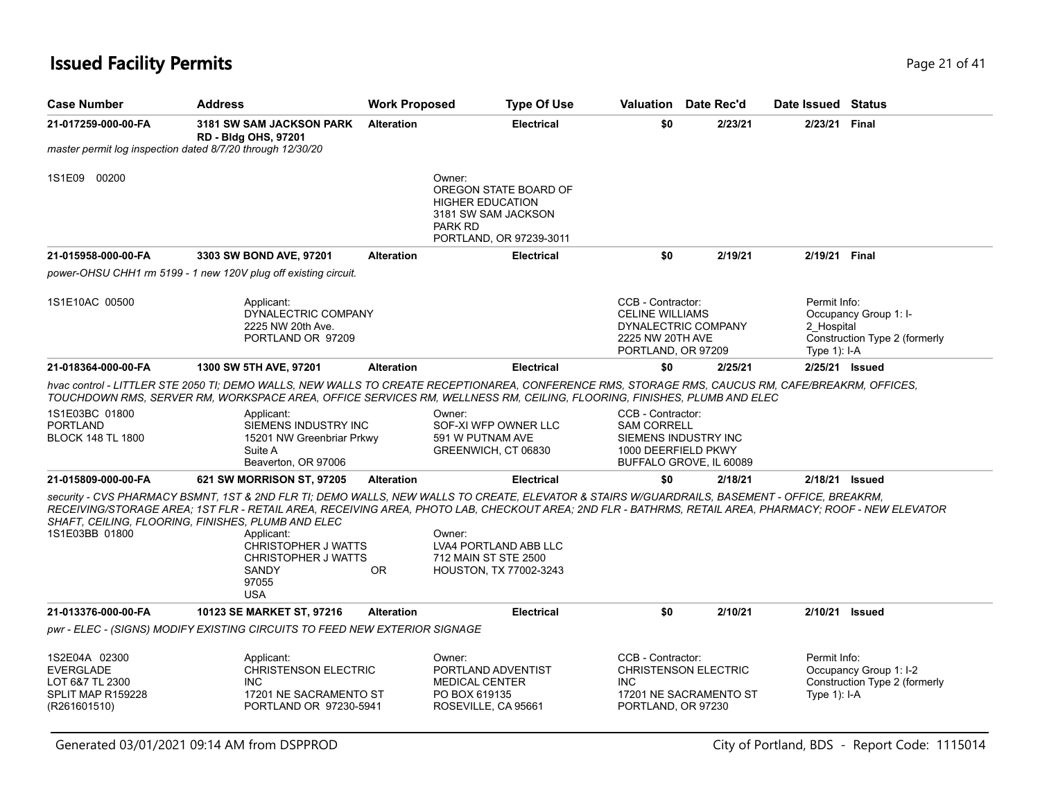# Issued Facility Permits

| Case Number | Address | Work Proposed | Type Of Use | Valuation | Date Rec'd | Date Issued | Status |
|---|---|---|---|---|---|---|---|
| 21-017259-000-00-FA | 3181 SW SAM JACKSON PARK RD - Bldg OHS, 97201 | Alteration | Electrical | $0 | 2/23/21 | 2/23/21 | Final |

*master permit log inspection dated 8/7/20 through 12/30/20*

1S1E09 00200

Owner:
OREGON STATE BOARD OF HIGHER EDUCATION
3181 SW SAM JACKSON PARK RD
PORTLAND, OR 97239-3011

| Case Number | Address | Work Proposed | Type Of Use | Valuation | Date Rec'd | Date Issued | Status |
|---|---|---|---|---|---|---|---|
| 21-015958-000-00-FA | 3303 SW BOND AVE, 97201 | Alteration | Electrical | $0 | 2/19/21 | 2/19/21 | Final |

*power-OHSU CHH1 rm 5199 - 1 new 120V plug off existing circuit.*

1S1E10AC 00500

Applicant:
DYNALECTRIC COMPANY
2225 NW 20th Ave.
PORTLAND OR 97209

CCB - Contractor:
CELINE WILLIAMS
DYNALECTRIC COMPANY
2225 NW 20TH AVE
PORTLAND, OR 97209

Permit Info:
Occupancy Group 1: I-2_Hospital
Construction Type 2 (formerly Type 1): I-A

| Case Number | Address | Work Proposed | Type Of Use | Valuation | Date Rec'd | Date Issued | Status |
|---|---|---|---|---|---|---|---|
| 21-018364-000-00-FA | 1300 SW 5TH AVE, 97201 | Alteration | Electrical | $0 | 2/25/21 | 2/25/21 | Issued |

*hvac control - LITTLER STE 2050 TI; DEMO WALLS, NEW WALLS TO CREATE RECEPTIONAREA, CONFERENCE RMS, STORAGE RMS, CAUCUS RM, CAFE/BREAKRM, OFFICES, TOUCHDOWN RMS, SERVER RM, WORKSPACE AREA, OFFICE SERVICES RM, WELLNESS RM, CEILING, FLOORING, FINISHES, PLUMB AND ELEC*

1S1E03BC 01800
PORTLAND
BLOCK 148 TL 1800

Applicant:
SIEMENS INDUSTRY INC
15201 NW Greenbriar Prkwy
Suite A
Beaverton, OR 97006

Owner:
SOF-XI WFP OWNER LLC
591 W PUTNAM AVE
GREENWICH, CT 06830

CCB - Contractor:
SAM CORRELL
SIEMENS INDUSTRY INC
1000 DEERFIELD PKWY
BUFFALO GROVE, IL 60089

| Case Number | Address | Work Proposed | Type Of Use | Valuation | Date Rec'd | Date Issued | Status |
|---|---|---|---|---|---|---|---|
| 21-015809-000-00-FA | 621 SW MORRISON ST, 97205 | Alteration | Electrical | $0 | 2/18/21 | 2/18/21 | Issued |

*security - CVS PHARMACY BSMNT, 1ST & 2ND FLR TI; DEMO WALLS, NEW WALLS TO CREATE, ELEVATOR & STAIRS W/GUARDRAILS, BASEMENT - OFFICE, BREAKRM, RECEIVING/STORAGE AREA; 1ST FLR - RETAIL AREA, RECEIVING AREA, PHOTO LAB, CHECKOUT AREA; 2ND FLR - BATHRMS, RETAIL AREA, PHARMACY; ROOF - NEW ELEVATOR SHAFT, CEILING, FLOORING, FINISHES, PLUMB AND ELEC*

1S1E03BB 01800

Applicant:
CHRISTOPHER J WATTS
CHRISTOPHER J WATTS
SANDY OR
97055
USA

Owner:
LVA4 PORTLAND ABB LLC
712 MAIN ST STE 2500
HOUSTON, TX 77002-3243

| Case Number | Address | Work Proposed | Type Of Use | Valuation | Date Rec'd | Date Issued | Status |
|---|---|---|---|---|---|---|---|
| 21-013376-000-00-FA | 10123 SE MARKET ST, 97216 | Alteration | Electrical | $0 | 2/10/21 | 2/10/21 | Issued |

*pwr - ELEC - (SIGNS) MODIFY EXISTING CIRCUITS TO FEED NEW EXTERIOR SIGNAGE*

1S2E04A 02300
EVERGLADE
LOT 6&7 TL 2300
SPLIT MAP R159228
(R261601510)

Applicant:
CHRISTENSON ELECTRIC INC
17201 NE SACRAMENTO ST
PORTLAND OR 97230-5941

Owner:
PORTLAND ADVENTIST MEDICAL CENTER
PO BOX 619135
ROSEVILLE, CA 95661

CCB - Contractor:
CHRISTENSON ELECTRIC INC
17201 NE SACRAMENTO ST
PORTLAND, OR 97230

Permit Info:
Occupancy Group 1: I-2
Construction Type 2 (formerly Type 1): I-A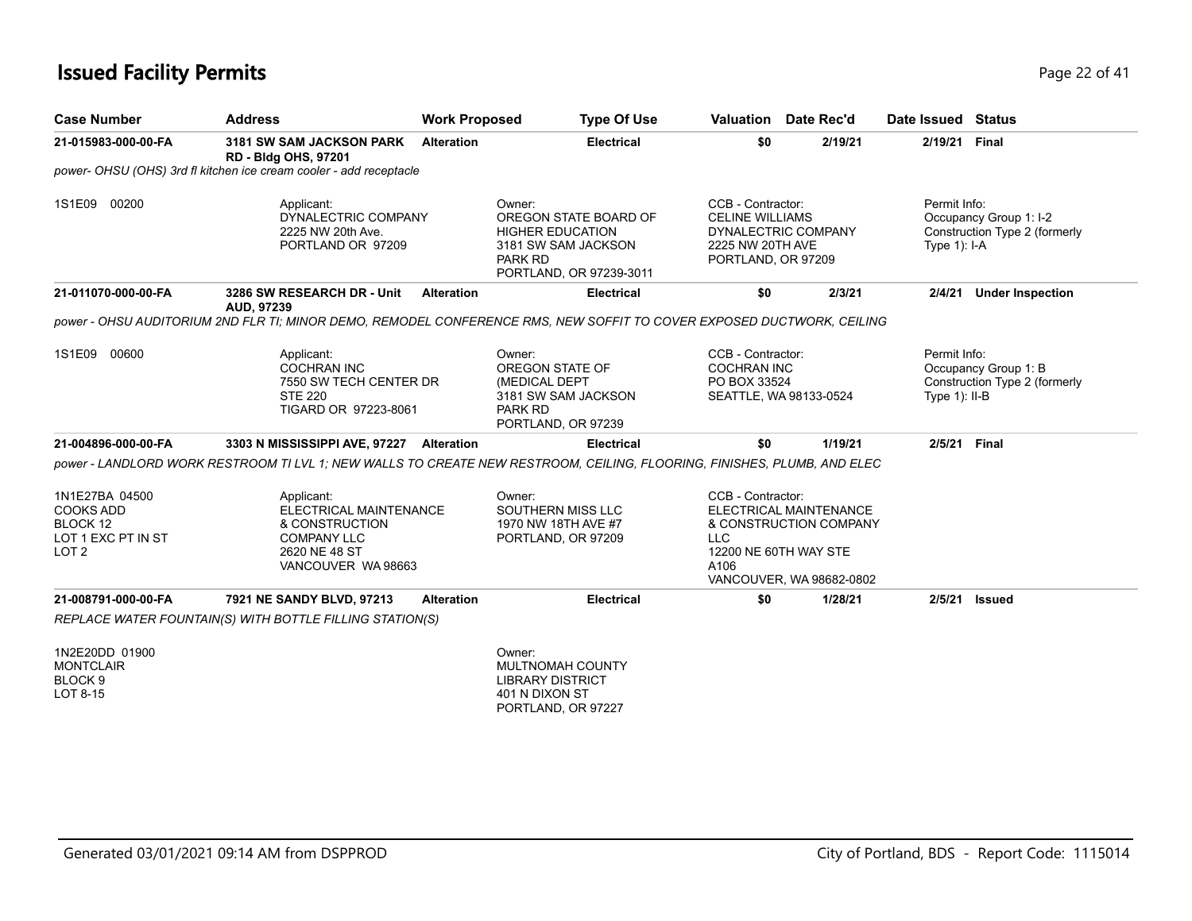# Issued Facility Permits

| Case Number | Address | Work Proposed | Type Of Use | Valuation | Date Rec'd | Date Issued | Status |
|---|---|---|---|---|---|---|---|
| 21-015983-000-00-FA | 3181 SW SAM JACKSON PARK RD - Bldg OHS, 97201 | Alteration | Electrical | $0 | 2/19/21 | 2/19/21 | Final |

*power- OHSU (OHS) 3rd fl kitchen ice cream cooler - add receptacle*

1S1E09 00200

Applicant:
DYNALECTRIC COMPANY
2225 NW 20th Ave.
PORTLAND OR 97209

Owner:
OREGON STATE BOARD OF HIGHER EDUCATION
3181 SW SAM JACKSON PARK RD
PORTLAND, OR 97239-3011

CCB - Contractor:
CELINE WILLIAMS
DYNALECTRIC COMPANY
2225 NW 20TH AVE
PORTLAND, OR 97209

Permit Info:
Occupancy Group 1: I-2
Construction Type 2 (formerly Type 1): I-A

| Case Number | Address | Work Proposed | Type Of Use | Valuation | Date Rec'd | Date Issued | Status |
|---|---|---|---|---|---|---|---|
| 21-011070-000-00-FA | 3286 SW RESEARCH DR - Unit AUD, 97239 | Alteration | Electrical | $0 | 2/3/21 | 2/4/21 | Under Inspection |

*power - OHSU AUDITORIUM 2ND FLR TI; MINOR DEMO, REMODEL CONFERENCE RMS, NEW SOFFIT TO COVER EXPOSED DUCTWORK, CEILING*

1S1E09 00600

Applicant:
COCHRAN INC
7550 SW TECH CENTER DR
STE 220
TIGARD OR 97223-8061

Owner:
OREGON STATE OF
(MEDICAL DEPT
3181 SW SAM JACKSON PARK RD
PORTLAND, OR 97239

CCB - Contractor:
COCHRAN INC
PO BOX 33524
SEATTLE, WA 98133-0524

Permit Info:
Occupancy Group 1: B
Construction Type 2 (formerly Type 1): II-B

| Case Number | Address | Work Proposed | Type Of Use | Valuation | Date Rec'd | Date Issued | Status |
|---|---|---|---|---|---|---|---|
| 21-004896-000-00-FA | 3303 N MISSISSIPPI AVE, 97227 | Alteration | Electrical | $0 | 1/19/21 | 2/5/21 | Final |

*power - LANDLORD WORK RESTROOM TI LVL 1; NEW WALLS TO CREATE NEW RESTROOM, CEILING, FLOORING, FINISHES, PLUMB, AND ELEC*

1N1E27BA 04500
COOKS ADD
BLOCK 12
LOT 1 EXC PT IN ST
LOT 2

Applicant:
ELECTRICAL MAINTENANCE & CONSTRUCTION COMPANY LLC
2620 NE 48 ST
VANCOUVER WA 98663

Owner:
SOUTHERN MISS LLC
1970 NW 18TH AVE #7
PORTLAND, OR 97209

CCB - Contractor:
ELECTRICAL MAINTENANCE & CONSTRUCTION COMPANY LLC
12200 NE 60TH WAY STE A106
VANCOUVER, WA 98682-0802

| Case Number | Address | Work Proposed | Type Of Use | Valuation | Date Rec'd | Date Issued | Status |
|---|---|---|---|---|---|---|---|
| 21-008791-000-00-FA | 7921 NE SANDY BLVD, 97213 | Alteration | Electrical | $0 | 1/28/21 | 2/5/21 | Issued |

*REPLACE WATER FOUNTAIN(S) WITH BOTTLE FILLING STATION(S)*

1N2E20DD 01900
MONTCLAIR
BLOCK 9
LOT 8-15

Owner:
MULTNOMAH COUNTY LIBRARY DISTRICT
401 N DIXON ST
PORTLAND, OR 97227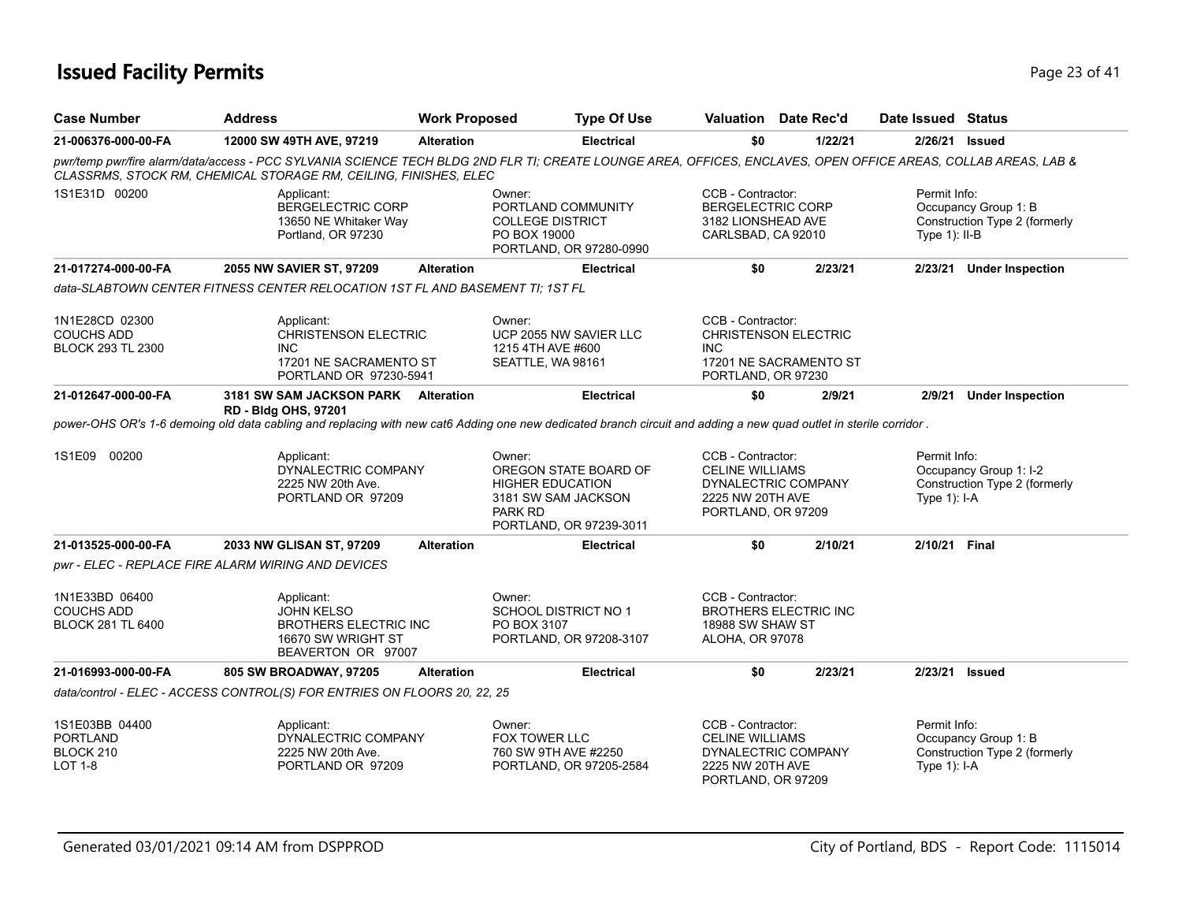# Issued Facility Permits

| Case Number | Address | Work Proposed | Type Of Use | Valuation | Date Rec'd | Date Issued | Status |
|---|---|---|---|---|---|---|---|
| 21-006376-000-00-FA | 12000 SW 49TH AVE, 97219 | Alteration | Electrical | $0 | 1/22/21 | 2/26/21 | Issued |

*pwr/temp pwr/fire alarm/data/access - PCC SYLVANIA SCIENCE TECH BLDG 2ND FLR TI; CREATE LOUNGE AREA, OFFICES, ENCLAVES, OPEN OFFICE AREAS, COLLAB AREAS, LAB & CLASSRMS, STOCK RM, CHEMICAL STORAGE RM, CEILING, FINISHES, ELEC*

1S1E31D 00200

Applicant: BERGELECTRIC CORP, 13650 NE Whitaker Way, Portland, OR 97230

Owner: PORTLAND COMMUNITY COLLEGE DISTRICT, PO BOX 19000, PORTLAND, OR 97280-0990

CCB - Contractor: BERGELECTRIC CORP, 3182 LIONSHEAD AVE, CARLSBAD, CA 92010

Permit Info: Occupancy Group 1: B, Construction Type 2 (formerly Type 1): II-B

| Case Number | Address | Work Proposed | Type Of Use | Valuation | Date Rec'd | Date Issued | Status |
|---|---|---|---|---|---|---|---|
| 21-017274-000-00-FA | 2055 NW SAVIER ST, 97209 | Alteration | Electrical | $0 | 2/23/21 | 2/23/21 | Under Inspection |

*data-SLABTOWN CENTER FITNESS CENTER RELOCATION 1ST FL AND BASEMENT TI; 1ST FL*

1N1E28CD 02300, COUCHS ADD, BLOCK 293 TL 2300

Applicant: CHRISTENSON ELECTRIC INC, 17201 NE SACRAMENTO ST, PORTLAND OR 97230-5941

Owner: UCP 2055 NW SAVIER LLC, 1215 4TH AVE #600, SEATTLE, WA 98161

CCB - Contractor: CHRISTENSON ELECTRIC INC, 17201 NE SACRAMENTO ST, PORTLAND, OR 97230

| Case Number | Address | Work Proposed | Type Of Use | Valuation | Date Rec'd | Date Issued | Status |
|---|---|---|---|---|---|---|---|
| 21-012647-000-00-FA | 3181 SW SAM JACKSON PARK RD - Bldg OHS, 97201 | Alteration | Electrical | $0 | 2/9/21 | 2/9/21 | Under Inspection |

*power-OHS OR's 1-6 demoing old data cabling and replacing with new cat6 Adding one new dedicated branch circuit and adding a new quad outlet in sterile corridor .*

1S1E09 00200

Applicant: DYNALECTRIC COMPANY, 2225 NW 20th Ave., PORTLAND OR 97209

Owner: OREGON STATE BOARD OF HIGHER EDUCATION, 3181 SW SAM JACKSON PARK RD, PORTLAND, OR 97239-3011

CCB - Contractor: CELINE WILLIAMS, DYNALECTRIC COMPANY, 2225 NW 20TH AVE, PORTLAND, OR 97209

Permit Info: Occupancy Group 1: I-2, Construction Type 2 (formerly Type 1): I-A

| Case Number | Address | Work Proposed | Type Of Use | Valuation | Date Rec'd | Date Issued | Status |
|---|---|---|---|---|---|---|---|
| 21-013525-000-00-FA | 2033 NW GLISAN ST, 97209 | Alteration | Electrical | $0 | 2/10/21 | 2/10/21 | Final |

*pwr - ELEC - REPLACE FIRE ALARM WIRING AND DEVICES*

1N1E33BD 06400, COUCHS ADD, BLOCK 281 TL 6400

Applicant: JOHN KELSO, BROTHERS ELECTRIC INC, 16670 SW WRIGHT ST, BEAVERTON OR 97007

Owner: SCHOOL DISTRICT NO 1, PO BOX 3107, PORTLAND, OR 97208-3107

CCB - Contractor: BROTHERS ELECTRIC INC, 18988 SW SHAW ST, ALOHA, OR 97078

| Case Number | Address | Work Proposed | Type Of Use | Valuation | Date Rec'd | Date Issued | Status |
|---|---|---|---|---|---|---|---|
| 21-016993-000-00-FA | 805 SW BROADWAY, 97205 | Alteration | Electrical | $0 | 2/23/21 | 2/23/21 | Issued |

*data/control - ELEC - ACCESS CONTROL(S) FOR ENTRIES ON FLOORS 20, 22, 25*

1S1E03BB 04400, PORTLAND, BLOCK 210, LOT 1-8

Applicant: DYNALECTRIC COMPANY, 2225 NW 20th Ave., PORTLAND OR 97209

Owner: FOX TOWER LLC, 760 SW 9TH AVE #2250, PORTLAND, OR 97205-2584

CCB - Contractor: CELINE WILLIAMS, DYNALECTRIC COMPANY, 2225 NW 20TH AVE, PORTLAND, OR 97209

Permit Info: Occupancy Group 1: B, Construction Type 2 (formerly Type 1): I-A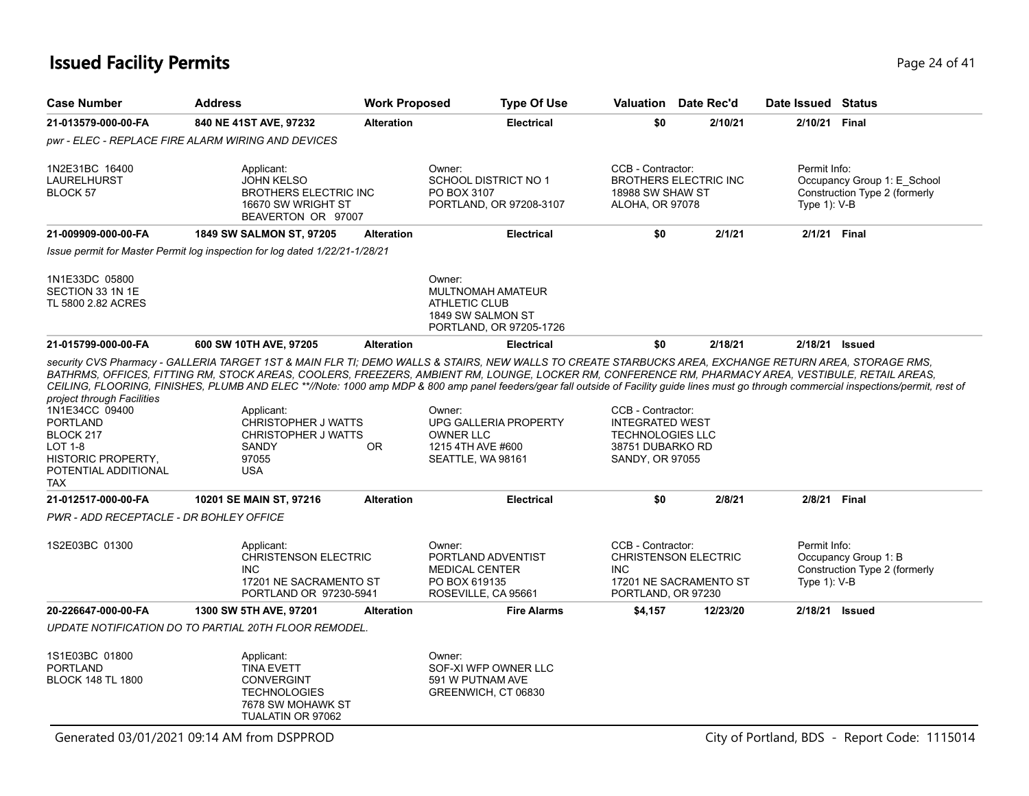# Issued Facility Permits

| Case Number | Address | Work Proposed | Type Of Use | Valuation | Date Rec'd | Date Issued | Status |
|---|---|---|---|---|---|---|---|
| 21-013579-000-00-FA | 840 NE 41ST AVE, 97232 | Alteration | Electrical | $0 | 2/10/21 | 2/10/21 | Final |

*pwr - ELEC - REPLACE FIRE ALARM WIRING AND DEVICES*

1N2E31BC 16400
LAURELHURST
BLOCK 57

Applicant:
JOHN KELSO
BROTHERS ELECTRIC INC
16670 SW WRIGHT ST
BEAVERTON OR 97007

Owner:
SCHOOL DISTRICT NO 1
PO BOX 3107
PORTLAND, OR 97208-3107

CCB - Contractor:
BROTHERS ELECTRIC INC
18988 SW SHAW ST
ALOHA, OR 97078

Permit Info:
Occupancy Group 1: E_School
Construction Type 2 (formerly Type 1): V-B

| Case Number | Address | Work Proposed | Type Of Use | Valuation | Date Rec'd | Date Issued | Status |
|---|---|---|---|---|---|---|---|
| 21-009909-000-00-FA | 1849 SW SALMON ST, 97205 | Alteration | Electrical | $0 | 2/1/21 | 2/1/21 | Final |

*Issue permit for Master Permit log inspection for log dated 1/22/21-1/28/21*

1N1E33DC 05800
SECTION 33 1N 1E
TL 5800 2.82 ACRES

Owner:
MULTNOMAH AMATEUR
ATHLETIC CLUB
1849 SW SALMON ST
PORTLAND, OR 97205-1726

| Case Number | Address | Work Proposed | Type Of Use | Valuation | Date Rec'd | Date Issued | Status |
|---|---|---|---|---|---|---|---|
| 21-015799-000-00-FA | 600 SW 10TH AVE, 97205 | Alteration | Electrical | $0 | 2/18/21 | 2/18/21 | Issued |

*security CVS Pharmacy - GALLERIA TARGET 1ST & MAIN FLR TI; DEMO WALLS & STAIRS, NEW WALLS TO CREATE STARBUCKS AREA, EXCHANGE RETURN AREA, STORAGE RMS, BATHRMS, OFFICES, FITTING RM, STOCK AREAS, COOLERS, FREEZERS, AMBIENT RM, LOUNGE, LOCKER RM, CONFERENCE RM, PHARMACY AREA, VESTIBULE, RETAIL AREAS, CEILING, FLOORING, FINISHES, PLUMB AND ELEC **//Note: 1000 amp MDP & 800 amp panel feeders/gear fall outside of Facility guide lines must go through commercial inspections/permit, rest of project through Facilities*

1N1E34CC 09400
PORTLAND
BLOCK 217
LOT 1-8
HISTORIC PROPERTY,
POTENTIAL ADDITIONAL
TAX

Applicant:
CHRISTOPHER J WATTS
CHRISTOPHER J WATTS
SANDY OR
97055
USA

Owner:
UPG GALLERIA PROPERTY
OWNER LLC
1215 4TH AVE #600
SEATTLE, WA 98161

CCB - Contractor:
INTEGRATED WEST
TECHNOLOGIES LLC
38751 DUBARKO RD
SANDY, OR 97055

| Case Number | Address | Work Proposed | Type Of Use | Valuation | Date Rec'd | Date Issued | Status |
|---|---|---|---|---|---|---|---|
| 21-012517-000-00-FA | 10201 SE MAIN ST, 97216 | Alteration | Electrical | $0 | 2/8/21 | 2/8/21 | Final |

*PWR - ADD RECEPTACLE - DR BOHLEY OFFICE*

1S2E03BC 01300

Applicant:
CHRISTENSON ELECTRIC
INC
17201 NE SACRAMENTO ST
PORTLAND OR 97230-5941

Owner:
PORTLAND ADVENTIST
MEDICAL CENTER
PO BOX 619135
ROSEVILLE, CA 95661

CCB - Contractor:
CHRISTENSON ELECTRIC
INC
17201 NE SACRAMENTO ST
PORTLAND, OR 97230

Permit Info:
Occupancy Group 1: B
Construction Type 2 (formerly Type 1): V-B

| Case Number | Address | Work Proposed | Type Of Use | Valuation | Date Rec'd | Date Issued | Status |
|---|---|---|---|---|---|---|---|
| 20-226647-000-00-FA | 1300 SW 5TH AVE, 97201 | Alteration | Fire Alarms | $4,157 | 12/23/20 | 2/18/21 | Issued |

*UPDATE NOTIFICATION DO TO PARTIAL 20TH FLOOR REMODEL.*

1S1E03BC 01800
PORTLAND
BLOCK 148 TL 1800

Applicant:
TINA EVETT
CONVERGINT
TECHNOLOGIES
7678 SW MOHAWK ST
TUALATIN OR 97062

Owner:
SOF-XI WFP OWNER LLC
591 W PUTNAM AVE
GREENWICH, CT 06830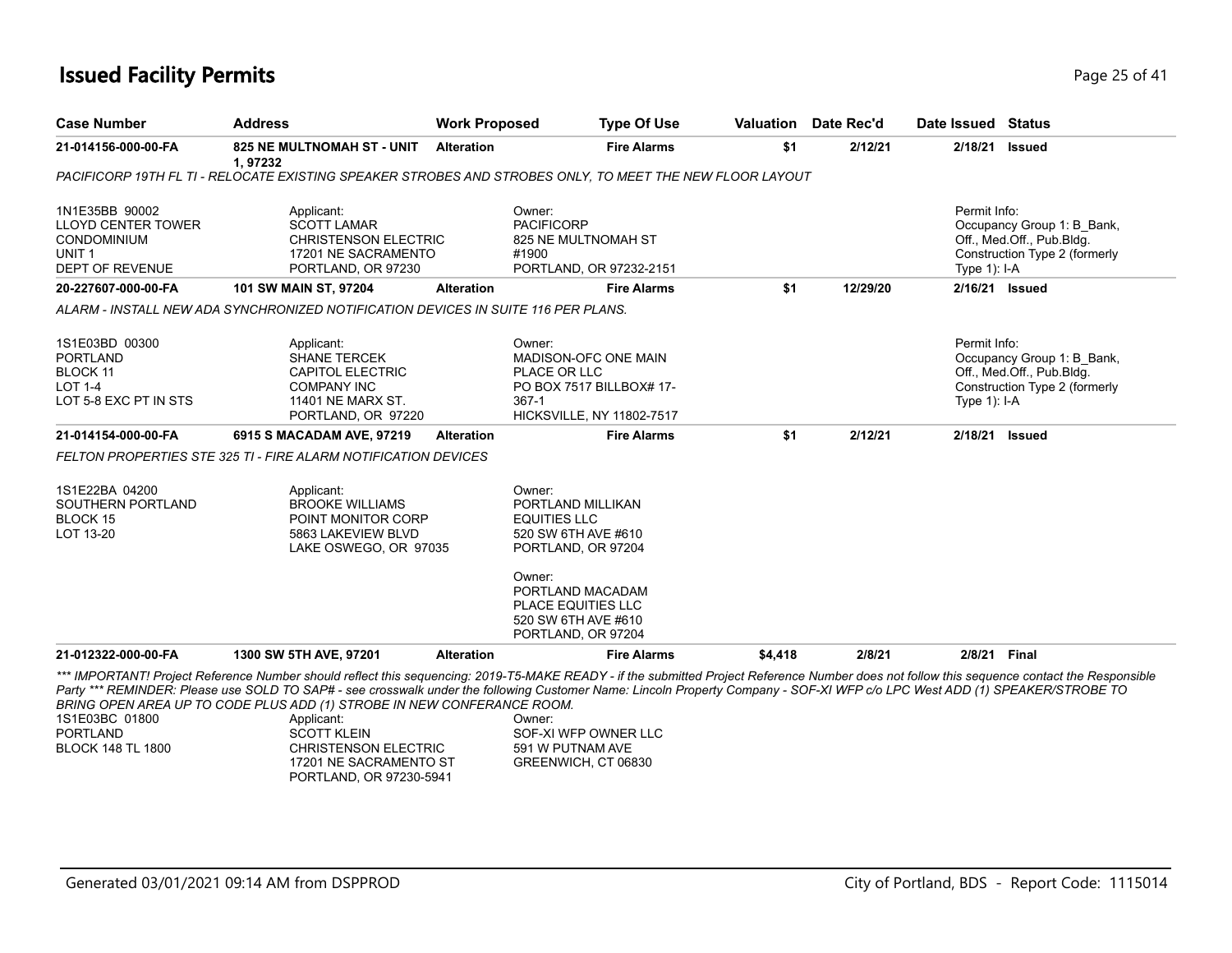# Issued Facility Permits

| Case Number | Address | Work Proposed | Type Of Use | Valuation | Date Rec'd | Date Issued | Status |
|---|---|---|---|---|---|---|---|
| 21-014156-000-00-FA | 825 NE MULTNOMAH ST - UNIT 1, 97232 | Alteration | Fire Alarms | $1 | 2/12/21 | 2/18/21 | Issued |

*PACIFICORP 19TH FL TI - RELOCATE EXISTING SPEAKER STROBES AND STROBES ONLY, TO MEET THE NEW FLOOR LAYOUT*

1N1E35BB 90002
LLOYD CENTER TOWER
CONDOMINIUM
UNIT 1
DEPT OF REVENUE

Applicant:
SCOTT LAMAR
CHRISTENSON ELECTRIC
17201 NE SACRAMENTO
PORTLAND, OR 97230

Owner:
PACIFICORP
825 NE MULTNOMAH ST
#1900
PORTLAND, OR 97232-2151

Permit Info:
Occupancy Group 1: B_Bank, Off., Med.Off., Pub.Bldg.
Construction Type 2 (formerly Type 1): I-A

| Case Number | Address | Work Proposed | Type Of Use | Valuation | Date Rec'd | Date Issued | Status |
|---|---|---|---|---|---|---|---|
| 20-227607-000-00-FA | 101 SW MAIN ST, 97204 | Alteration | Fire Alarms | $1 | 12/29/20 | 2/16/21 | Issued |

*ALARM - INSTALL NEW ADA SYNCHRONIZED NOTIFICATION DEVICES IN SUITE 116 PER PLANS.*

1S1E03BD 00300
PORTLAND
BLOCK 11
LOT 1-4
LOT 5-8 EXC PT IN STS

Applicant:
SHANE TERCEK
CAPITOL ELECTRIC
COMPANY INC
11401 NE MARX ST.
PORTLAND, OR 97220

Owner:
MADISON-OFC ONE MAIN
PLACE OR LLC
PO BOX 7517 BILLBOX# 17-367-1
HICKSVILLE, NY 11802-7517

Permit Info:
Occupancy Group 1: B_Bank, Off., Med.Off., Pub.Bldg.
Construction Type 2 (formerly Type 1): I-A

| Case Number | Address | Work Proposed | Type Of Use | Valuation | Date Rec'd | Date Issued | Status |
|---|---|---|---|---|---|---|---|
| 21-014154-000-00-FA | 6915 S MACADAM AVE, 97219 | Alteration | Fire Alarms | $1 | 2/12/21 | 2/18/21 | Issued |

*FELTON PROPERTIES STE 325 TI - FIRE ALARM NOTIFICATION DEVICES*

1S1E22BA 04200
SOUTHERN PORTLAND
BLOCK 15
LOT 13-20

Applicant:
BROOKE WILLIAMS
POINT MONITOR CORP
5863 LAKEVIEW BLVD
LAKE OSWEGO, OR 97035

Owner:
PORTLAND MILLIKAN
EQUITIES LLC
520 SW 6TH AVE #610
PORTLAND, OR 97204

Owner:
PORTLAND MACADAM
PLACE EQUITIES LLC
520 SW 6TH AVE #610
PORTLAND, OR 97204

| Case Number | Address | Work Proposed | Type Of Use | Valuation | Date Rec'd | Date Issued | Status |
|---|---|---|---|---|---|---|---|
| 21-012322-000-00-FA | 1300 SW 5TH AVE, 97201 | Alteration | Fire Alarms | $4,418 | 2/8/21 | 2/8/21 | Final |

*\*\*\* IMPORTANT! Project Reference Number should reflect this sequencing: 2019-T5-MAKE READY - if the submitted Project Reference Number does not follow this sequence contact the Responsible Party \*\*\* REMINDER: Please use SOLD TO SAP# - see crosswalk under the following Customer Name: Lincoln Property Company - SOF-XI WFP c/o LPC West ADD (1) SPEAKER/STROBE TO BRING OPEN AREA UP TO CODE PLUS ADD (1) STROBE IN NEW CONFERANCE ROOM.*

1S1E03BC 01800
PORTLAND
BLOCK 148 TL 1800

Applicant:
SCOTT KLEIN
CHRISTENSON ELECTRIC
17201 NE SACRAMENTO ST
PORTLAND, OR 97230-5941

Owner:
SOF-XI WFP OWNER LLC
591 W PUTNAM AVE
GREENWICH, CT 06830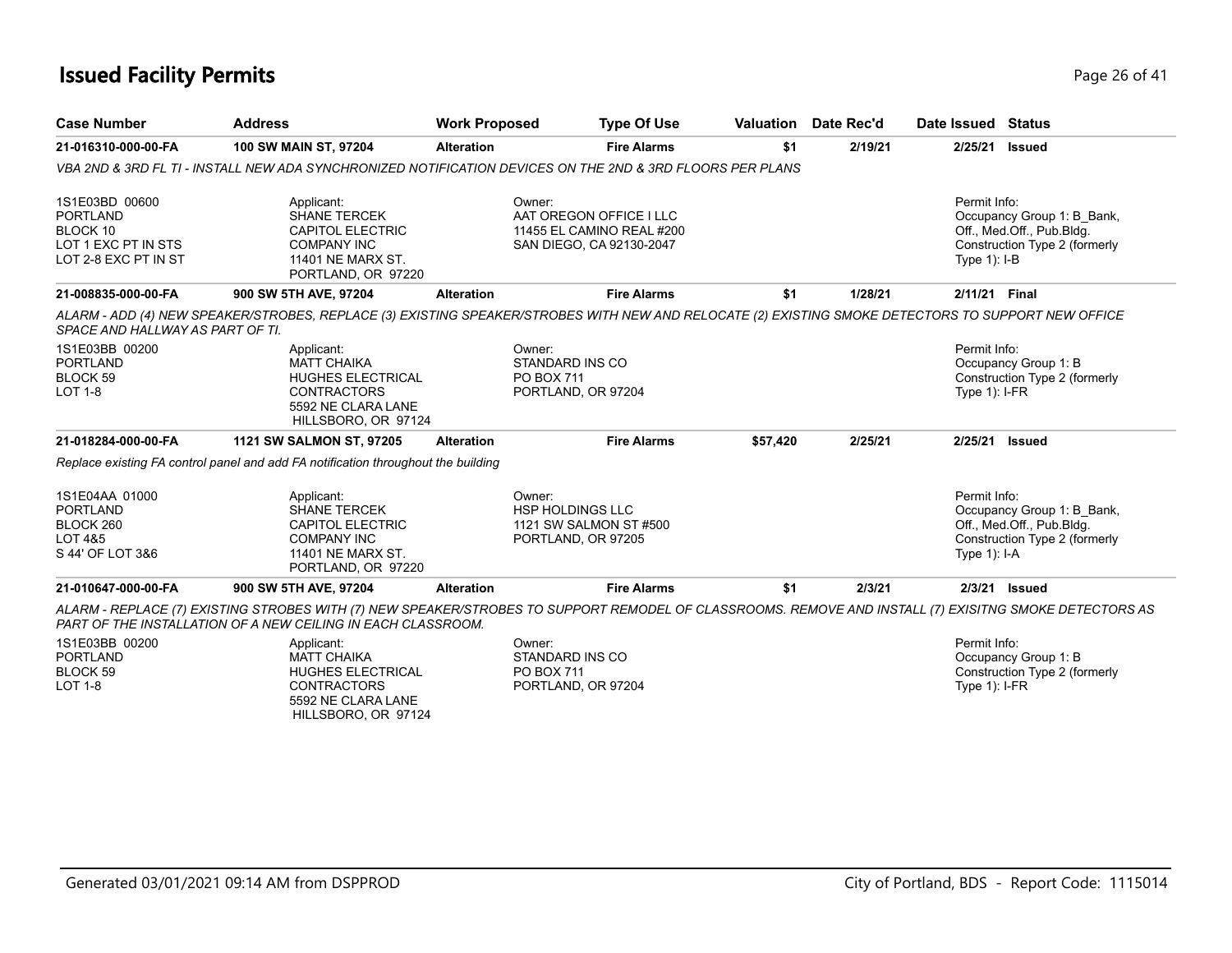# Issued Facility Permits

| Case Number | Address | Work Proposed | Type Of Use | Valuation | Date Rec'd | Date Issued | Status |
|---|---|---|---|---|---|---|---|
| **21-016310-000-00-FA** | **100 SW MAIN ST, 97204** | **Alteration** | **Fire Alarms** | **$1** | **2/19/21** | **2/25/21** | **Issued** |

*VBA 2ND & 3RD FL TI - INSTALL NEW ADA SYNCHRONIZED NOTIFICATION DEVICES ON THE 2ND & 3RD FLOORS PER PLANS*

1S1E03BD 00600
PORTLAND
BLOCK 10
LOT 1 EXC PT IN STS
LOT 2-8 EXC PT IN ST

Applicant:
SHANE TERCEK
CAPITOL ELECTRIC COMPANY INC
11401 NE MARX ST.
PORTLAND, OR 97220

Owner:
AAT OREGON OFFICE I LLC
11455 EL CAMINO REAL #200
SAN DIEGO, CA 92130-2047

Permit Info:
Occupancy Group 1: B_Bank, Off., Med.Off., Pub.Bldg.
Construction Type 2 (formerly Type 1): I-B

| Case Number | Address | Work Proposed | Type Of Use | Valuation | Date Rec'd | Date Issued | Status |
|---|---|---|---|---|---|---|---|
| **21-008835-000-00-FA** | **900 SW 5TH AVE, 97204** | **Alteration** | **Fire Alarms** | **$1** | **1/28/21** | **2/11/21** | **Final** |

*ALARM - ADD (4) NEW SPEAKER/STROBES, REPLACE (3) EXISTING SPEAKER/STROBES WITH NEW AND RELOCATE (2) EXISTING SMOKE DETECTORS TO SUPPORT NEW OFFICE SPACE AND HALLWAY AS PART OF TI.*

1S1E03BB 00200
PORTLAND
BLOCK 59
LOT 1-8

Applicant:
MATT CHAIKA
HUGHES ELECTRICAL CONTRACTORS
5592 NE CLARA LANE
HILLSBORO, OR 97124

Owner:
STANDARD INS CO
PO BOX 711
PORTLAND, OR 97204

Permit Info:
Occupancy Group 1: B
Construction Type 2 (formerly Type 1): I-FR

| Case Number | Address | Work Proposed | Type Of Use | Valuation | Date Rec'd | Date Issued | Status |
|---|---|---|---|---|---|---|---|
| **21-018284-000-00-FA** | **1121 SW SALMON ST, 97205** | **Alteration** | **Fire Alarms** | **$57,420** | **2/25/21** | **2/25/21** | **Issued** |

*Replace existing FA control panel and add FA notification throughout the building*

1S1E04AA 01000
PORTLAND
BLOCK 260
LOT 4&5
S 44' OF LOT 3&6

Applicant:
SHANE TERCEK
CAPITOL ELECTRIC COMPANY INC
11401 NE MARX ST.
PORTLAND, OR 97220

Owner:
HSP HOLDINGS LLC
1121 SW SALMON ST #500
PORTLAND, OR 97205

Permit Info:
Occupancy Group 1: B_Bank, Off., Med.Off., Pub.Bldg.
Construction Type 2 (formerly Type 1): I-A

| Case Number | Address | Work Proposed | Type Of Use | Valuation | Date Rec'd | Date Issued | Status |
|---|---|---|---|---|---|---|---|
| **21-010647-000-00-FA** | **900 SW 5TH AVE, 97204** | **Alteration** | **Fire Alarms** | **$1** | **2/3/21** | **2/3/21** | **Issued** |

*ALARM - REPLACE (7) EXISTING STROBES WITH (7) NEW SPEAKER/STROBES TO SUPPORT REMODEL OF CLASSROOMS. REMOVE AND INSTALL (7) EXISITNG SMOKE DETECTORS AS PART OF THE INSTALLATION OF A NEW CEILING IN EACH CLASSROOM.*

1S1E03BB 00200
PORTLAND
BLOCK 59
LOT 1-8

Applicant:
MATT CHAIKA
HUGHES ELECTRICAL CONTRACTORS
5592 NE CLARA LANE
HILLSBORO, OR 97124

Owner:
STANDARD INS CO
PO BOX 711
PORTLAND, OR 97204

Permit Info:
Occupancy Group 1: B
Construction Type 2 (formerly Type 1): I-FR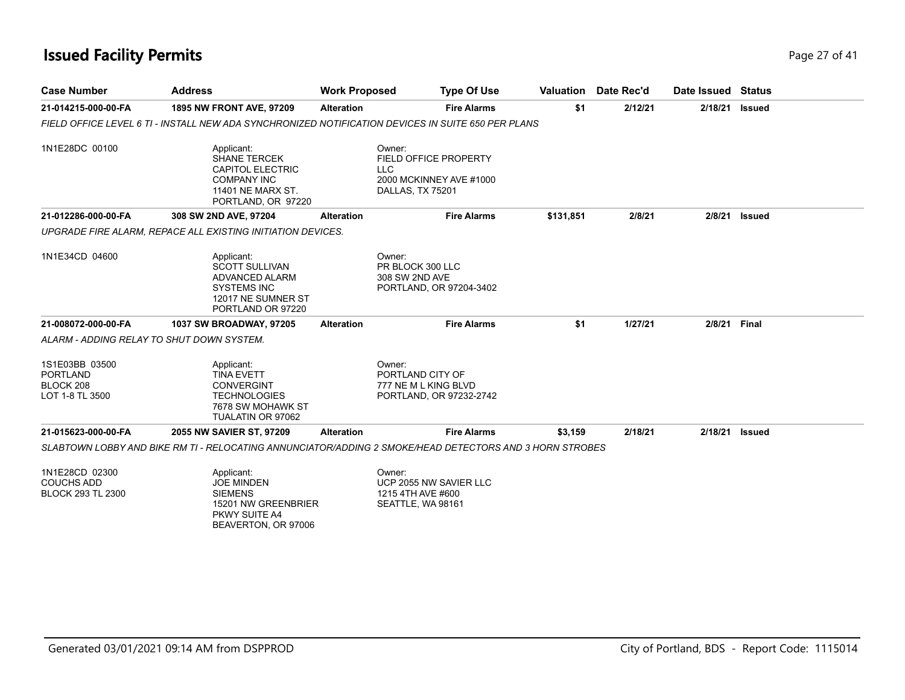# Issued Facility Permits

| Case Number | Address | Work Proposed | Type Of Use | Valuation | Date Rec'd | Date Issued | Status |
|---|---|---|---|---|---|---|---|
| **21-014215-000-00-FA** | **1895 NW FRONT AVE, 97209** | **Alteration** | **Fire Alarms** | **$1** | **2/12/21** | **2/18/21** | **Issued** |

*FIELD OFFICE LEVEL 6 TI - INSTALL NEW ADA SYNCHRONIZED NOTIFICATION DEVICES IN SUITE 650 PER PLANS*

1N1E28DC 00100

Applicant:
SHANE TERCEK
CAPITOL ELECTRIC COMPANY INC
11401 NE MARX ST.
PORTLAND, OR 97220

Owner:
FIELD OFFICE PROPERTY LLC
2000 MCKINNEY AVE #1000
DALLAS, TX 75201

| Case Number | Address | Work Proposed | Type Of Use | Valuation | Date Rec'd | Date Issued | Status |
|---|---|---|---|---|---|---|---|
| **21-012286-000-00-FA** | **308 SW 2ND AVE, 97204** | **Alteration** | **Fire Alarms** | **$131,851** | **2/8/21** | **2/8/21** | **Issued** |

*UPGRADE FIRE ALARM, REPACE ALL EXISTING INITIATION DEVICES.*

1N1E34CD 04600

Applicant:
SCOTT SULLIVAN
ADVANCED ALARM SYSTEMS INC
12017 NE SUMNER ST
PORTLAND OR 97220

Owner:
PR BLOCK 300 LLC
308 SW 2ND AVE
PORTLAND, OR 97204-3402

| Case Number | Address | Work Proposed | Type Of Use | Valuation | Date Rec'd | Date Issued | Status |
|---|---|---|---|---|---|---|---|
| **21-008072-000-00-FA** | **1037 SW BROADWAY, 97205** | **Alteration** | **Fire Alarms** | **$1** | **1/27/21** | **2/8/21** | **Final** |

*ALARM - ADDING RELAY TO SHUT DOWN SYSTEM.*

1S1E03BB 03500
PORTLAND
BLOCK 208
LOT 1-8 TL 3500

Applicant:
TINA EVETT
CONVERGINT TECHNOLOGIES
7678 SW MOHAWK ST
TUALATIN OR 97062

Owner:
PORTLAND CITY OF
777 NE M L KING BLVD
PORTLAND, OR 97232-2742

| Case Number | Address | Work Proposed | Type Of Use | Valuation | Date Rec'd | Date Issued | Status |
|---|---|---|---|---|---|---|---|
| **21-015623-000-00-FA** | **2055 NW SAVIER ST, 97209** | **Alteration** | **Fire Alarms** | **$3,159** | **2/18/21** | **2/18/21** | **Issued** |

*SLABTOWN LOBBY AND BIKE RM TI - RELOCATING ANNUNCIATOR/ADDING 2 SMOKE/HEAD DETECTORS AND 3 HORN STROBES*

1N1E28CD 02300
COUCHS ADD
BLOCK 293 TL 2300

Applicant:
JOE MINDEN
SIEMENS
15201 NW GREENBRIER PKWY SUITE A4
BEAVERTON, OR 97006

Owner:
UCP 2055 NW SAVIER LLC
1215 4TH AVE #600
SEATTLE, WA 98161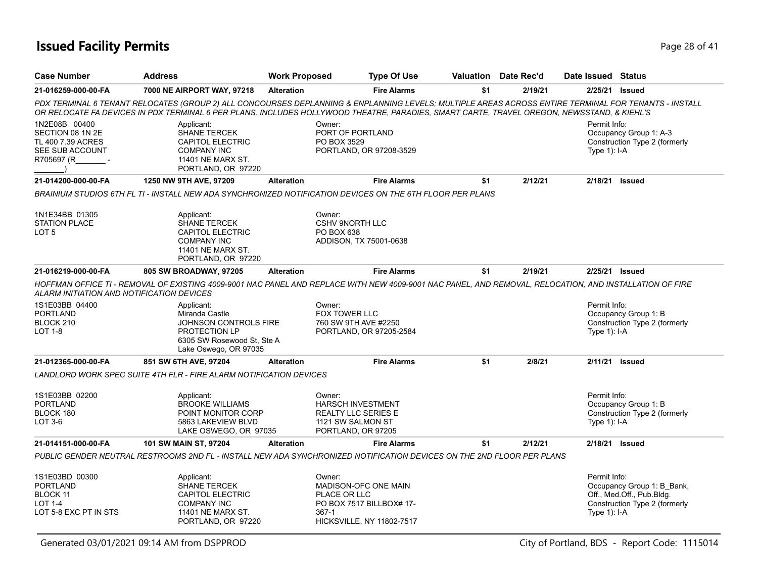# Issued Facility Permits

| Case Number | Address | Work Proposed | Type Of Use | Valuation | Date Rec'd | Date Issued | Status |
|---|---|---|---|---|---|---|---|
| 21-016259-000-00-FA | 7000 NE AIRPORT WAY, 97218 | Alteration | Fire Alarms | $1 | 2/19/21 | 2/25/21 | Issued |

*PDX TERMINAL 6 TENANT RELOCATES (GROUP 2) ALL CONCOURSES DEPLANNING & ENPLANNING LEVELS; MULTIPLE AREAS ACROSS ENTIRE TERMINAL FOR TENANTS - INSTALL OR RELOCATE FA DEVICES IN PDX TERMINAL 6 PER PLANS. INCLUDES HOLLYWOOD THEATRE, PARADIES, SMART CARTE, TRAVEL OREGON, NEWSSTAND, & KIEHL'S*

1N2E08B 00400
SECTION 08 1N 2E
TL 400 7.39 ACRES
SEE SUB ACCOUNT
R705697 (R_______ - _______)

Applicant:
SHANE TERCEK
CAPITOL ELECTRIC
COMPANY INC
11401 NE MARX ST.
PORTLAND, OR 97220

Owner:
PORT OF PORTLAND
PO BOX 3529
PORTLAND, OR 97208-3529

Permit Info:
Occupancy Group 1: A-3
Construction Type 2 (formerly Type 1): I-A

| Case Number | Address | Work Proposed | Type Of Use | Valuation | Date Rec'd | Date Issued | Status |
|---|---|---|---|---|---|---|---|
| 21-014200-000-00-FA | 1250 NW 9TH AVE, 97209 | Alteration | Fire Alarms | $1 | 2/12/21 | 2/18/21 | Issued |

*BRAINIUM STUDIOS 6TH FL TI - INSTALL NEW ADA SYNCHRONIZED NOTIFICATION DEVICES ON THE 6TH FLOOR PER PLANS*

1N1E34BB 01305
STATION PLACE
LOT 5

Applicant:
SHANE TERCEK
CAPITOL ELECTRIC
COMPANY INC
11401 NE MARX ST.
PORTLAND, OR 97220

Owner:
CSHV 9NORTH LLC
PO BOX 638
ADDISON, TX 75001-0638

| Case Number | Address | Work Proposed | Type Of Use | Valuation | Date Rec'd | Date Issued | Status |
|---|---|---|---|---|---|---|---|
| 21-016219-000-00-FA | 805 SW BROADWAY, 97205 | Alteration | Fire Alarms | $1 | 2/19/21 | 2/25/21 | Issued |

*HOFFMAN OFFICE TI - REMOVAL OF EXISTING 4009-9001 NAC PANEL AND REPLACE WITH NEW 4009-9001 NAC PANEL, AND REMOVAL, RELOCATION, AND INSTALLATION OF FIRE ALARM INITIATION AND NOTIFICATION DEVICES*

1S1E03BB 04400
PORTLAND
BLOCK 210
LOT 1-8

Applicant:
Miranda Castle
JOHNSON CONTROLS FIRE
PROTECTION LP
6305 SW Rosewood St, Ste A
Lake Oswego, OR 97035

Owner:
FOX TOWER LLC
760 SW 9TH AVE #2250
PORTLAND, OR 97205-2584

Permit Info:
Occupancy Group 1: B
Construction Type 2 (formerly Type 1): I-A

| Case Number | Address | Work Proposed | Type Of Use | Valuation | Date Rec'd | Date Issued | Status |
|---|---|---|---|---|---|---|---|
| 21-012365-000-00-FA | 851 SW 6TH AVE, 97204 | Alteration | Fire Alarms | $1 | 2/8/21 | 2/11/21 | Issued |

*LANDLORD WORK SPEC SUITE 4TH FLR - FIRE ALARM NOTIFICATION DEVICES*

1S1E03BB 02200
PORTLAND
BLOCK 180
LOT 3-6

Applicant:
BROOKE WILLIAMS
POINT MONITOR CORP
5863 LAKEVIEW BLVD
LAKE OSWEGO, OR 97035

Owner:
HARSCH INVESTMENT
REALTY LLC SERIES E
1121 SW SALMON ST
PORTLAND, OR 97205

Permit Info:
Occupancy Group 1: B
Construction Type 2 (formerly Type 1): I-A

| Case Number | Address | Work Proposed | Type Of Use | Valuation | Date Rec'd | Date Issued | Status |
|---|---|---|---|---|---|---|---|
| 21-014151-000-00-FA | 101 SW MAIN ST, 97204 | Alteration | Fire Alarms | $1 | 2/12/21 | 2/18/21 | Issued |

*PUBLIC GENDER NEUTRAL RESTROOMS 2ND FL - INSTALL NEW ADA SYNCHRONIZED NOTIFICATION DEVICES ON THE 2ND FLOOR PER PLANS*

1S1E03BD 00300
PORTLAND
BLOCK 11
LOT 1-4
LOT 5-8 EXC PT IN STS

Applicant:
SHANE TERCEK
CAPITOL ELECTRIC
COMPANY INC
11401 NE MARX ST.
PORTLAND, OR 97220

Owner:
MADISON-OFC ONE MAIN
PLACE OR LLC
PO BOX 7517 BILLBOX# 17-367-1
HICKSVILLE, NY 11802-7517

Permit Info:
Occupancy Group 1: B_Bank, Off., Med.Off., Pub.Bldg.
Construction Type 2 (formerly Type 1): I-A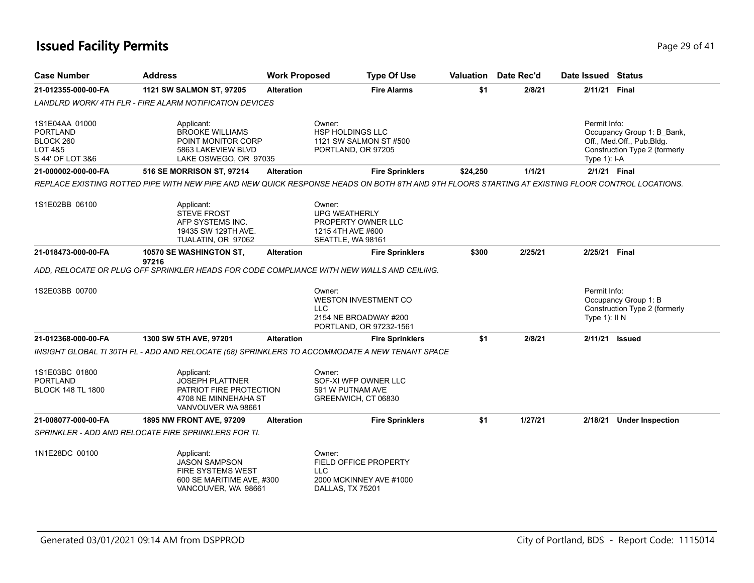# Issued Facility Permits

| Case Number | Address | Work Proposed | Type Of Use | Valuation | Date Rec'd | Date Issued | Status |
|---|---|---|---|---|---|---|---|
| 21-012355-000-00-FA | 1121 SW SALMON ST, 97205 | Alteration | Fire Alarms | $1 | 2/8/21 | 2/11/21 | Final |

LANDLRD WORK/ 4TH FLR - FIRE ALARM NOTIFICATION DEVICES

1S1E04AA 01000
PORTLAND
BLOCK 260
LOT 4&5
S 44' OF LOT 3&6

Applicant:
BROOKE WILLIAMS
POINT MONITOR CORP
5863 LAKEVIEW BLVD
LAKE OSWEGO, OR 97035

Owner:
HSP HOLDINGS LLC
1121 SW SALMON ST #500
PORTLAND, OR 97205

Permit Info:
Occupancy Group 1: B_Bank, Off., Med.Off., Pub.Bldg.
Construction Type 2 (formerly Type 1): I-A

| Case Number | Address | Work Proposed | Type Of Use | Valuation | Date Rec'd | Date Issued | Status |
|---|---|---|---|---|---|---|---|
| 21-000002-000-00-FA | 516 SE MORRISON ST, 97214 | Alteration | Fire Sprinklers | $24,250 | 1/1/21 | 2/1/21 | Final |

REPLACE EXISTING ROTTED PIPE WITH NEW PIPE AND NEW QUICK RESPONSE HEADS ON BOTH 8TH AND 9TH FLOORS STARTING AT EXISTING FLOOR CONTROL LOCATIONS.

1S1E02BB 06100

Applicant:
STEVE FROST
AFP SYSTEMS INC.
19435 SW 129TH AVE.
TUALATIN, OR 97062

Owner:
UPG WEATHERLY
PROPERTY OWNER LLC
1215 4TH AVE #600
SEATTLE, WA 98161

| Case Number | Address | Work Proposed | Type Of Use | Valuation | Date Rec'd | Date Issued | Status |
|---|---|---|---|---|---|---|---|
| 21-018473-000-00-FA | 10570 SE WASHINGTON ST, 97216 | Alteration | Fire Sprinklers | $300 | 2/25/21 | 2/25/21 | Final |

ADD, RELOCATE OR PLUG OFF SPRINKLER HEADS FOR CODE COMPLIANCE WITH NEW WALLS AND CEILING.

1S2E03BB 00700

Owner:
WESTON INVESTMENT CO
LLC
2154 NE BROADWAY #200
PORTLAND, OR 97232-1561

Permit Info:
Occupancy Group 1: B
Construction Type 2 (formerly Type 1): II N

| Case Number | Address | Work Proposed | Type Of Use | Valuation | Date Rec'd | Date Issued | Status |
|---|---|---|---|---|---|---|---|
| 21-012368-000-00-FA | 1300 SW 5TH AVE, 97201 | Alteration | Fire Sprinklers | $1 | 2/8/21 | 2/11/21 | Issued |

INSIGHT GLOBAL TI 30TH FL - ADD AND RELOCATE (68) SPRINKLERS TO ACCOMMODATE A NEW TENANT SPACE

1S1E03BC 01800
PORTLAND
BLOCK 148 TL 1800

Applicant:
JOSEPH PLATTNER
PATRIOT FIRE PROTECTION
4708 NE MINNEHAHA ST
VANVOUVER WA 98661

Owner:
SOF-XI WFP OWNER LLC
591 W PUTNAM AVE
GREENWICH, CT 06830

| Case Number | Address | Work Proposed | Type Of Use | Valuation | Date Rec'd | Date Issued | Status |
|---|---|---|---|---|---|---|---|
| 21-008077-000-00-FA | 1895 NW FRONT AVE, 97209 | Alteration | Fire Sprinklers | $1 | 1/27/21 | 2/18/21 | Under Inspection |

SPRINKLER - ADD AND RELOCATE FIRE SPRINKLERS FOR TI.

1N1E28DC 00100

Applicant:
JASON SAMPSON
FIRE SYSTEMS WEST
600 SE MARITIME AVE, #300
VANCOUVER, WA 98661

Owner:
FIELD OFFICE PROPERTY
LLC
2000 MCKINNEY AVE #1000
DALLAS, TX 75201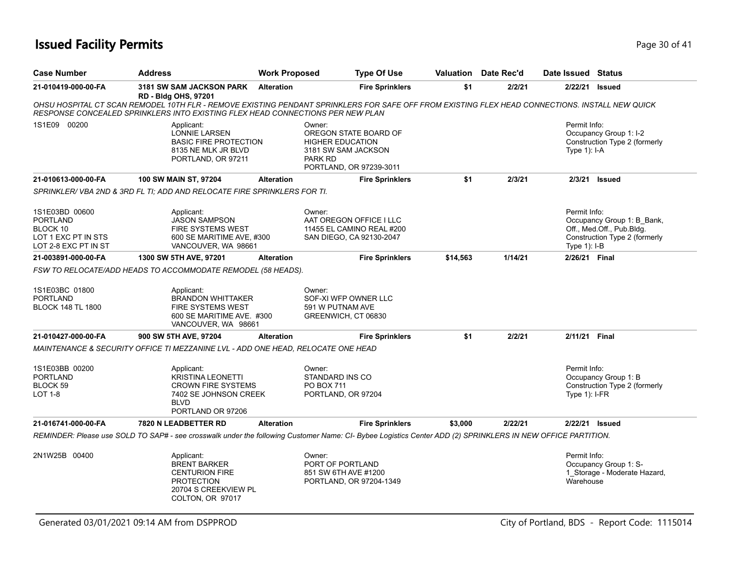# Issued Facility Permits

| Case Number | Address | Work Proposed | Type Of Use | Valuation | Date Rec'd | Date Issued | Status |
|---|---|---|---|---|---|---|---|
| 21-010419-000-00-FA | 3181 SW SAM JACKSON PARK RD - Bldg OHS, 97201 | Alteration | Fire Sprinklers | $1 | 2/2/21 | 2/22/21 | Issued |

*OHSU HOSPITAL CT SCAN REMODEL 10TH FLR - REMOVE EXISTING PENDANT SPRINKLERS FOR SAFE OFF FROM EXISTING FLEX HEAD CONNECTIONS. INSTALL NEW QUICK RESPONSE CONCEALED SPRINKLERS INTO EXISTING FLEX HEAD CONNECTIONS PER NEW PLAN*

1S1E09 00200

Applicant:
LONNIE LARSEN
BASIC FIRE PROTECTION
8135 NE MLK JR BLVD
PORTLAND, OR 97211

Owner:
OREGON STATE BOARD OF HIGHER EDUCATION
3181 SW SAM JACKSON PARK RD
PORTLAND, OR 97239-3011

Permit Info:
Occupancy Group 1: I-2
Construction Type 2 (formerly Type 1): I-A

| Case Number | Address | Work Proposed | Type Of Use | Valuation | Date Rec'd | Date Issued | Status |
|---|---|---|---|---|---|---|---|
| 21-010613-000-00-FA | 100 SW MAIN ST, 97204 | Alteration | Fire Sprinklers | $1 | 2/3/21 | 2/3/21 | Issued |

*SPRINKLER/ VBA 2ND & 3RD FL TI; ADD AND RELOCATE FIRE SPRINKLERS FOR TI.*

1S1E03BD 00600
PORTLAND
BLOCK 10
LOT 1 EXC PT IN STS
LOT 2-8 EXC PT IN ST

Applicant:
JASON SAMPSON
FIRE SYSTEMS WEST
600 SE MARITIME AVE, #300
VANCOUVER, WA 98661

Owner:
AAT OREGON OFFICE I LLC
11455 EL CAMINO REAL #200
SAN DIEGO, CA 92130-2047

Permit Info:
Occupancy Group 1: B_Bank, Off., Med.Off., Pub.Bldg.
Construction Type 2 (formerly Type 1): I-B

| Case Number | Address | Work Proposed | Type Of Use | Valuation | Date Rec'd | Date Issued | Status |
|---|---|---|---|---|---|---|---|
| 21-003891-000-00-FA | 1300 SW 5TH AVE, 97201 | Alteration | Fire Sprinklers | $14,563 | 1/14/21 | 2/26/21 | Final |

*FSW TO RELOCATE/ADD HEADS TO ACCOMMODATE REMODEL (58 HEADS).*

1S1E03BC 01800
PORTLAND
BLOCK 148 TL 1800

Applicant:
BRANDON WHITTAKER
FIRE SYSTEMS WEST
600 SE MARITIME AVE. #300
VANCOUVER, WA 98661

Owner:
SOF-XI WFP OWNER LLC
591 W PUTNAM AVE
GREENWICH, CT 06830

| Case Number | Address | Work Proposed | Type Of Use | Valuation | Date Rec'd | Date Issued | Status |
|---|---|---|---|---|---|---|---|
| 21-010427-000-00-FA | 900 SW 5TH AVE, 97204 | Alteration | Fire Sprinklers | $1 | 2/2/21 | 2/11/21 | Final |

*MAINTENANCE & SECURITY OFFICE TI MEZZANINE LVL - ADD ONE HEAD, RELOCATE ONE HEAD*

1S1E03BB 00200
PORTLAND
BLOCK 59
LOT 1-8

Applicant:
KRISTINA LEONETTI
CROWN FIRE SYSTEMS
7402 SE JOHNSON CREEK BLVD
PORTLAND OR 97206

Owner:
STANDARD INS CO
PO BOX 711
PORTLAND, OR 97204

Permit Info:
Occupancy Group 1: B
Construction Type 2 (formerly Type 1): I-FR

| Case Number | Address | Work Proposed | Type Of Use | Valuation | Date Rec'd | Date Issued | Status |
|---|---|---|---|---|---|---|---|
| 21-016741-000-00-FA | 7820 N LEADBETTER RD | Alteration | Fire Sprinklers | $3,000 | 2/22/21 | 2/22/21 | Issued |

*REMINDER: Please use SOLD TO SAP# - see crosswalk under the following Customer Name: CI- Bybee Logistics Center ADD (2) SPRINKLERS IN NEW OFFICE PARTITION.*

2N1W25B 00400

Applicant:
BRENT BARKER
CENTURION FIRE PROTECTION
20704 S CREEKVIEW PL
COLTON, OR 97017

Owner:
PORT OF PORTLAND
851 SW 6TH AVE #1200
PORTLAND, OR 97204-1349

Permit Info:
Occupancy Group 1: S-1_Storage - Moderate Hazard, Warehouse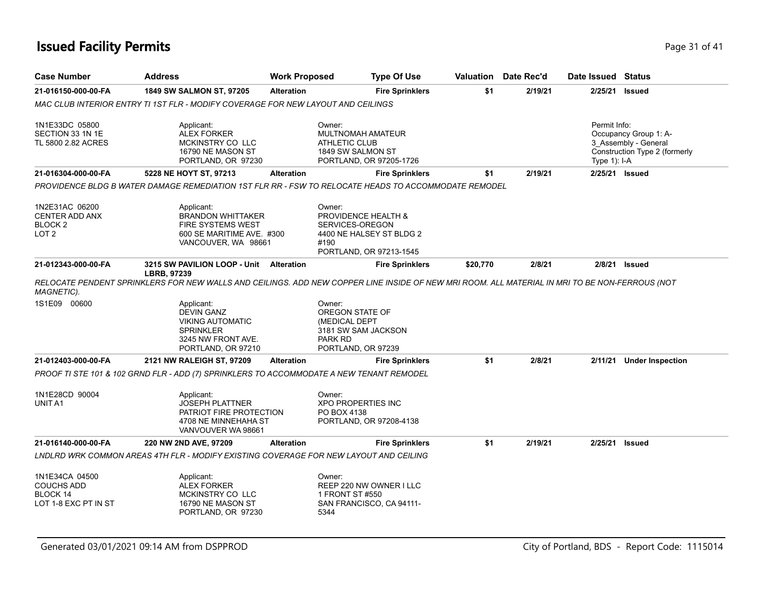# Issued Facility Permits

| Case Number | Address | Work Proposed | Type Of Use | Valuation | Date Rec'd | Date Issued | Status |
|---|---|---|---|---|---|---|---|
| **21-016150-000-00-FA** | **1849 SW SALMON ST, 97205** | **Alteration** | **Fire Sprinklers** | **$1** | **2/19/21** | **2/25/21** | **Issued** |

*MAC CLUB INTERIOR ENTRY TI 1ST FLR - MODIFY COVERAGE FOR NEW LAYOUT AND CEILINGS*

1N1E33DC 05800
SECTION 33 1N 1E
TL 5800 2.82 ACRES

Applicant:
ALEX FORKER
MCKINSTRY CO LLC
16790 NE MASON ST
PORTLAND, OR 97230

Owner:
MULTNOMAH AMATEUR
ATHLETIC CLUB
1849 SW SALMON ST
PORTLAND, OR 97205-1726

Permit Info:
Occupancy Group 1: A-3_Assembly - General
Construction Type 2 (formerly Type 1): I-A

| Case Number | Address | Work Proposed | Type Of Use | Valuation | Date Rec'd | Date Issued | Status |
|---|---|---|---|---|---|---|---|
| **21-016304-000-00-FA** | **5228 NE HOYT ST, 97213** | **Alteration** | **Fire Sprinklers** | **$1** | **2/19/21** | **2/25/21** | **Issued** |

*PROVIDENCE BLDG B WATER DAMAGE REMEDIATION 1ST FLR RR - FSW TO RELOCATE HEADS TO ACCOMMODATE REMODEL*

1N2E31AC 06200
CENTER ADD ANX
BLOCK 2
LOT 2

Applicant:
BRANDON WHITTAKER
FIRE SYSTEMS WEST
600 SE MARITIME AVE. #300
VANCOUVER, WA 98661

Owner:
PROVIDENCE HEALTH &
SERVICES-OREGON
4400 NE HALSEY ST BLDG 2
#190
PORTLAND, OR 97213-1545

| Case Number | Address | Work Proposed | Type Of Use | Valuation | Date Rec'd | Date Issued | Status |
|---|---|---|---|---|---|---|---|
| **21-012343-000-00-FA** | **3215 SW PAVILION LOOP - Unit LBRB, 97239** | **Alteration** | **Fire Sprinklers** | **$20,770** | **2/8/21** | **2/8/21** | **Issued** |

*RELOCATE PENDENT SPRINKLERS FOR NEW WALLS AND CEILINGS. ADD NEW COPPER LINE INSIDE OF NEW MRI ROOM. ALL MATERIAL IN MRI TO BE NON-FERROUS (NOT MAGNETIC).*

1S1E09 00600

Applicant:
DEVIN GANZ
VIKING AUTOMATIC
SPRINKLER
3245 NW FRONT AVE.
PORTLAND, OR 97210

Owner:
OREGON STATE OF
(MEDICAL DEPT
3181 SW SAM JACKSON
PARK RD
PORTLAND, OR 97239

| Case Number | Address | Work Proposed | Type Of Use | Valuation | Date Rec'd | Date Issued | Status |
|---|---|---|---|---|---|---|---|
| **21-012403-000-00-FA** | **2121 NW RALEIGH ST, 97209** | **Alteration** | **Fire Sprinklers** | **$1** | **2/8/21** | **2/11/21** | **Under Inspection** |

*PROOF TI STE 101 & 102 GRND FLR - ADD (7) SPRINKLERS TO ACCOMMODATE A NEW TENANT REMODEL*

1N1E28CD 90004
UNIT A1

Applicant:
JOSEPH PLATTNER
PATRIOT FIRE PROTECTION
4708 NE MINNEHAHA ST
VANVOUVER WA 98661

Owner:
XPO PROPERTIES INC
PO BOX 4138
PORTLAND, OR 97208-4138

| Case Number | Address | Work Proposed | Type Of Use | Valuation | Date Rec'd | Date Issued | Status |
|---|---|---|---|---|---|---|---|
| **21-016140-000-00-FA** | **220 NW 2ND AVE, 97209** | **Alteration** | **Fire Sprinklers** | **$1** | **2/19/21** | **2/25/21** | **Issued** |

*LNDLRD WRK COMMON AREAS 4TH FLR - MODIFY EXISTING COVERAGE FOR NEW LAYOUT AND CEILING*

1N1E34CA 04500
COUCHS ADD
BLOCK 14
LOT 1-8 EXC PT IN ST

Applicant:
ALEX FORKER
MCKINSTRY CO LLC
16790 NE MASON ST
PORTLAND, OR 97230

Owner:
REEP 220 NW OWNER I LLC
1 FRONT ST #550
SAN FRANCISCO, CA 94111-5344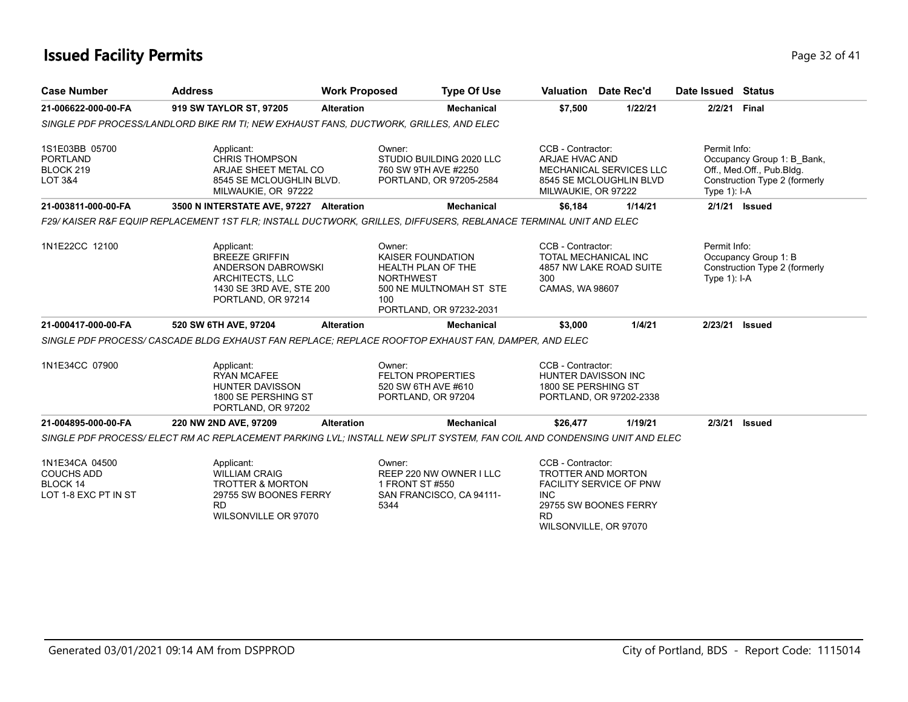## Issued Facility Permits

| Case Number | Address | Work Proposed | Type Of Use | Valuation | Date Rec'd | Date Issued | Status |
|---|---|---|---|---|---|---|---|
| 21-006622-000-00-FA | 919 SW TAYLOR ST, 97205 | Alteration | Mechanical | $7,500 | 1/22/21 | 2/2/21 | Final |

*SINGLE PDF PROCESS/LANDLORD BIKE RM TI; NEW EXHAUST FANS, DUCTWORK, GRILLES, AND ELEC*

1S1E03BB 05700
PORTLAND
BLOCK 219
LOT 3&4

Applicant:
CHRIS THOMPSON
ARJAE SHEET METAL CO
8545 SE MCLOUGHLIN BLVD.
MILWAUKIE, OR 97222

Owner:
STUDIO BUILDING 2020 LLC
760 SW 9TH AVE #2250
PORTLAND, OR 97205-2584

CCB - Contractor:
ARJAE HVAC AND MECHANICAL SERVICES LLC
8545 SE MCLOUGHLIN BLVD
MILWAUKIE, OR 97222

Permit Info:
Occupancy Group 1: B_Bank, Off., Med.Off., Pub.Bldg.
Construction Type 2 (formerly Type 1): I-A

| Case Number | Address | Work Proposed | Type Of Use | Valuation | Date Rec'd | Date Issued | Status |
|---|---|---|---|---|---|---|---|
| 21-003811-000-00-FA | 3500 N INTERSTATE AVE, 97227 | Alteration | Mechanical | $6,184 | 1/14/21 | 2/1/21 | Issued |

*F29/ KAISER R&F EQUIP REPLACEMENT 1ST FLR; INSTALL DUCTWORK, GRILLES, DIFFUSERS, REBLANACE TERMINAL UNIT AND ELEC*

1N1E22CC 12100

Applicant:
BREEZE GRIFFIN
ANDERSON DABROWSKI ARCHITECTS, LLC
1430 SE 3RD AVE, STE 200
PORTLAND, OR 97214

Owner:
KAISER FOUNDATION HEALTH PLAN OF THE NORTHWEST
500 NE MULTNOMAH ST STE 100
PORTLAND, OR 97232-2031

CCB - Contractor:
TOTAL MECHANICAL INC
4857 NW LAKE ROAD SUITE 300
CAMAS, WA 98607

Permit Info:
Occupancy Group 1: B
Construction Type 2 (formerly Type 1): I-A

| Case Number | Address | Work Proposed | Type Of Use | Valuation | Date Rec'd | Date Issued | Status |
|---|---|---|---|---|---|---|---|
| 21-000417-000-00-FA | 520 SW 6TH AVE, 97204 | Alteration | Mechanical | $3,000 | 1/4/21 | 2/23/21 | Issued |

*SINGLE PDF PROCESS/ CASCADE BLDG EXHAUST FAN REPLACE; REPLACE ROOFTOP EXHAUST FAN, DAMPER, AND ELEC*

1N1E34CC 07900

Applicant:
RYAN MCAFEE
HUNTER DAVISSON
1800 SE PERSHING ST
PORTLAND, OR 97202

Owner:
FELTON PROPERTIES
520 SW 6TH AVE #610
PORTLAND, OR 97204

CCB - Contractor:
HUNTER DAVISSON INC
1800 SE PERSHING ST
PORTLAND, OR 97202-2338

| Case Number | Address | Work Proposed | Type Of Use | Valuation | Date Rec'd | Date Issued | Status |
|---|---|---|---|---|---|---|---|
| 21-004895-000-00-FA | 220 NW 2ND AVE, 97209 | Alteration | Mechanical | $26,477 | 1/19/21 | 2/3/21 | Issued |

*SINGLE PDF PROCESS/ ELECT RM AC REPLACEMENT PARKING LVL; INSTALL NEW SPLIT SYSTEM, FAN COIL AND CONDENSING UNIT AND ELEC*

1N1E34CA 04500
COUCHS ADD
BLOCK 14
LOT 1-8 EXC PT IN ST

Applicant:
WILLIAM CRAIG
TROTTER & MORTON
29755 SW BOONES FERRY RD
WILSONVILLE OR 97070

Owner:
REEP 220 NW OWNER I LLC
1 FRONT ST #550
SAN FRANCISCO, CA 94111-5344

CCB - Contractor:
TROTTER AND MORTON FACILITY SERVICE OF PNW INC
29755 SW BOONES FERRY RD
WILSONVILLE, OR 97070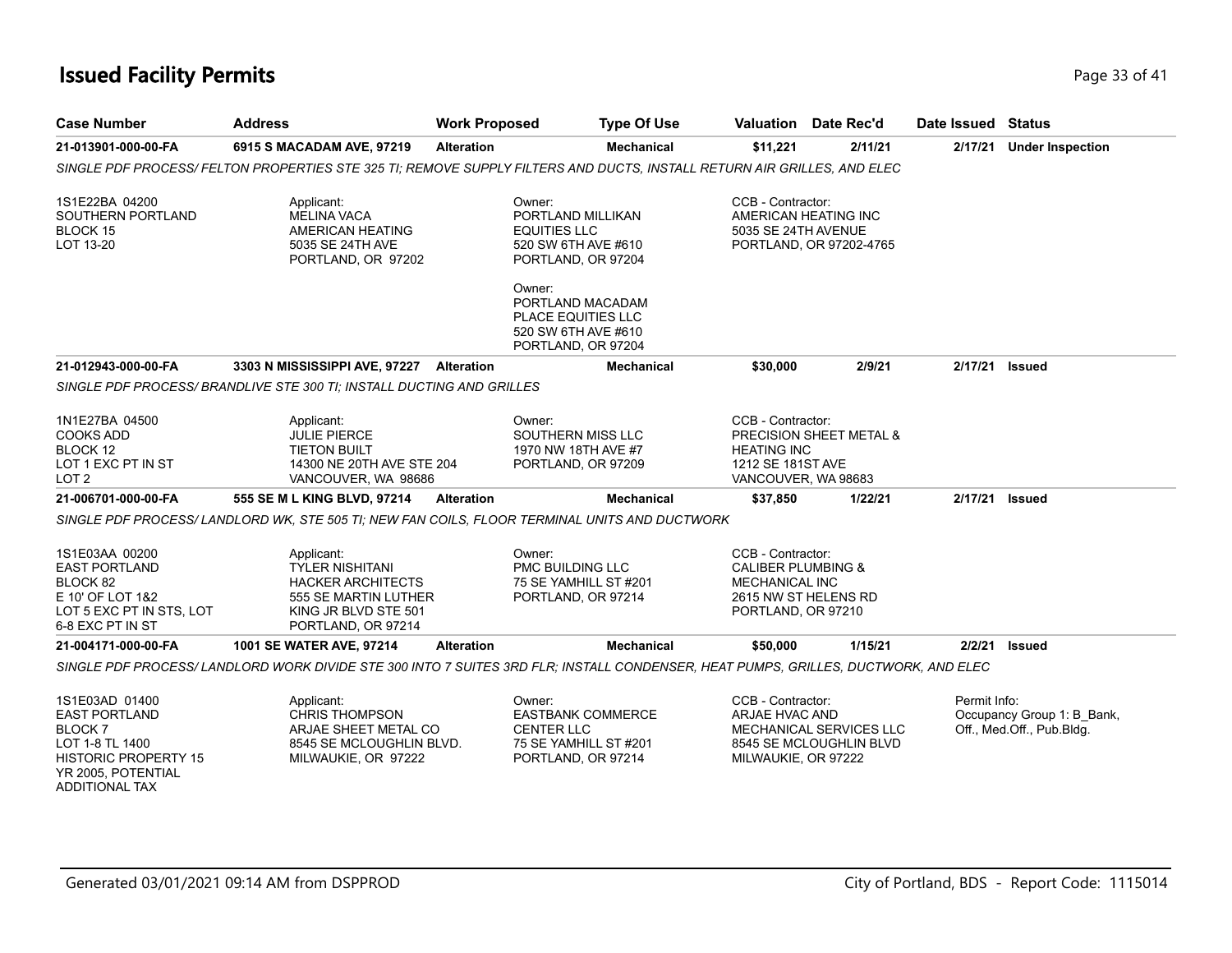# Issued Facility Permits

| Case Number | Address | Work Proposed | Type Of Use | Valuation | Date Rec'd | Date Issued | Status |
|---|---|---|---|---|---|---|---|
| **21-013901-000-00-FA** | **6915 S MACADAM AVE, 97219** | **Alteration** | **Mechanical** | **$11,221** | **2/11/21** | **2/17/21** | **Under Inspection** |

*SINGLE PDF PROCESS/ FELTON PROPERTIES STE 325 TI; REMOVE SUPPLY FILTERS AND DUCTS, INSTALL RETURN AIR GRILLES, AND ELEC*

1S1E22BA 04200
SOUTHERN PORTLAND
BLOCK 15
LOT 13-20

Applicant:
MELINA VACA
AMERICAN HEATING
5035 SE 24TH AVE
PORTLAND, OR 97202

Owner:
PORTLAND MILLIKAN
EQUITIES LLC
520 SW 6TH AVE #610
PORTLAND, OR 97204

Owner:
PORTLAND MACADAM
PLACE EQUITIES LLC
520 SW 6TH AVE #610
PORTLAND, OR 97204

CCB - Contractor:
AMERICAN HEATING INC
5035 SE 24TH AVENUE
PORTLAND, OR 97202-4765

| Case Number | Address | Work Proposed | Type Of Use | Valuation | Date Rec'd | Date Issued | Status |
|---|---|---|---|---|---|---|---|
| **21-012943-000-00-FA** | **3303 N MISSISSIPPI AVE, 97227** | **Alteration** | **Mechanical** | **$30,000** | **2/9/21** | **2/17/21** | **Issued** |

*SINGLE PDF PROCESS/ BRANDLIVE STE 300 TI; INSTALL DUCTING AND GRILLES*

1N1E27BA 04500
COOKS ADD
BLOCK 12
LOT 1 EXC PT IN ST
LOT 2

Applicant:
JULIE PIERCE
TIETON BUILT
14300 NE 20TH AVE STE 204
VANCOUVER, WA 98686

Owner:
SOUTHERN MISS LLC
1970 NW 18TH AVE #7
PORTLAND, OR 97209

CCB - Contractor:
PRECISION SHEET METAL &
HEATING INC
1212 SE 181ST AVE
VANCOUVER, WA 98683

| Case Number | Address | Work Proposed | Type Of Use | Valuation | Date Rec'd | Date Issued | Status |
|---|---|---|---|---|---|---|---|
| **21-006701-000-00-FA** | **555 SE M L KING BLVD, 97214** | **Alteration** | **Mechanical** | **$37,850** | **1/22/21** | **2/17/21** | **Issued** |

*SINGLE PDF PROCESS/ LANDLORD WK, STE 505 TI; NEW FAN COILS, FLOOR TERMINAL UNITS AND DUCTWORK*

1S1E03AA 00200
EAST PORTLAND
BLOCK 82
E 10' OF LOT 1&2
LOT 5 EXC PT IN STS, LOT
6-8 EXC PT IN ST

Applicant:
TYLER NISHITANI
HACKER ARCHITECTS
555 SE MARTIN LUTHER
KING JR BLVD STE 501
PORTLAND, OR 97214

Owner:
PMC BUILDING LLC
75 SE YAMHILL ST #201
PORTLAND, OR 97214

CCB - Contractor:
CALIBER PLUMBING &
MECHANICAL INC
2615 NW ST HELENS RD
PORTLAND, OR 97210

| Case Number | Address | Work Proposed | Type Of Use | Valuation | Date Rec'd | Date Issued | Status |
|---|---|---|---|---|---|---|---|
| **21-004171-000-00-FA** | **1001 SE WATER AVE, 97214** | **Alteration** | **Mechanical** | **$50,000** | **1/15/21** | **2/2/21** | **Issued** |

*SINGLE PDF PROCESS/ LANDLORD WORK DIVIDE STE 300 INTO 7 SUITES 3RD FLR; INSTALL CONDENSER, HEAT PUMPS, GRILLES, DUCTWORK, AND ELEC*

1S1E03AD 01400
EAST PORTLAND
BLOCK 7
LOT 1-8 TL 1400
HISTORIC PROPERTY 15
YR 2005, POTENTIAL
ADDITIONAL TAX

Applicant:
CHRIS THOMPSON
ARJAE SHEET METAL CO
8545 SE MCLOUGHLIN BLVD.
MILWAUKIE, OR 97222

Owner:
EASTBANK COMMERCE
CENTER LLC
75 SE YAMHILL ST #201
PORTLAND, OR 97214

CCB - Contractor:
ARJAE HVAC AND
MECHANICAL SERVICES LLC
8545 SE MCLOUGHLIN BLVD
MILWAUKIE, OR 97222

Permit Info:
Occupancy Group 1: B_Bank,
Off., Med.Off., Pub.Bldg.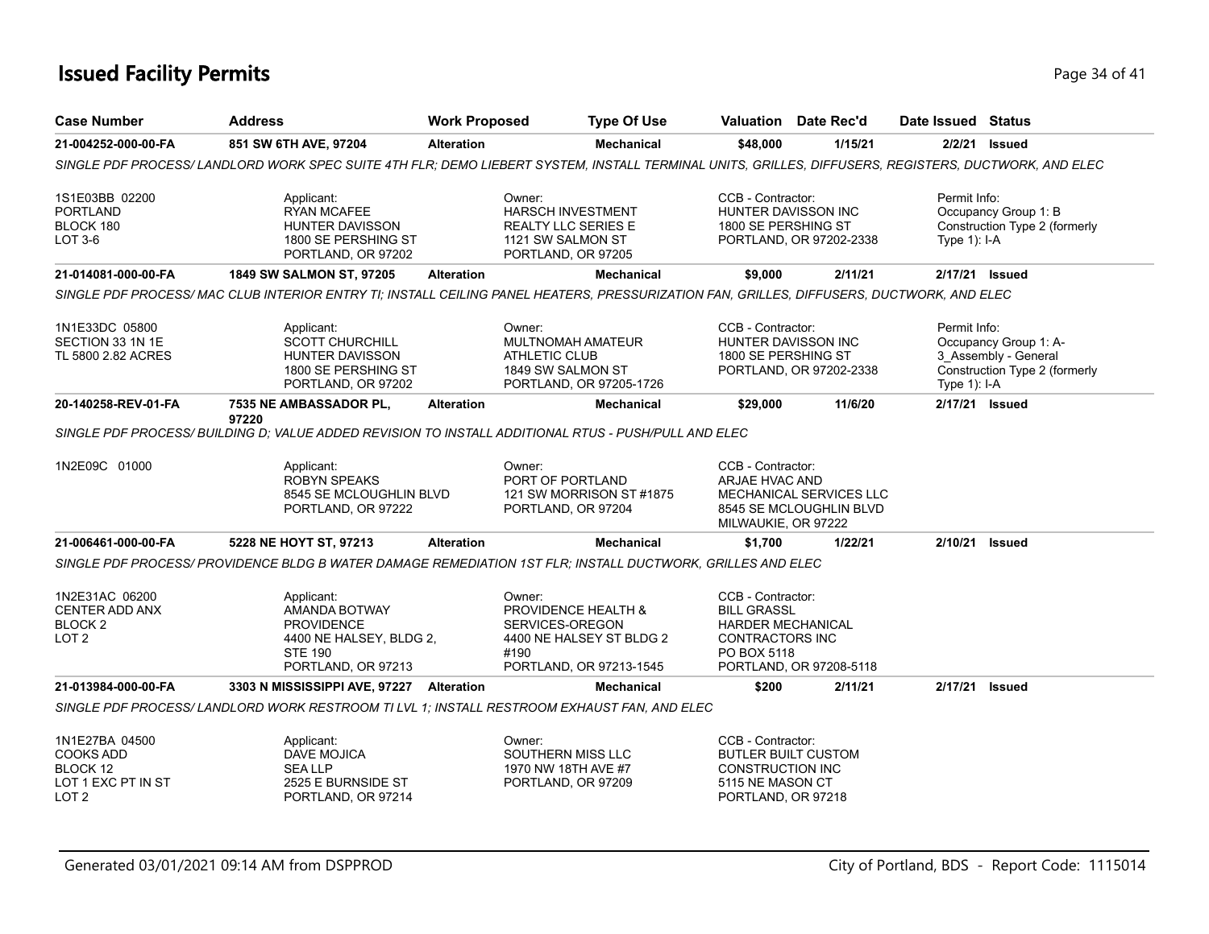# Issued Facility Permits

| Case Number | Address | Work Proposed | Type Of Use | Valuation | Date Rec'd | Date Issued | Status |
|---|---|---|---|---|---|---|---|
| 21-004252-000-00-FA | 851 SW 6TH AVE, 97204 | Alteration | Mechanical | $48,000 | 1/15/21 | 2/2/21 | Issued |

*SINGLE PDF PROCESS/ LANDLORD WORK SPEC SUITE 4TH FLR; DEMO LIEBERT SYSTEM, INSTALL TERMINAL UNITS, GRILLES, DIFFUSERS, REGISTERS, DUCTWORK, AND ELEC*

1S1E03BB 02200
PORTLAND
BLOCK 180
LOT 3-6

Applicant:
RYAN MCAFEE
HUNTER DAVISSON
1800 SE PERSHING ST
PORTLAND, OR 97202

Owner:
HARSCH INVESTMENT
REALTY LLC SERIES E
1121 SW SALMON ST
PORTLAND, OR 97205

CCB - Contractor:
HUNTER DAVISSON INC
1800 SE PERSHING ST
PORTLAND, OR 97202-2338

Permit Info:
Occupancy Group 1: B
Construction Type 2 (formerly Type 1): I-A

| Case Number | Address | Work Proposed | Type Of Use | Valuation | Date Rec'd | Date Issued | Status |
|---|---|---|---|---|---|---|---|
| 21-014081-000-00-FA | 1849 SW SALMON ST, 97205 | Alteration | Mechanical | $9,000 | 2/11/21 | 2/17/21 | Issued |

*SINGLE PDF PROCESS/ MAC CLUB INTERIOR ENTRY TI; INSTALL CEILING PANEL HEATERS, PRESSURIZATION FAN, GRILLES, DIFFUSERS, DUCTWORK, AND ELEC*

1N1E33DC 05800
SECTION 33 1N 1E
TL 5800 2.82 ACRES

Applicant:
SCOTT CHURCHILL
HUNTER DAVISSON
1800 SE PERSHING ST
PORTLAND, OR 97202

Owner:
MULTNOMAH AMATEUR
ATHLETIC CLUB
1849 SW SALMON ST
PORTLAND, OR 97205-1726

CCB - Contractor:
HUNTER DAVISSON INC
1800 SE PERSHING ST
PORTLAND, OR 97202-2338

Permit Info:
Occupancy Group 1: A-3_Assembly - General
Construction Type 2 (formerly Type 1): I-A

| Case Number | Address | Work Proposed | Type Of Use | Valuation | Date Rec'd | Date Issued | Status |
|---|---|---|---|---|---|---|---|
| 20-140258-REV-01-FA | 7535 NE AMBASSADOR PL, 97220 | Alteration | Mechanical | $29,000 | 11/6/20 | 2/17/21 | Issued |

*SINGLE PDF PROCESS/ BUILDING D; VALUE ADDED REVISION TO INSTALL ADDITIONAL RTUS - PUSH/PULL AND ELEC*

1N2E09C 01000

Applicant:
ROBYN SPEAKS
8545 SE MCLOUGHLIN BLVD
PORTLAND, OR 97222

Owner:
PORT OF PORTLAND
121 SW MORRISON ST #1875
PORTLAND, OR 97204

CCB - Contractor:
ARJAE HVAC AND
MECHANICAL SERVICES LLC
8545 SE MCLOUGHLIN BLVD
MILWAUKIE, OR 97222

| Case Number | Address | Work Proposed | Type Of Use | Valuation | Date Rec'd | Date Issued | Status |
|---|---|---|---|---|---|---|---|
| 21-006461-000-00-FA | 5228 NE HOYT ST, 97213 | Alteration | Mechanical | $1,700 | 1/22/21 | 2/10/21 | Issued |

*SINGLE PDF PROCESS/ PROVIDENCE BLDG B WATER DAMAGE REMEDIATION 1ST FLR; INSTALL DUCTWORK, GRILLES AND ELEC*

1N2E31AC 06200
CENTER ADD ANX
BLOCK 2
LOT 2

Applicant:
AMANDA BOTWAY
PROVIDENCE
4400 NE HALSEY, BLDG 2,
STE 190
PORTLAND, OR 97213

Owner:
PROVIDENCE HEALTH &
SERVICES-OREGON
4400 NE HALSEY ST BLDG 2
#190
PORTLAND, OR 97213-1545

CCB - Contractor:
BILL GRASSL
HARDER MECHANICAL
CONTRACTORS INC
PO BOX 5118
PORTLAND, OR 97208-5118

| Case Number | Address | Work Proposed | Type Of Use | Valuation | Date Rec'd | Date Issued | Status |
|---|---|---|---|---|---|---|---|
| 21-013984-000-00-FA | 3303 N MISSISSIPPI AVE, 97227 | Alteration | Mechanical | $200 | 2/11/21 | 2/17/21 | Issued |

*SINGLE PDF PROCESS/ LANDLORD WORK RESTROOM TI LVL 1; INSTALL RESTROOM EXHAUST FAN, AND ELEC*

1N1E27BA 04500
COOKS ADD
BLOCK 12
LOT 1 EXC PT IN ST
LOT 2

Applicant:
DAVE MOJICA
SEA LLP
2525 E BURNSIDE ST
PORTLAND, OR 97214

Owner:
SOUTHERN MISS LLC
1970 NW 18TH AVE #7
PORTLAND, OR 97209

CCB - Contractor:
BUTLER BUILT CUSTOM
CONSTRUCTION INC
5115 NE MASON CT
PORTLAND, OR 97218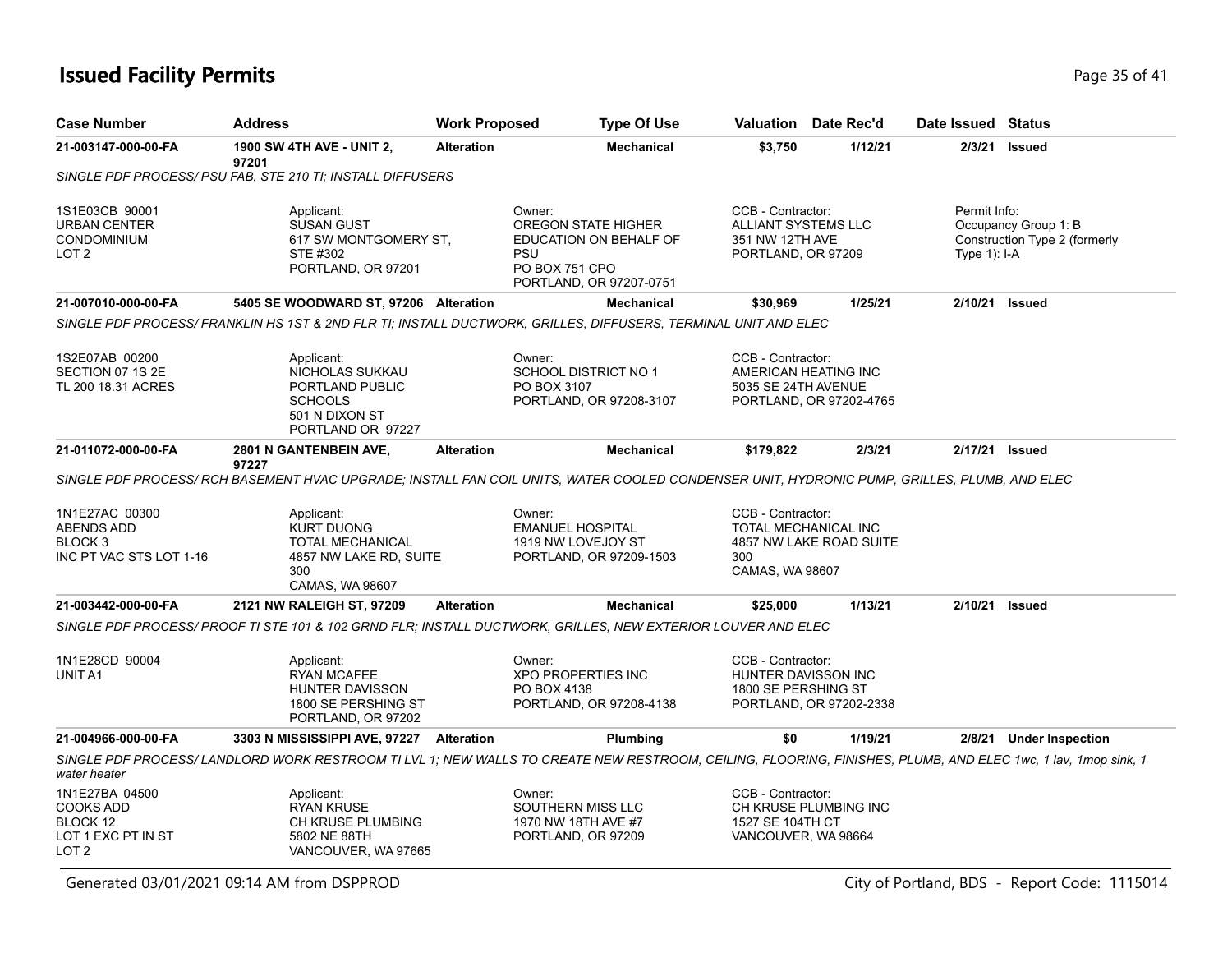# Issued Facility Permits

| Case Number | Address | Work Proposed | Type Of Use | Valuation | Date Rec'd | Date Issued | Status |
|---|---|---|---|---|---|---|---|
| 21-003147-000-00-FA | 1900 SW 4TH AVE - UNIT 2, 97201 | Alteration | Mechanical | $3,750 | 1/12/21 | 2/3/21 | Issued |

*SINGLE PDF PROCESS/ PSU FAB, STE 210 TI; INSTALL DIFFUSERS*

1S1E03CB 90001
URBAN CENTER
CONDOMINIUM
LOT 2

Applicant:
SUSAN GUST
617 SW MONTGOMERY ST, STE #302
PORTLAND, OR 97201

Owner:
OREGON STATE HIGHER EDUCATION ON BEHALF OF PSU
PO BOX 751 CPO
PORTLAND, OR 97207-0751

CCB - Contractor:
ALLIANT SYSTEMS LLC
351 NW 12TH AVE
PORTLAND, OR 97209

Permit Info:
Occupancy Group 1: B
Construction Type 2 (formerly Type 1): I-A

| Case Number | Address | Work Proposed | Type Of Use | Valuation | Date Rec'd | Date Issued | Status |
|---|---|---|---|---|---|---|---|
| 21-007010-000-00-FA | 5405 SE WOODWARD ST, 97206 | Alteration | Mechanical | $30,969 | 1/25/21 | 2/10/21 | Issued |

*SINGLE PDF PROCESS/ FRANKLIN HS 1ST & 2ND FLR TI; INSTALL DUCTWORK, GRILLES, DIFFUSERS, TERMINAL UNIT AND ELEC*

1S2E07AB 00200
SECTION 07 1S 2E
TL 200 18.31 ACRES

Applicant:
NICHOLAS SUKKAU
PORTLAND PUBLIC SCHOOLS
501 N DIXON ST
PORTLAND OR 97227

Owner:
SCHOOL DISTRICT NO 1
PO BOX 3107
PORTLAND, OR 97208-3107

CCB - Contractor:
AMERICAN HEATING INC
5035 SE 24TH AVENUE
PORTLAND, OR 97202-4765

| Case Number | Address | Work Proposed | Type Of Use | Valuation | Date Rec'd | Date Issued | Status |
|---|---|---|---|---|---|---|---|
| 21-011072-000-00-FA | 2801 N GANTENBEIN AVE, 97227 | Alteration | Mechanical | $179,822 | 2/3/21 | 2/17/21 | Issued |

*SINGLE PDF PROCESS/ RCH BASEMENT HVAC UPGRADE; INSTALL FAN COIL UNITS, WATER COOLED CONDENSER UNIT, HYDRONIC PUMP, GRILLES, PLUMB, AND ELEC*

1N1E27AC 00300
ABENDS ADD
BLOCK 3
INC PT VAC STS LOT 1-16

Applicant:
KURT DUONG
TOTAL MECHANICAL
4857 NW LAKE RD, SUITE 300
CAMAS, WA 98607

Owner:
EMANUEL HOSPITAL
1919 NW LOVEJOY ST
PORTLAND, OR 97209-1503

CCB - Contractor:
TOTAL MECHANICAL INC
4857 NW LAKE ROAD SUITE 300
CAMAS, WA 98607

| Case Number | Address | Work Proposed | Type Of Use | Valuation | Date Rec'd | Date Issued | Status |
|---|---|---|---|---|---|---|---|
| 21-003442-000-00-FA | 2121 NW RALEIGH ST, 97209 | Alteration | Mechanical | $25,000 | 1/13/21 | 2/10/21 | Issued |

*SINGLE PDF PROCESS/ PROOF TI STE 101 & 102 GRND FLR; INSTALL DUCTWORK, GRILLES, NEW EXTERIOR LOUVER AND ELEC*

1N1E28CD 90004
UNIT A1

Applicant:
RYAN MCAFEE
HUNTER DAVISSON
1800 SE PERSHING ST
PORTLAND, OR 97202

Owner:
XPO PROPERTIES INC
PO BOX 4138
PORTLAND, OR 97208-4138

CCB - Contractor:
HUNTER DAVISSON INC
1800 SE PERSHING ST
PORTLAND, OR 97202-2338

| Case Number | Address | Work Proposed | Type Of Use | Valuation | Date Rec'd | Date Issued | Status |
|---|---|---|---|---|---|---|---|
| 21-004966-000-00-FA | 3303 N MISSISSIPPI AVE, 97227 | Alteration | Plumbing | $0 | 1/19/21 | 2/8/21 | Under Inspection |

*SINGLE PDF PROCESS/ LANDLORD WORK RESTROOM TI LVL 1; NEW WALLS TO CREATE NEW RESTROOM, CEILING, FLOORING, FINISHES, PLUMB, AND ELEC 1wc, 1 lav, 1mop sink, 1 water heater*

1N1E27BA 04500
COOKS ADD
BLOCK 12
LOT 1 EXC PT IN ST
LOT 2

Applicant:
RYAN KRUSE
CH KRUSE PLUMBING
5802 NE 88TH
VANCOUVER, WA 97665

Owner:
SOUTHERN MISS LLC
1970 NW 18TH AVE #7
PORTLAND, OR 97209

CCB - Contractor:
CH KRUSE PLUMBING INC
1527 SE 104TH CT
VANCOUVER, WA 98664

Generated 03/01/2021 09:14 AM from DSPPROD — City of Portland, BDS - Report Code: 1115014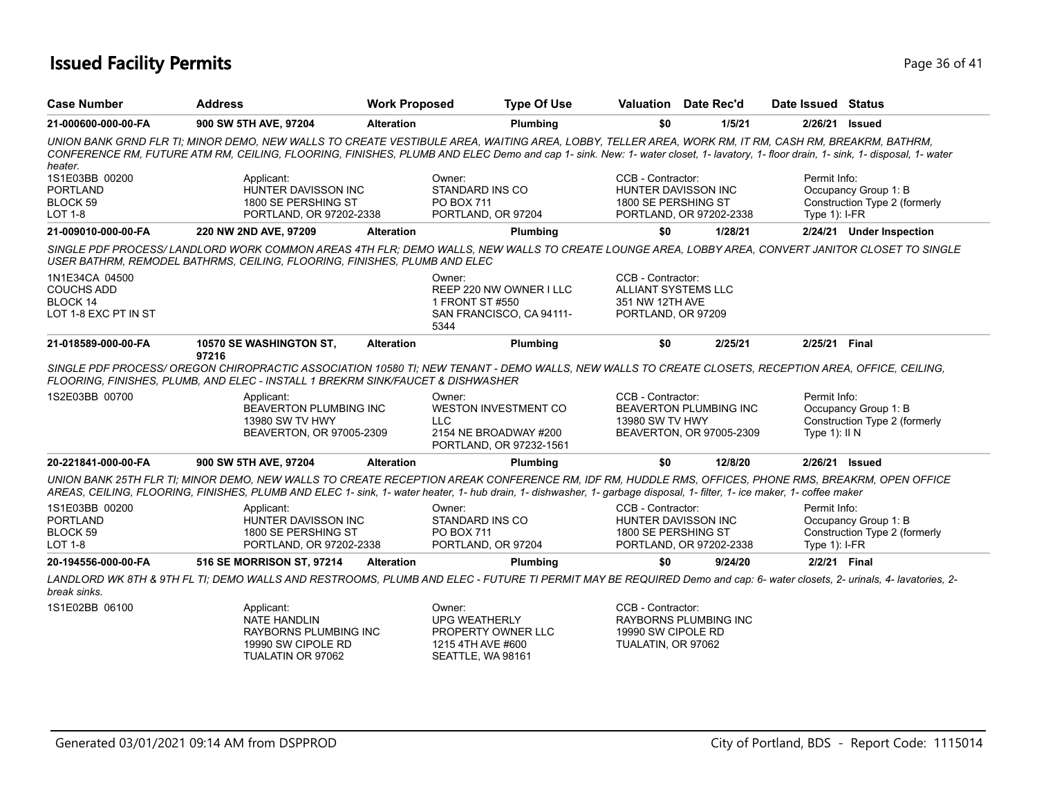# Issued Facility Permits

| Case Number | Address | Work Proposed | Type Of Use | Valuation | Date Rec'd | Date Issued | Status |
|---|---|---|---|---|---|---|---|
| 21-000600-000-00-FA | 900 SW 5TH AVE, 97204 | Alteration | Plumbing | $0 | 1/5/21 | 2/26/21 | Issued |

*UNION BANK GRND FLR TI; MINOR DEMO, NEW WALLS TO CREATE VESTIBULE AREA, WAITING AREA, LOBBY, TELLER AREA, WORK RM, IT RM, CASH RM, BREAKRM, BATHRM, CONFERENCE RM, FUTURE ATM RM, CEILING, FLOORING, FINISHES, PLUMB AND ELEC Demo and cap 1- sink. New: 1- water closet, 1- lavatory, 1- floor drain, 1- sink, 1- disposal, 1- water heater.*

1S1E03BB 00200
PORTLAND
BLOCK 59
LOT 1-8

Applicant:
HUNTER DAVISSON INC
1800 SE PERSHING ST
PORTLAND, OR 97202-2338

Owner:
STANDARD INS CO
PO BOX 711
PORTLAND, OR 97204

CCB - Contractor:
HUNTER DAVISSON INC
1800 SE PERSHING ST
PORTLAND, OR 97202-2338

Permit Info:
Occupancy Group 1: B
Construction Type 2 (formerly Type 1): I-FR

| Case Number | Address | Work Proposed | Type Of Use | Valuation | Date Rec'd | Date Issued | Status |
|---|---|---|---|---|---|---|---|
| 21-009010-000-00-FA | 220 NW 2ND AVE, 97209 | Alteration | Plumbing | $0 | 1/28/21 | 2/24/21 | Under Inspection |

*SINGLE PDF PROCESS/ LANDLORD WORK COMMON AREAS 4TH FLR; DEMO WALLS, NEW WALLS TO CREATE LOUNGE AREA, LOBBY AREA, CONVERT JANITOR CLOSET TO SINGLE USER BATHRM, REMODEL BATHRMS, CEILING, FLOORING, FINISHES, PLUMB AND ELEC*

1N1E34CA 04500
COUCHS ADD
BLOCK 14
LOT 1-8 EXC PT IN ST

Owner:
REEP 220 NW OWNER I LLC
1 FRONT ST #550
SAN FRANCISCO, CA 94111-5344

CCB - Contractor:
ALLIANT SYSTEMS LLC
351 NW 12TH AVE
PORTLAND, OR 97209

| Case Number | Address | Work Proposed | Type Of Use | Valuation | Date Rec'd | Date Issued | Status |
|---|---|---|---|---|---|---|---|
| 21-018589-000-00-FA | 10570 SE WASHINGTON ST, 97216 | Alteration | Plumbing | $0 | 2/25/21 | 2/25/21 | Final |

*SINGLE PDF PROCESS/ OREGON CHIROPRACTIC ASSOCIATION 10580 TI; NEW TENANT - DEMO WALLS, NEW WALLS TO CREATE CLOSETS, RECEPTION AREA, OFFICE, CEILING, FLOORING, FINISHES, PLUMB, AND ELEC - INSTALL 1 BREKRM SINK/FAUCET & DISHWASHER*

1S2E03BB 00700

Applicant:
BEAVERTON PLUMBING INC
13980 SW TV HWY
BEAVERTON, OR 97005-2309

Owner:
WESTON INVESTMENT CO LLC
2154 NE BROADWAY #200
PORTLAND, OR 97232-1561

CCB - Contractor:
BEAVERTON PLUMBING INC
13980 SW TV HWY
BEAVERTON, OR 97005-2309

Permit Info:
Occupancy Group 1: B
Construction Type 2 (formerly Type 1): II N

| Case Number | Address | Work Proposed | Type Of Use | Valuation | Date Rec'd | Date Issued | Status |
|---|---|---|---|---|---|---|---|
| 20-221841-000-00-FA | 900 SW 5TH AVE, 97204 | Alteration | Plumbing | $0 | 12/8/20 | 2/26/21 | Issued |

*UNION BANK 25TH FLR TI; MINOR DEMO, NEW WALLS TO CREATE RECEPTION AREAK CONFERENCE RM, IDF RM, HUDDLE RMS, OFFICES, PHONE RMS, BREAKRM, OPEN OFFICE AREAS, CEILING, FLOORING, FINISHES, PLUMB AND ELEC 1- sink, 1- water heater, 1- hub drain, 1- dishwasher, 1- garbage disposal, 1- filter, 1- ice maker, 1- coffee maker*

1S1E03BB 00200
PORTLAND
BLOCK 59
LOT 1-8

Applicant:
HUNTER DAVISSON INC
1800 SE PERSHING ST
PORTLAND, OR 97202-2338

Owner:
STANDARD INS CO
PO BOX 711
PORTLAND, OR 97204

CCB - Contractor:
HUNTER DAVISSON INC
1800 SE PERSHING ST
PORTLAND, OR 97202-2338

Permit Info:
Occupancy Group 1: B
Construction Type 2 (formerly Type 1): I-FR

| Case Number | Address | Work Proposed | Type Of Use | Valuation | Date Rec'd | Date Issued | Status |
|---|---|---|---|---|---|---|---|
| 20-194556-000-00-FA | 516 SE MORRISON ST, 97214 | Alteration | Plumbing | $0 | 9/24/20 | 2/2/21 | Final |

*LANDLORD WK 8TH & 9TH FL TI; DEMO WALLS AND RESTROOMS, PLUMB AND ELEC - FUTURE TI PERMIT MAY BE REQUIRED Demo and cap: 6- water closets, 2- urinals, 4- lavatories, 2- break sinks.*

1S1E02BB 06100

Applicant:
NATE HANDLIN
RAYBORNS PLUMBING INC
19990 SW CIPOLE RD
TUALATIN OR 97062

Owner:
UPG WEATHERLY PROPERTY OWNER LLC
1215 4TH AVE #600
SEATTLE, WA 98161

CCB - Contractor:
RAYBORNS PLUMBING INC
19990 SW CIPOLE RD
TUALATIN, OR 97062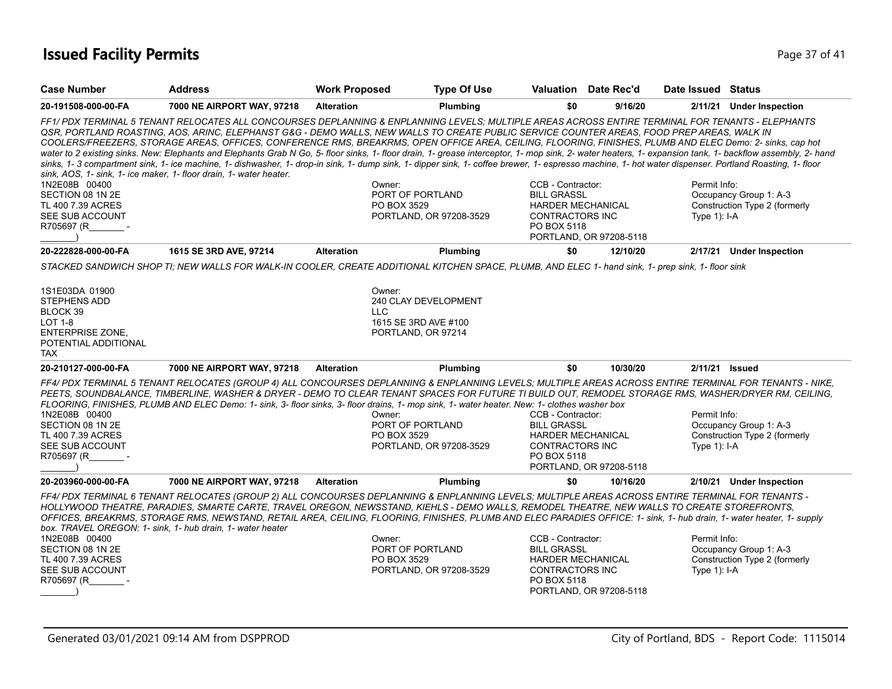# Issued Facility Permits

| Case Number | Address | Work Proposed | Type Of Use | Valuation | Date Rec'd | Date Issued | Status |
|---|---|---|---|---|---|---|---|
| 20-191508-000-00-FA | 7000 NE AIRPORT WAY, 97218 | Alteration | Plumbing | $0 | 9/16/20 | 2/11/21 | Under Inspection |

*FF1/ PDX TERMINAL 5 TENANT RELOCATES ALL CONCOURSES DEPLANNING & ENPLANNING LEVELS; MULTIPLE AREAS ACROSS ENTIRE TERMINAL FOR TENANTS - ELEPHANTS QSR, PORTLAND ROASTING, AOS, ARINC, ELEPHASNT G&G - DEMO WALLS, NEW WALLS TO CREATE PUBLIC SERVICE COUNTER AREAS, FOOD PREP AREAS, WALK IN COOLERS/FREEZERS, STORAGE AREAS, OFFICES, CONFERENCE RMS, BREAKRMS, OPEN OFFICE AREA, CEILING, FLOORING, FINISHES, PLUMB AND ELEC Demo: 2- sinks, cap hot water to 2 existing sinks. New: Elephants and Elephants Grab N Go, 5- floor sinks, 1- floor drain, 1- grease interceptor, 1- mop sink, 2- water heaters, 1- expansion tank, 1- backflow assembly, 2- hand sinks, 1- 3 compartment sink, 1- ice machine, 1- dishwasher, 1- drop-in sink, 1- dump sink, 1- dipper sink, 1- coffee brewer, 1- espresso machine, 1- hot water dispenser. Portland Roasting, 1- floor sink, AOS, 1- sink, 1- ice maker, 1- floor drain, 1- water heater.*

1N2E08B 00400
SECTION 08 1N 2E
TL 400 7.39 ACRES
SEE SUB ACCOUNT
R705697 (R_______ - _______)

Owner:
PORT OF PORTLAND
PO BOX 3529
PORTLAND, OR 97208-3529

CCB - Contractor:
BILL GRASSL
HARDER MECHANICAL CONTRACTORS INC
PO BOX 5118
PORTLAND, OR 97208-5118

Permit Info:
Occupancy Group 1: A-3
Construction Type 2 (formerly Type 1): I-A

| Case Number | Address | Work Proposed | Type Of Use | Valuation | Date Rec'd | Date Issued | Status |
|---|---|---|---|---|---|---|---|
| 20-222828-000-00-FA | 1615 SE 3RD AVE, 97214 | Alteration | Plumbing | $0 | 12/10/20 | 2/17/21 | Under Inspection |

*STACKED SANDWICH SHOP TI; NEW WALLS FOR WALK-IN COOLER, CREATE ADDITIONAL KITCHEN SPACE, PLUMB, AND ELEC 1- hand sink, 1- prep sink, 1- floor sink*

1S1E03DA 01900
STEPHENS ADD
BLOCK 39
LOT 1-8
ENTERPRISE ZONE, POTENTIAL ADDITIONAL TAX

Owner:
240 CLAY DEVELOPMENT LLC
1615 SE 3RD AVE #100
PORTLAND, OR 97214

| Case Number | Address | Work Proposed | Type Of Use | Valuation | Date Rec'd | Date Issued | Status |
|---|---|---|---|---|---|---|---|
| 20-210127-000-00-FA | 7000 NE AIRPORT WAY, 97218 | Alteration | Plumbing | $0 | 10/30/20 | 2/11/21 | Issued |

*FF4/ PDX TERMINAL 5 TENANT RELOCATES (GROUP 4) ALL CONCOURSES DEPLANNING & ENPLANNING LEVELS; MULTIPLE AREAS ACROSS ENTIRE TERMINAL FOR TENANTS - NIKE, PEETS, SOUNDBALANCE, TIMBERLINE, WASHER & DRYER - DEMO TO CLEAR TENANT SPACES FOR FUTURE TI BUILD OUT, REMODEL STORAGE RMS, WASHER/DRYER RM, CEILING, FLOORING, FINISHES, PLUMB AND ELEC Demo: 1- sink, 3- floor sinks, 3- floor drains, 1- mop sink, 1- water heater. New: 1- clothes washer box*

1N2E08B 00400
SECTION 08 1N 2E
TL 400 7.39 ACRES
SEE SUB ACCOUNT
R705697 (R_______ - _______)

Owner:
PORT OF PORTLAND
PO BOX 3529
PORTLAND, OR 97208-3529

CCB - Contractor:
BILL GRASSL
HARDER MECHANICAL CONTRACTORS INC
PO BOX 5118
PORTLAND, OR 97208-5118

Permit Info:
Occupancy Group 1: A-3
Construction Type 2 (formerly Type 1): I-A

| Case Number | Address | Work Proposed | Type Of Use | Valuation | Date Rec'd | Date Issued | Status |
|---|---|---|---|---|---|---|---|
| 20-203960-000-00-FA | 7000 NE AIRPORT WAY, 97218 | Alteration | Plumbing | $0 | 10/16/20 | 2/10/21 | Under Inspection |

*FF4/ PDX TERMINAL 6 TENANT RELOCATES (GROUP 2) ALL CONCOURSES DEPLANNING & ENPLANNING LEVELS; MULTIPLE AREAS ACROSS ENTIRE TERMINAL FOR TENANTS - HOLLYWOOD THEATRE, PARADIES, SMARTE CARTE, TRAVEL OREGON, NEWSSTAND, KIEHLS - DEMO WALLS, REMODEL THEATRE, NEW WALLS TO CREATE STOREFRONTS, OFFICES, BREAKRMS, STORAGE RMS, NEWSTAND, RETAIL AREA, CEILING, FLOORING, FINISHES, PLUMB AND ELEC PARADIES OFFICE: 1- sink, 1- hub drain, 1- water heater, 1- supply box. TRAVEL OREGON: 1- sink, 1- hub drain, 1- water heater*

1N2E08B 00400
SECTION 08 1N 2E
TL 400 7.39 ACRES
SEE SUB ACCOUNT
R705697 (R_______ - _______)

Owner:
PORT OF PORTLAND
PO BOX 3529
PORTLAND, OR 97208-3529

CCB - Contractor:
BILL GRASSL
HARDER MECHANICAL CONTRACTORS INC
PO BOX 5118
PORTLAND, OR 97208-5118

Permit Info:
Occupancy Group 1: A-3
Construction Type 2 (formerly Type 1): I-A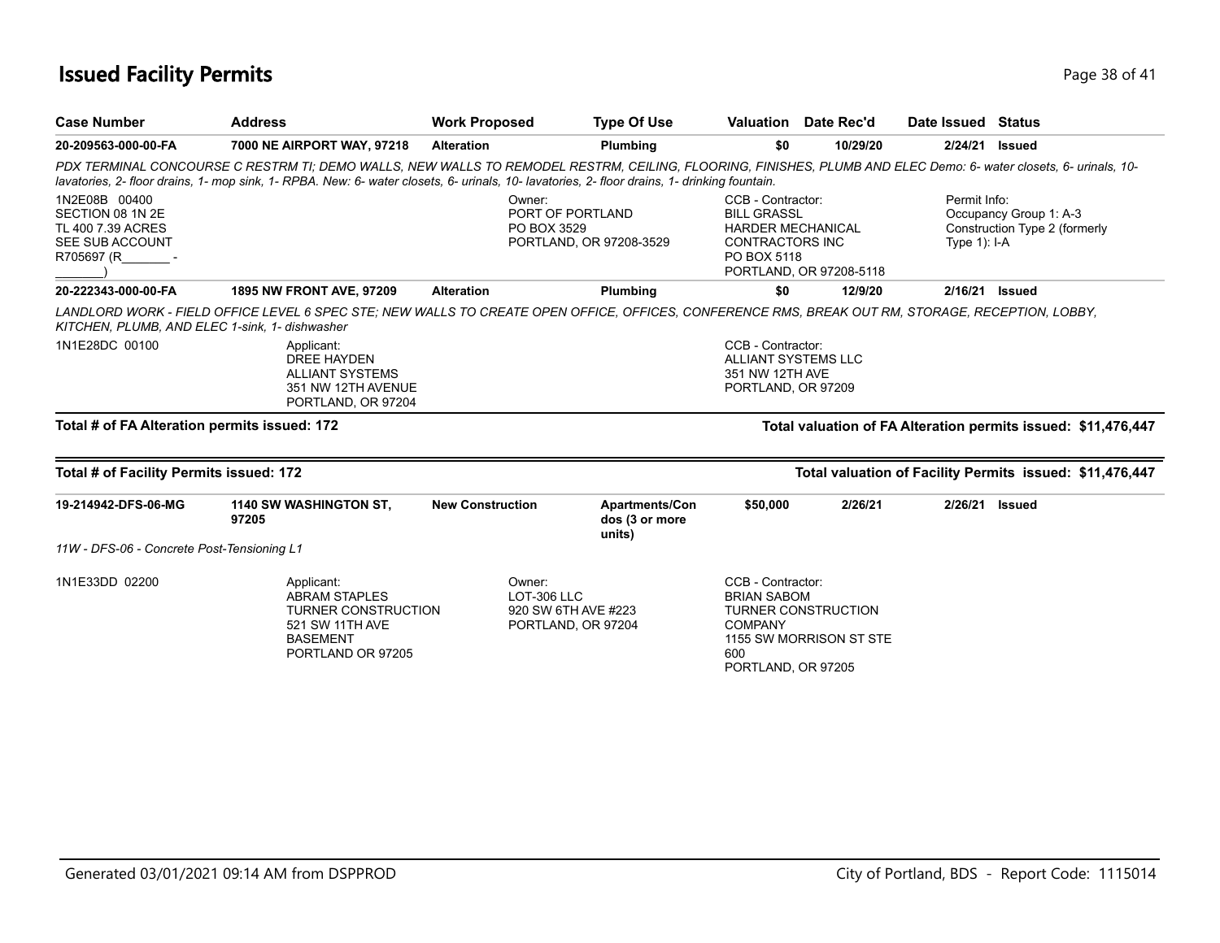# Issued Facility Permits

| Case Number | Address | Work Proposed | Type Of Use | Valuation | Date Rec'd | Date Issued | Status |
|---|---|---|---|---|---|---|---|
| 20-209563-000-00-FA | 7000 NE AIRPORT WAY, 97218 | Alteration | Plumbing | $0 | 10/29/20 | 2/24/21 | Issued |

*PDX TERMINAL CONCOURSE C RESTRM TI; DEMO WALLS, NEW WALLS TO REMODEL RESTRM, CEILING, FLOORING, FINISHES, PLUMB AND ELEC Demo: 6- water closets, 6- urinals, 10- lavatories, 2- floor drains, 1- mop sink, 1- RPBA. New: 6- water closets, 6- urinals, 10- lavatories, 2- floor drains, 1- drinking fountain.*

1N2E08B 00400
SECTION 08 1N 2E
TL 400 7.39 ACRES
SEE SUB ACCOUNT
R705697 (R_______ - _______)

Owner:
PORT OF PORTLAND
PO BOX 3529
PORTLAND, OR 97208-3529

CCB - Contractor:
BILL GRASSL
HARDER MECHANICAL CONTRACTORS INC
PO BOX 5118
PORTLAND, OR 97208-5118

Permit Info:
Occupancy Group 1: A-3
Construction Type 2 (formerly Type 1): I-A

| Case Number | Address | Work Proposed | Type Of Use | Valuation | Date Rec'd | Date Issued | Status |
|---|---|---|---|---|---|---|---|
| 20-222343-000-00-FA | 1895 NW FRONT AVE, 97209 | Alteration | Plumbing | $0 | 12/9/20 | 2/16/21 | Issued |

*LANDLORD WORK - FIELD OFFICE LEVEL 6 SPEC STE; NEW WALLS TO CREATE OPEN OFFICE, OFFICES, CONFERENCE RMS, BREAK OUT RM, STORAGE, RECEPTION, LOBBY, KITCHEN, PLUMB, AND ELEC 1-sink, 1- dishwasher*

1N1E28DC 00100

Applicant:
DREE HAYDEN
ALLIANT SYSTEMS
351 NW 12TH AVENUE
PORTLAND, OR 97204

CCB - Contractor:
ALLIANT SYSTEMS LLC
351 NW 12TH AVE
PORTLAND, OR 97209

**Total # of FA Alteration permits issued: 172**

**Total valuation of FA Alteration permits issued: $11,476,447**

**Total # of Facility Permits issued: 172**

**Total valuation of Facility Permits issued: $11,476,447**

| Case Number | Address | Work Proposed | Type Of Use | Valuation | Date Rec'd | Date Issued | Status |
|---|---|---|---|---|---|---|---|
| 19-214942-DFS-06-MG | 1140 SW WASHINGTON ST, 97205 | New Construction | Apartments/Condos (3 or more units) | $50,000 | 2/26/21 | 2/26/21 | Issued |

*11W - DFS-06 - Concrete Post-Tensioning L1*

1N1E33DD 02200

Applicant:
ABRAM STAPLES
TURNER CONSTRUCTION
521 SW 11TH AVE
BASEMENT
PORTLAND OR 97205

Owner:
LOT-306 LLC
920 SW 6TH AVE #223
PORTLAND, OR 97204

CCB - Contractor:
BRIAN SABOM
TURNER CONSTRUCTION COMPANY
1155 SW MORRISON ST STE 600
PORTLAND, OR 97205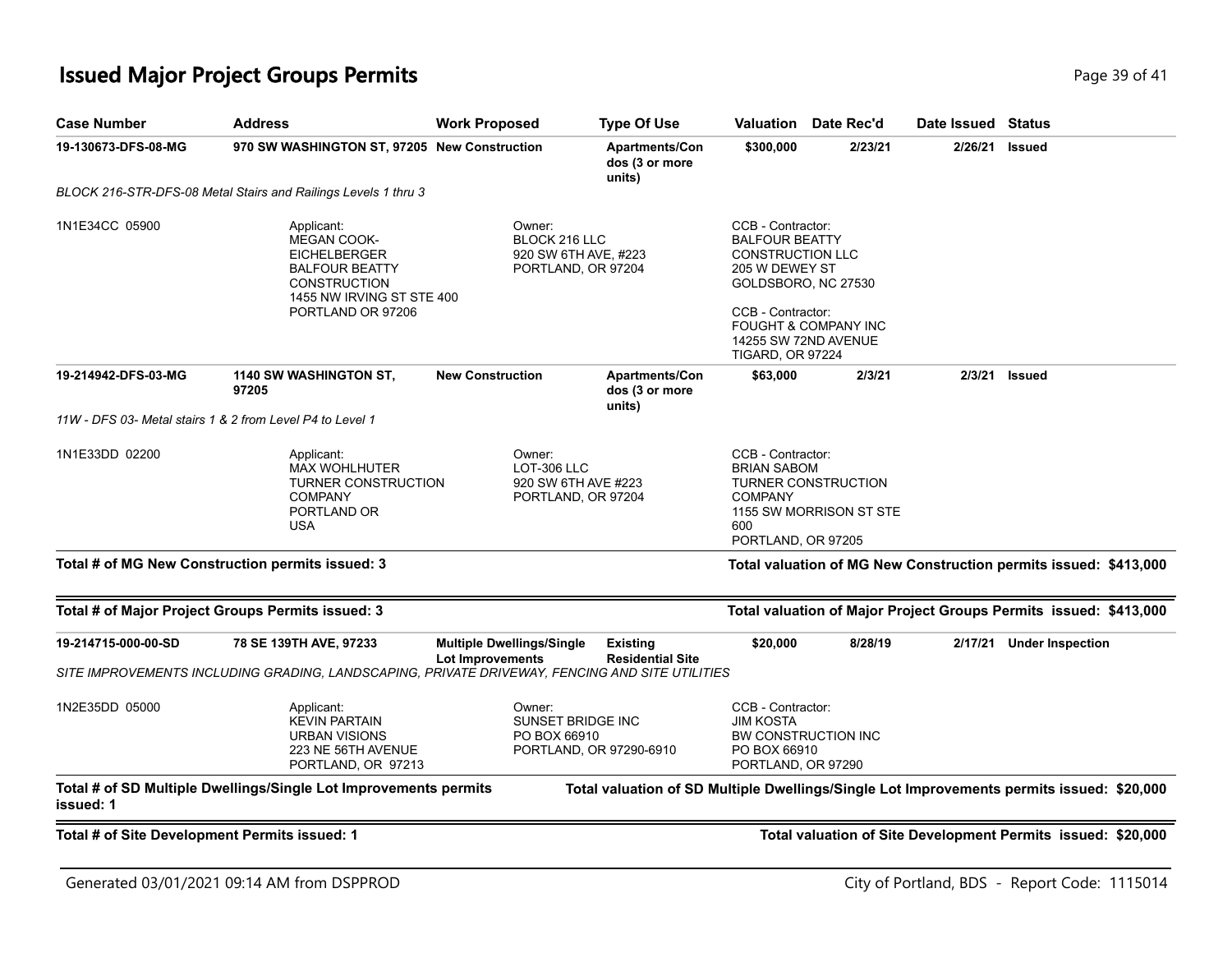## Issued Major Project Groups Permits

| Case Number | Address | Work Proposed | Type Of Use | Valuation | Date Rec'd | Date Issued | Status |
|---|---|---|---|---|---|---|---|
| **19-130673-DFS-08-MG** | **970 SW WASHINGTON ST, 97205** | **New Construction** | **Apartments/Condos (3 or more units)** | **$300,000** | **2/23/21** | **2/26/21** | **Issued** |

*BLOCK 216-STR-DFS-08 Metal Stairs and Railings Levels 1 thru 3*

1N1E34CC 05900

Applicant:
MEGAN COOK-EICHELBERGER
BALFOUR BEATTY CONSTRUCTION
1455 NW IRVING ST STE 400
PORTLAND OR 97206

Owner:
BLOCK 216 LLC
920 SW 6TH AVE, #223
PORTLAND, OR 97204

CCB - Contractor:
BALFOUR BEATTY CONSTRUCTION LLC
205 W DEWEY ST
GOLDSBORO, NC 27530

CCB - Contractor:
FOUGHT & COMPANY INC
14255 SW 72ND AVENUE
TIGARD, OR 97224

| Case Number | Address | Work Proposed | Type Of Use | Valuation | Date Rec'd | Date Issued | Status |
|---|---|---|---|---|---|---|---|
| **19-214942-DFS-03-MG** | **1140 SW WASHINGTON ST, 97205** | **New Construction** | **Apartments/Condos (3 or more units)** | **$63,000** | **2/3/21** | **2/3/21** | **Issued** |

*11W - DFS 03- Metal stairs 1 & 2 from Level P4 to Level 1*

1N1E33DD 02200

Applicant:
MAX WOHLHUTER
TURNER CONSTRUCTION COMPANY
PORTLAND OR
USA

Owner:
LOT-306 LLC
920 SW 6TH AVE #223
PORTLAND, OR 97204

CCB - Contractor:
BRIAN SABOM
TURNER CONSTRUCTION COMPANY
1155 SW MORRISON ST STE 600
PORTLAND, OR 97205

**Total # of MG New Construction permits issued: 3**

**Total valuation of MG New Construction permits issued: $413,000**

**Total # of Major Project Groups Permits issued: 3**

**Total valuation of Major Project Groups Permits issued: $413,000**

| Case Number | Address | Work Proposed | Type Of Use | Valuation | Date Rec'd | Date Issued | Status |
|---|---|---|---|---|---|---|---|
| **19-214715-000-00-SD** | **78 SE 139TH AVE, 97233** | **Multiple Dwellings/Single Lot Improvements** | **Existing Residential Site** | **$20,000** | **8/28/19** | **2/17/21** | **Under Inspection** |

*SITE IMPROVEMENTS INCLUDING GRADING, LANDSCAPING, PRIVATE DRIVEWAY, FENCING AND SITE UTILITIES*

1N2E35DD 05000

Applicant:
KEVIN PARTAIN
URBAN VISIONS
223 NE 56TH AVENUE
PORTLAND, OR 97213

Owner:
SUNSET BRIDGE INC
PO BOX 66910
PORTLAND, OR 97290-6910

CCB - Contractor:
JIM KOSTA
BW CONSTRUCTION INC
PO BOX 66910
PORTLAND, OR 97290

**Total # of SD Multiple Dwellings/Single Lot Improvements permits issued: 1**

**Total valuation of SD Multiple Dwellings/Single Lot Improvements permits issued: $20,000**

**Total # of Site Development Permits issued: 1**

**Total valuation of Site Development Permits issued: $20,000**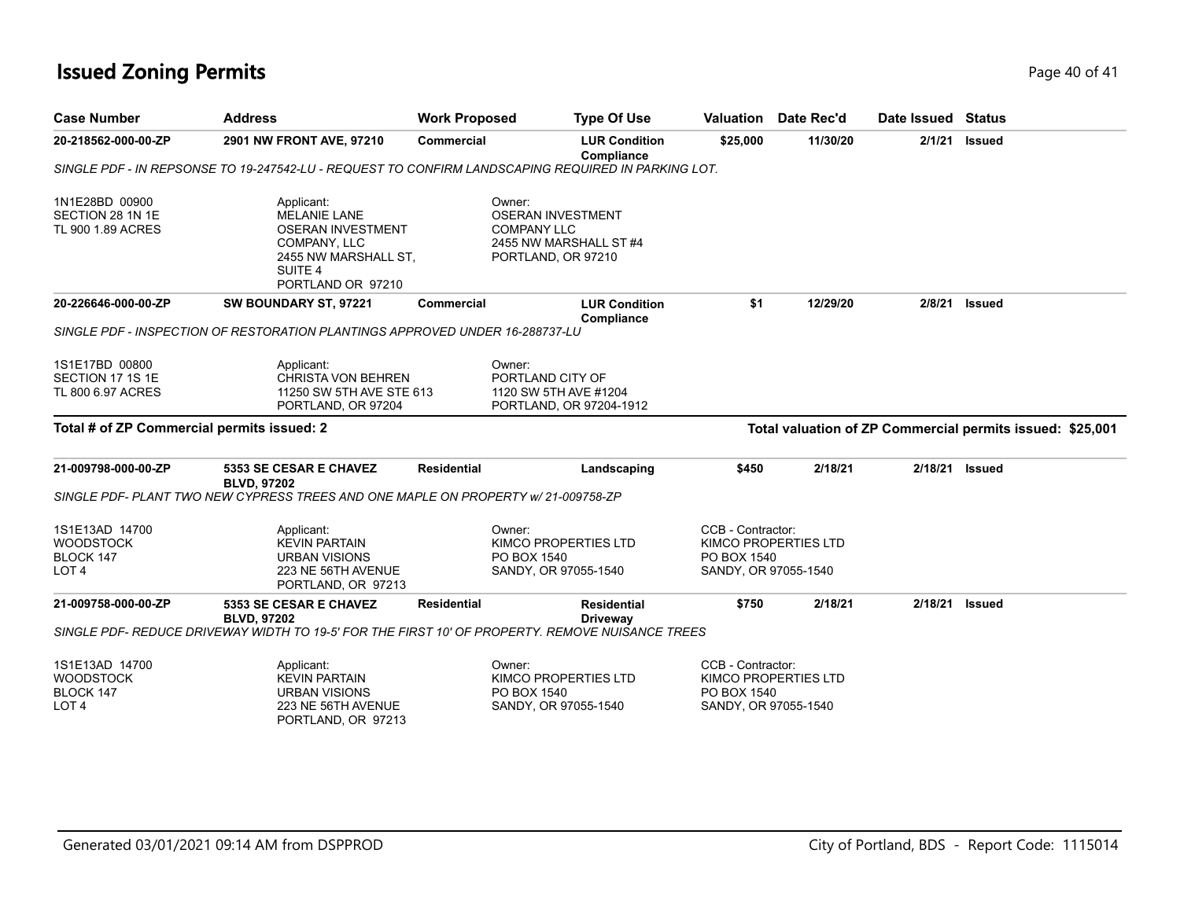## Issued Zoning Permits

| Case Number | Address | Work Proposed | Type Of Use | Valuation | Date Rec'd | Date Issued | Status |
|---|---|---|---|---|---|---|---|
| **20-218562-000-00-ZP** | **2901 NW FRONT AVE, 97210** | **Commercial** | **LUR Condition Compliance** | **$25,000** | **11/30/20** | **2/1/21** | **Issued** |

*SINGLE PDF - IN REPSONSE TO 19-247542-LU - REQUEST TO CONFIRM LANDSCAPING REQUIRED IN PARKING LOT.*

1N1E28BD 00900
SECTION 28 1N 1E
TL 900 1.89 ACRES

Applicant:
MELANIE LANE
OSERAN INVESTMENT COMPANY, LLC
2455 NW MARSHALL ST, SUITE 4
PORTLAND OR 97210

Owner:
OSERAN INVESTMENT COMPANY LLC
2455 NW MARSHALL ST #4
PORTLAND, OR 97210

| Case Number | Address | Work Proposed | Type Of Use | Valuation | Date Rec'd | Date Issued | Status |
|---|---|---|---|---|---|---|---|
| **20-226646-000-00-ZP** | **SW BOUNDARY ST, 97221** | **Commercial** | **LUR Condition Compliance** | **$1** | **12/29/20** | **2/8/21** | **Issued** |

*SINGLE PDF - INSPECTION OF RESTORATION PLANTINGS APPROVED UNDER 16-288737-LU*

1S1E17BD 00800
SECTION 17 1S 1E
TL 800 6.97 ACRES

Applicant:
CHRISTA VON BEHREN
11250 SW 5TH AVE STE 613
PORTLAND, OR 97204

Owner:
PORTLAND CITY OF
1120 SW 5TH AVE #1204
PORTLAND, OR 97204-1912

**Total # of ZP Commercial permits issued: 2**

**Total valuation of ZP Commercial permits issued: $25,001**

| Case Number | Address | Work Proposed | Type Of Use | Valuation | Date Rec'd | Date Issued | Status |
|---|---|---|---|---|---|---|---|
| **21-009798-000-00-ZP** | **5353 SE CESAR E CHAVEZ BLVD, 97202** | **Residential** | **Landscaping** | **$450** | **2/18/21** | **2/18/21** | **Issued** |

*SINGLE PDF- PLANT TWO NEW CYPRESS TREES AND ONE MAPLE ON PROPERTY w/ 21-009758-ZP*

1S1E13AD 14700
WOODSTOCK
BLOCK 147
LOT 4

Applicant:
KEVIN PARTAIN
URBAN VISIONS
223 NE 56TH AVENUE
PORTLAND, OR 97213

Owner:
KIMCO PROPERTIES LTD
PO BOX 1540
SANDY, OR 97055-1540

CCB - Contractor:
KIMCO PROPERTIES LTD
PO BOX 1540
SANDY, OR 97055-1540

| Case Number | Address | Work Proposed | Type Of Use | Valuation | Date Rec'd | Date Issued | Status |
|---|---|---|---|---|---|---|---|
| **21-009758-000-00-ZP** | **5353 SE CESAR E CHAVEZ BLVD, 97202** | **Residential** | **Residential Driveway** | **$750** | **2/18/21** | **2/18/21** | **Issued** |

*SINGLE PDF- REDUCE DRIVEWAY WIDTH TO 19-5' FOR THE FIRST 10' OF PROPERTY. REMOVE NUISANCE TREES*

1S1E13AD 14700
WOODSTOCK
BLOCK 147
LOT 4

Applicant:
KEVIN PARTAIN
URBAN VISIONS
223 NE 56TH AVENUE
PORTLAND, OR 97213

Owner:
KIMCO PROPERTIES LTD
PO BOX 1540
SANDY, OR 97055-1540

CCB - Contractor:
KIMCO PROPERTIES LTD
PO BOX 1540
SANDY, OR 97055-1540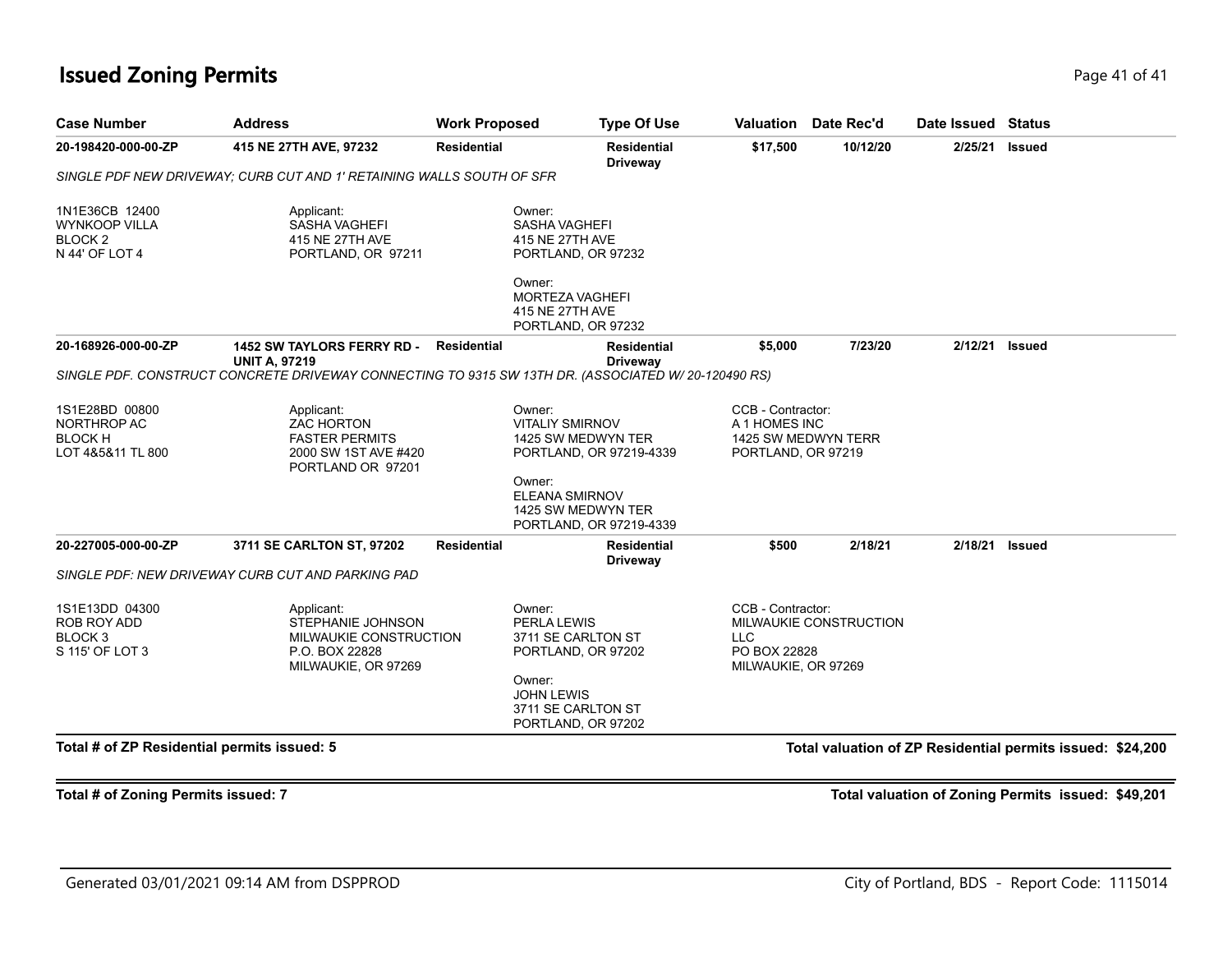# Issued Zoning Permits

| Case Number | Address | Work Proposed | Type Of Use | Valuation | Date Rec'd | Date Issued | Status |
|---|---|---|---|---|---|---|---|
| 20-198420-000-00-ZP | 415 NE 27TH AVE, 97232 | Residential | Residential Driveway | $17,500 | 10/12/20 | 2/25/21 | Issued |

*SINGLE PDF NEW DRIVEWAY; CURB CUT AND 1' RETAINING WALLS SOUTH OF SFR*

1N1E36CB 12400
WYNKOOP VILLA
BLOCK 2
N 44' OF LOT 4

Applicant:
SASHA VAGHEFI
415 NE 27TH AVE
PORTLAND, OR 97211

Owner:
SASHA VAGHEFI
415 NE 27TH AVE
PORTLAND, OR 97232

Owner:
MORTEZA VAGHEFI
415 NE 27TH AVE
PORTLAND, OR 97232

| Case Number | Address | Work Proposed | Type Of Use | Valuation | Date Rec'd | Date Issued | Status |
|---|---|---|---|---|---|---|---|
| 20-168926-000-00-ZP | 1452 SW TAYLORS FERRY RD - UNIT A, 97219 | Residential | Residential Driveway | $5,000 | 7/23/20 | 2/12/21 | Issued |

*SINGLE PDF. CONSTRUCT CONCRETE DRIVEWAY CONNECTING TO 9315 SW 13TH DR. (ASSOCIATED W/ 20-120490 RS)*

1S1E28BD 00800
NORTHROP AC
BLOCK H
LOT 4&5&11 TL 800

Applicant:
ZAC HORTON
FASTER PERMITS
2000 SW 1ST AVE #420
PORTLAND OR 97201

Owner:
VITALIY SMIRNOV
1425 SW MEDWYN TER
PORTLAND, OR 97219-4339

Owner:
ELEANA SMIRNOV
1425 SW MEDWYN TER
PORTLAND, OR 97219-4339

CCB - Contractor:
A 1 HOMES INC
1425 SW MEDWYN TERR
PORTLAND, OR 97219

| Case Number | Address | Work Proposed | Type Of Use | Valuation | Date Rec'd | Date Issued | Status |
|---|---|---|---|---|---|---|---|
| 20-227005-000-00-ZP | 3711 SE CARLTON ST, 97202 | Residential | Residential Driveway | $500 | 2/18/21 | 2/18/21 | Issued |

*SINGLE PDF: NEW DRIVEWAY CURB CUT AND PARKING PAD*

1S1E13DD 04300
ROB ROY ADD
BLOCK 3
S 115' OF LOT 3

Applicant:
STEPHANIE JOHNSON
MILWAUKIE CONSTRUCTION
P.O. BOX 22828
MILWAUKIE, OR 97269

Owner:
PERLA LEWIS
3711 SE CARLTON ST
PORTLAND, OR 97202

Owner:
JOHN LEWIS
3711 SE CARLTON ST
PORTLAND, OR 97202

CCB - Contractor:
MILWAUKIE CONSTRUCTION LLC
PO BOX 22828
MILWAUKIE, OR 97269

**Total # of ZP Residential permits issued: 5**

**Total valuation of ZP Residential permits issued: $24,200**

**Total # of Zoning Permits issued: 7**

**Total valuation of Zoning Permits issued: $49,201**

Generated 03/01/2021 09:14 AM from DSPPROD

City of Portland, BDS - Report Code: 1115014